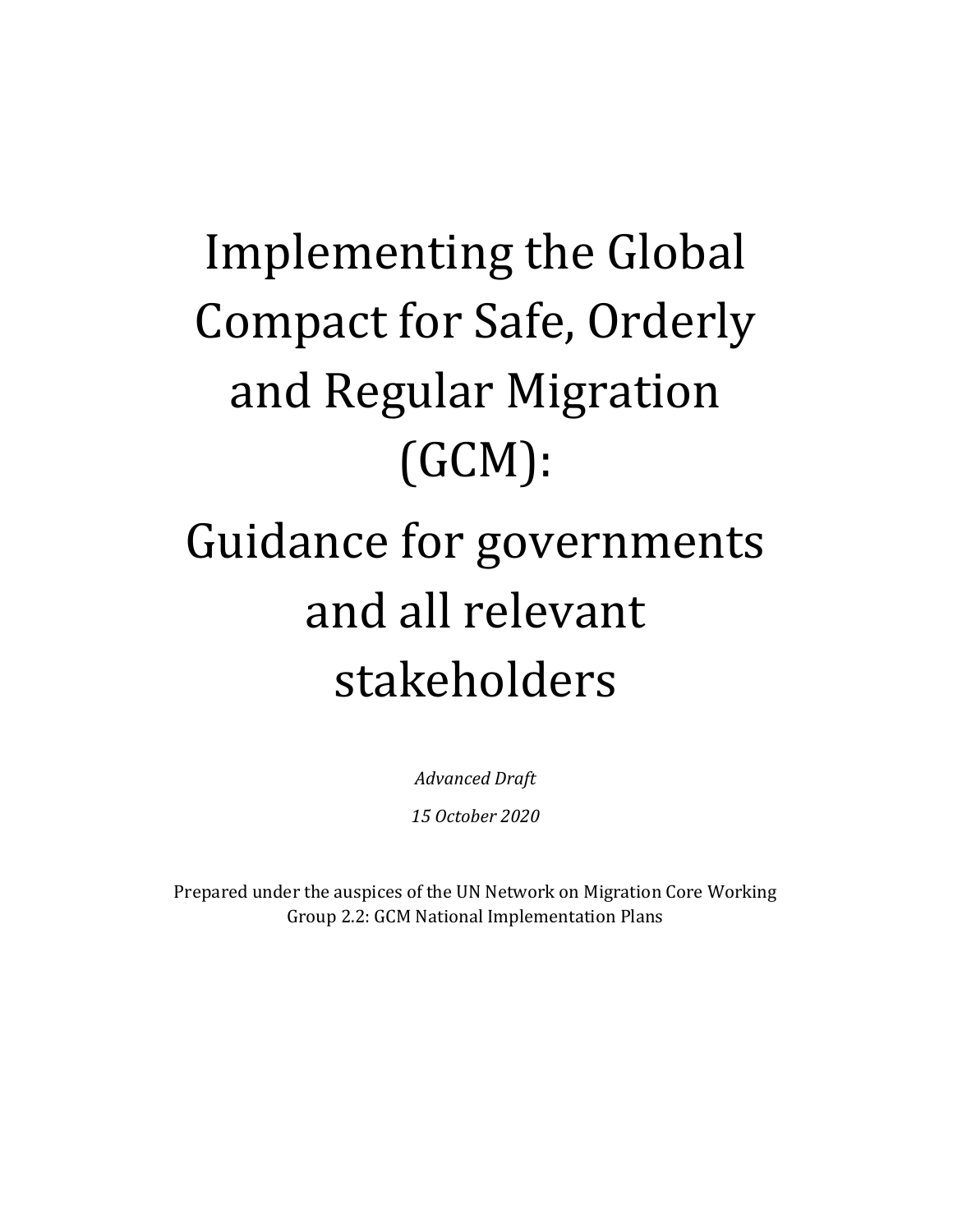# Implementing the Global Compact for Safe, Orderly and Regular Migration (GCM):

# Guidance for governments and all relevant stakeholders

*Advanced Draft*

*15 October 2020*

Prepared under the auspices of the UN Network on Migration Core Working Group 2.2: GCM National Implementation Plans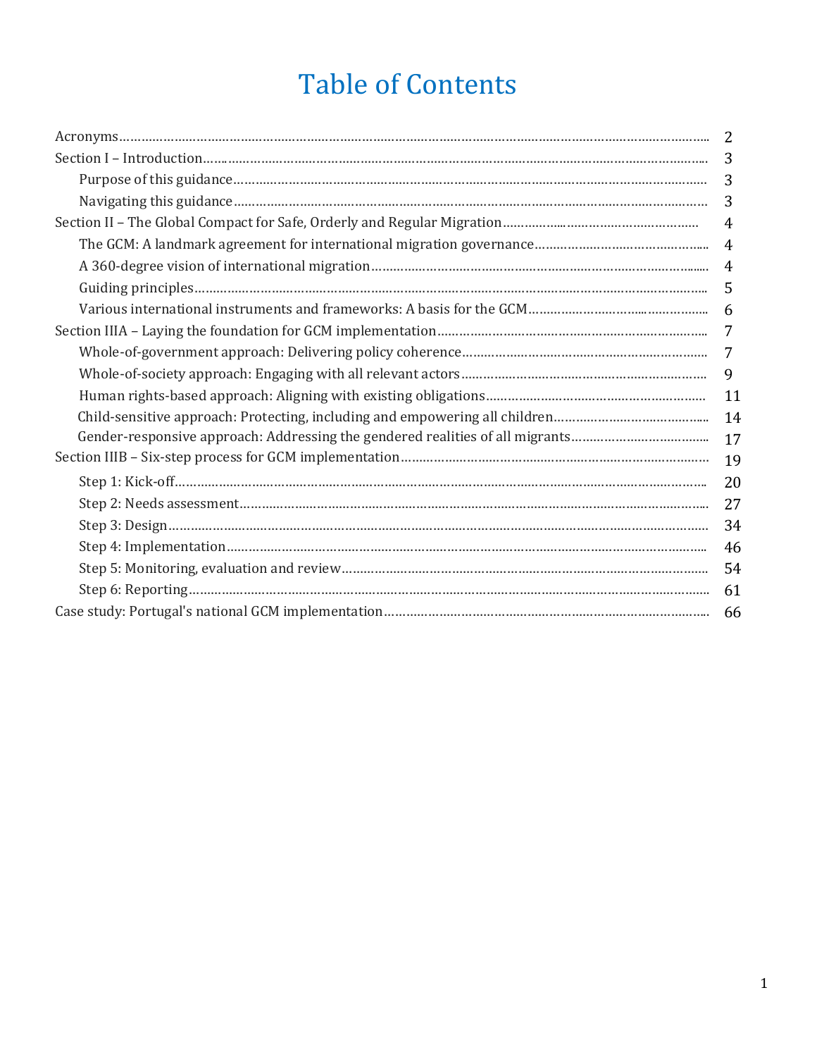# Table of Contents

| | |
|---|---|
| Acronyms | 2 |
| Section I – Introduction | 3 |
| Purpose of this guidance | 3 |
| Navigating this guidance | 3 |
| Section II – The Global Compact for Safe, Orderly and Regular Migration | 4 |
| The GCM: A landmark agreement for international migration governance | 4 |
| A 360-degree vision of international migration | 4 |
| Guiding principles | 5 |
| Various international instruments and frameworks: A basis for the GCM | 6 |
| Section IIIA – Laying the foundation for GCM implementation | 7 |
| Whole-of-government approach: Delivering policy coherence | 7 |
| Whole-of-society approach: Engaging with all relevant actors | 9 |
| Human rights-based approach: Aligning with existing obligations | 11 |
| Child-sensitive approach: Protecting, including and empowering all children | 14 |
| Gender-responsive approach: Addressing the gendered realities of all migrants | 17 |
| Section IIIB – Six-step process for GCM implementation | 19 |
| Step 1: Kick-off | 20 |
| Step 2: Needs assessment | 27 |
| Step 3: Design | 34 |
| Step 4: Implementation | 46 |
| Step 5: Monitoring, evaluation and review | 54 |
| Step 6: Reporting | 61 |
| Case study: Portugal's national GCM implementation | 66 |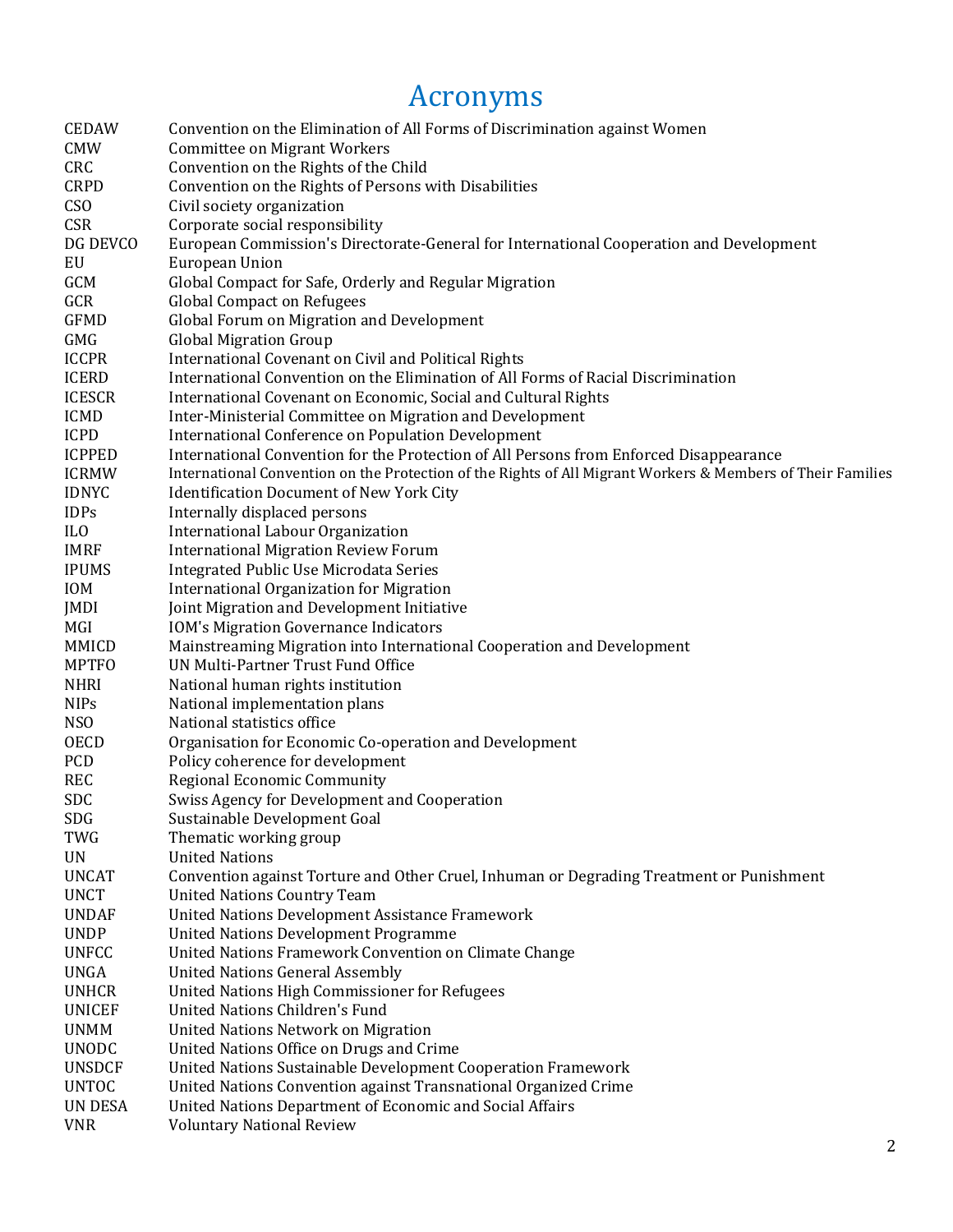# Acronyms

| | |
|---|---|
| CEDAW | Convention on the Elimination of All Forms of Discrimination against Women |
| CMW | Committee on Migrant Workers |
| CRC | Convention on the Rights of the Child |
| CRPD | Convention on the Rights of Persons with Disabilities |
| CSO | Civil society organization |
| CSR | Corporate social responsibility |
| DG DEVCO | European Commission's Directorate-General for International Cooperation and Development |
| EU | European Union |
| GCM | Global Compact for Safe, Orderly and Regular Migration |
| GCR | Global Compact on Refugees |
| GFMD | Global Forum on Migration and Development |
| GMG | Global Migration Group |
| ICCPR | International Covenant on Civil and Political Rights |
| ICERD | International Convention on the Elimination of All Forms of Racial Discrimination |
| ICESCR | International Covenant on Economic, Social and Cultural Rights |
| ICMD | Inter-Ministerial Committee on Migration and Development |
| ICPD | International Conference on Population Development |
| ICPPED | International Convention for the Protection of All Persons from Enforced Disappearance |
| ICRMW | International Convention on the Protection of the Rights of All Migrant Workers & Members of Their Families |
| IDNYC | Identification Document of New York City |
| IDPs | Internally displaced persons |
| ILO | International Labour Organization |
| IMRF | International Migration Review Forum |
| IPUMS | Integrated Public Use Microdata Series |
| IOM | International Organization for Migration |
| JMDI | Joint Migration and Development Initiative |
| MGI | IOM's Migration Governance Indicators |
| MMICD | Mainstreaming Migration into International Cooperation and Development |
| MPTFO | UN Multi-Partner Trust Fund Office |
| NHRI | National human rights institution |
| NIPs | National implementation plans |
| NSO | National statistics office |
| OECD | Organisation for Economic Co-operation and Development |
| PCD | Policy coherence for development |
| REC | Regional Economic Community |
| SDC | Swiss Agency for Development and Cooperation |
| SDG | Sustainable Development Goal |
| TWG | Thematic working group |
| UN | United Nations |
| UNCAT | Convention against Torture and Other Cruel, Inhuman or Degrading Treatment or Punishment |
| UNCT | United Nations Country Team |
| UNDAF | United Nations Development Assistance Framework |
| UNDP | United Nations Development Programme |
| UNFCC | United Nations Framework Convention on Climate Change |
| UNGA | United Nations General Assembly |
| UNHCR | United Nations High Commissioner for Refugees |
| UNICEF | United Nations Children's Fund |
| UNMM | United Nations Network on Migration |
| UNODC | United Nations Office on Drugs and Crime |
| UNSDCF | United Nations Sustainable Development Cooperation Framework |
| UNTOC | United Nations Convention against Transnational Organized Crime |
| UN DESA | United Nations Department of Economic and Social Affairs |
| VNR | Voluntary National Review |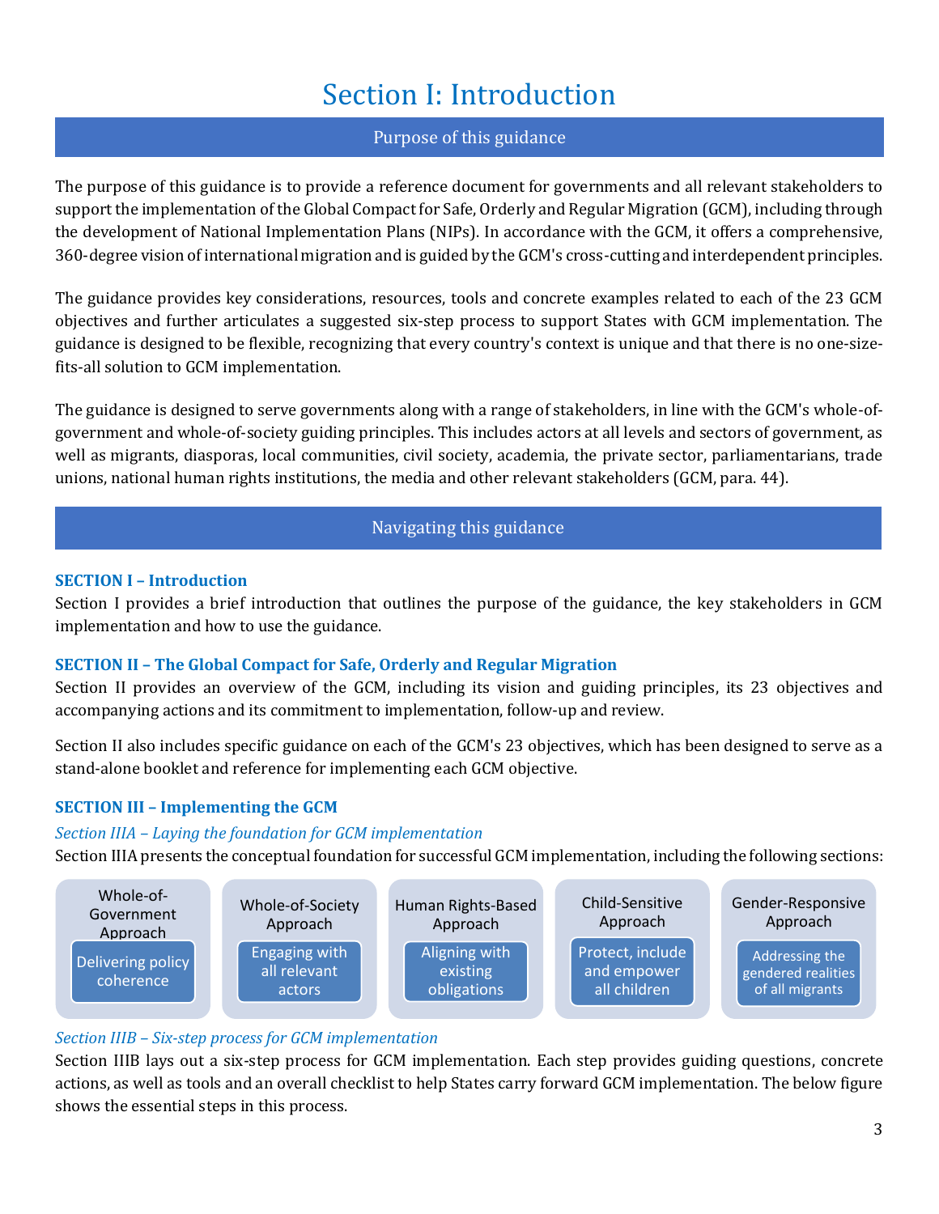# Section I: Introduction

## Purpose of this guidance

The purpose of this guidance is to provide a reference document for governments and all relevant stakeholders to support the implementation of the Global Compact for Safe, Orderly and Regular Migration (GCM), including through the development of National Implementation Plans (NIPs). In accordance with the GCM, it offers a comprehensive, 360-degree vision of international migration and is guided by the GCM's cross-cutting and interdependent principles.

The guidance provides key considerations, resources, tools and concrete examples related to each of the 23 GCM objectives and further articulates a suggested six-step process to support States with GCM implementation. The guidance is designed to be flexible, recognizing that every country's context is unique and that there is no one-size-fits-all solution to GCM implementation.

The guidance is designed to serve governments along with a range of stakeholders, in line with the GCM's whole-of-government and whole-of-society guiding principles. This includes actors at all levels and sectors of government, as well as migrants, diasporas, local communities, civil society, academia, the private sector, parliamentarians, trade unions, national human rights institutions, the media and other relevant stakeholders (GCM, para. 44).

## Navigating this guidance

### SECTION I – Introduction

Section I provides a brief introduction that outlines the purpose of the guidance, the key stakeholders in GCM implementation and how to use the guidance.

### SECTION II – The Global Compact for Safe, Orderly and Regular Migration

Section II provides an overview of the GCM, including its vision and guiding principles, its 23 objectives and accompanying actions and its commitment to implementation, follow-up and review.

Section II also includes specific guidance on each of the GCM's 23 objectives, which has been designed to serve as a stand-alone booklet and reference for implementing each GCM objective.

### SECTION III – Implementing the GCM

*Section IIIA – Laying the foundation for GCM implementation*

Section IIIA presents the conceptual foundation for successful GCM implementation, including the following sections:

| Whole-of-Government Approach | Whole-of-Society Approach | Human Rights-Based Approach | Child-Sensitive Approach | Gender-Responsive Approach |
|---|---|---|---|---|
| Delivering policy coherence | Engaging with all relevant actors | Aligning with existing obligations | Protect, include and empower all children | Addressing the gendered realities of all migrants |

*Section IIIB – Six-step process for GCM implementation*

Section IIIB lays out a six-step process for GCM implementation. Each step provides guiding questions, concrete actions, as well as tools and an overall checklist to help States carry forward GCM implementation. The below figure shows the essential steps in this process.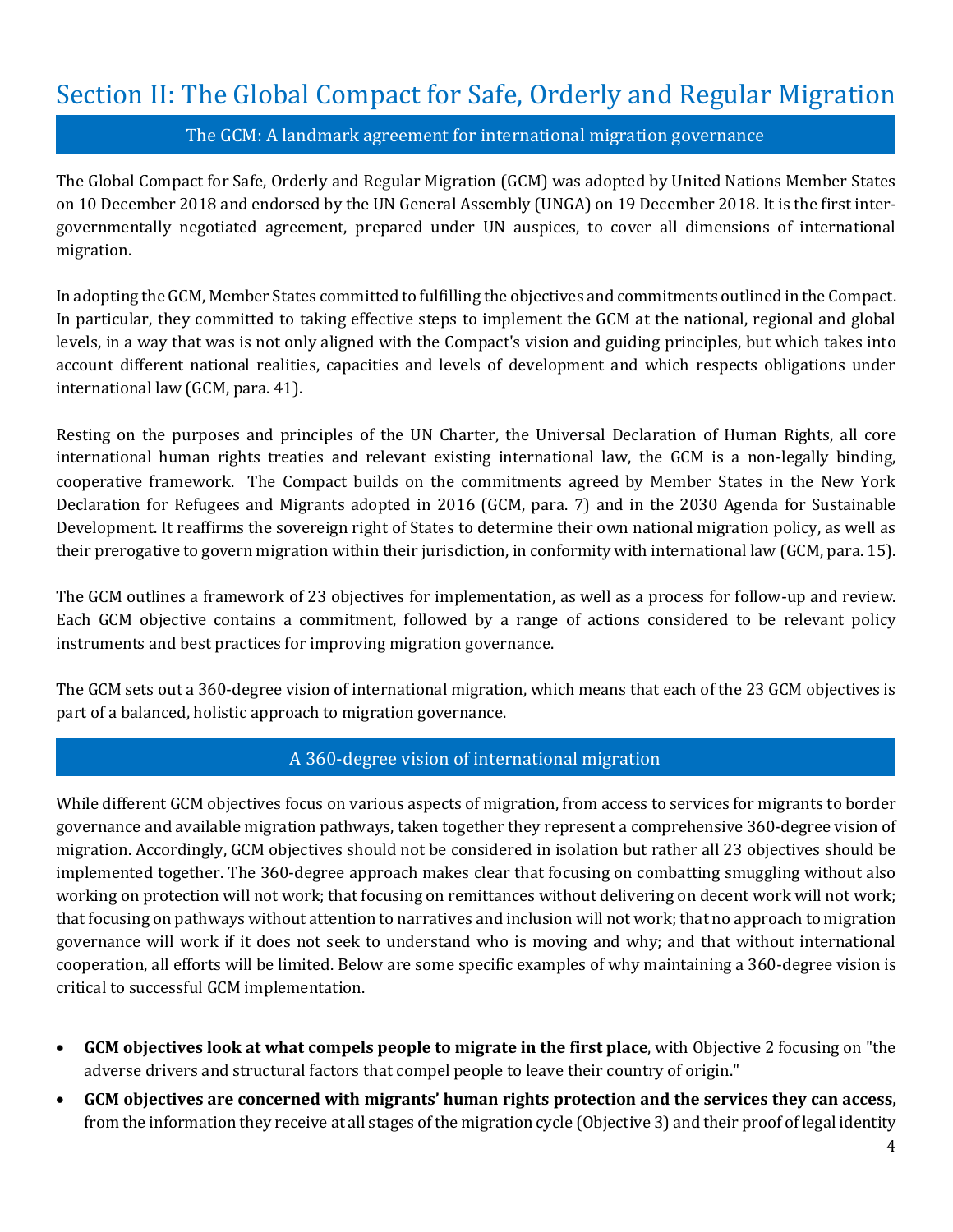# Section II: The Global Compact for Safe, Orderly and Regular Migration

## The GCM: A landmark agreement for international migration governance

The Global Compact for Safe, Orderly and Regular Migration (GCM) was adopted by United Nations Member States on 10 December 2018 and endorsed by the UN General Assembly (UNGA) on 19 December 2018. It is the first inter-governmentally negotiated agreement, prepared under UN auspices, to cover all dimensions of international migration.

In adopting the GCM, Member States committed to fulfilling the objectives and commitments outlined in the Compact. In particular, they committed to taking effective steps to implement the GCM at the national, regional and global levels, in a way that was is not only aligned with the Compact's vision and guiding principles, but which takes into account different national realities, capacities and levels of development and which respects obligations under international law (GCM, para. 41).

Resting on the purposes and principles of the UN Charter, the Universal Declaration of Human Rights, all core international human rights treaties and relevant existing international law, the GCM is a non-legally binding, cooperative framework. The Compact builds on the commitments agreed by Member States in the New York Declaration for Refugees and Migrants adopted in 2016 (GCM, para. 7) and in the 2030 Agenda for Sustainable Development. It reaffirms the sovereign right of States to determine their own national migration policy, as well as their prerogative to govern migration within their jurisdiction, in conformity with international law (GCM, para. 15).

The GCM outlines a framework of 23 objectives for implementation, as well as a process for follow-up and review. Each GCM objective contains a commitment, followed by a range of actions considered to be relevant policy instruments and best practices for improving migration governance.

The GCM sets out a 360-degree vision of international migration, which means that each of the 23 GCM objectives is part of a balanced, holistic approach to migration governance.

## A 360-degree vision of international migration

While different GCM objectives focus on various aspects of migration, from access to services for migrants to border governance and available migration pathways, taken together they represent a comprehensive 360-degree vision of migration. Accordingly, GCM objectives should not be considered in isolation but rather all 23 objectives should be implemented together. The 360-degree approach makes clear that focusing on combatting smuggling without also working on protection will not work; that focusing on remittances without delivering on decent work will not work; that focusing on pathways without attention to narratives and inclusion will not work; that no approach to migration governance will work if it does not seek to understand who is moving and why; and that without international cooperation, all efforts will be limited. Below are some specific examples of why maintaining a 360-degree vision is critical to successful GCM implementation.

- **GCM objectives look at what compels people to migrate in the first place**, with Objective 2 focusing on "the adverse drivers and structural factors that compel people to leave their country of origin."
- **GCM objectives are concerned with migrants' human rights protection and the services they can access,** from the information they receive at all stages of the migration cycle (Objective 3) and their proof of legal identity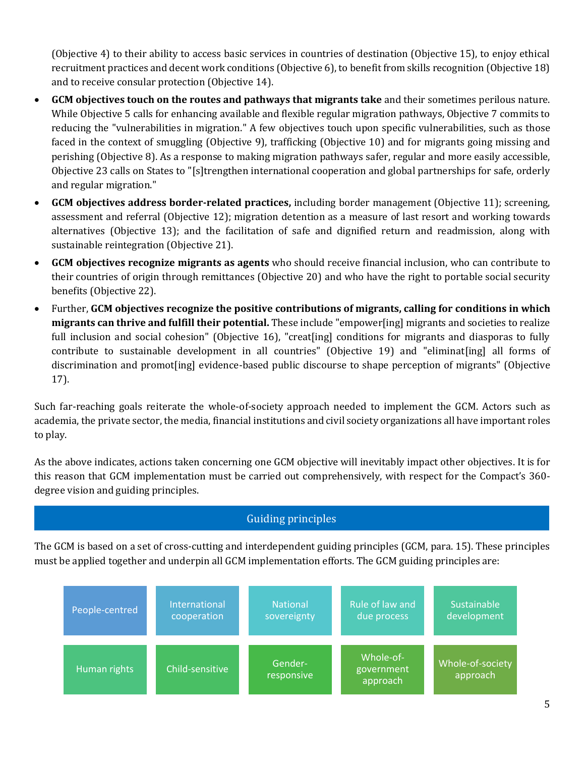(Objective 4) to their ability to access basic services in countries of destination (Objective 15), to enjoy ethical recruitment practices and decent work conditions (Objective 6), to benefit from skills recognition (Objective 18) and to receive consular protection (Objective 14).

- **GCM objectives touch on the routes and pathways that migrants take** and their sometimes perilous nature. While Objective 5 calls for enhancing available and flexible regular migration pathways, Objective 7 commits to reducing the "vulnerabilities in migration." A few objectives touch upon specific vulnerabilities, such as those faced in the context of smuggling (Objective 9), trafficking (Objective 10) and for migrants going missing and perishing (Objective 8). As a response to making migration pathways safer, regular and more easily accessible, Objective 23 calls on States to "[s]trengthen international cooperation and global partnerships for safe, orderly and regular migration."
- **GCM objectives address border-related practices,** including border management (Objective 11); screening, assessment and referral (Objective 12); migration detention as a measure of last resort and working towards alternatives (Objective 13); and the facilitation of safe and dignified return and readmission, along with sustainable reintegration (Objective 21).
- **GCM objectives recognize migrants as agents** who should receive financial inclusion, who can contribute to their countries of origin through remittances (Objective 20) and who have the right to portable social security benefits (Objective 22).
- Further, **GCM objectives recognize the positive contributions of migrants, calling for conditions in which migrants can thrive and fulfill their potential.** These include "empower[ing] migrants and societies to realize full inclusion and social cohesion" (Objective 16), "creat[ing] conditions for migrants and diasporas to fully contribute to sustainable development in all countries" (Objective 19) and "eliminat[ing] all forms of discrimination and promot[ing] evidence-based public discourse to shape perception of migrants" (Objective 17).

Such far-reaching goals reiterate the whole-of-society approach needed to implement the GCM. Actors such as academia, the private sector, the media, financial institutions and civil society organizations all have important roles to play.

As the above indicates, actions taken concerning one GCM objective will inevitably impact other objectives. It is for this reason that GCM implementation must be carried out comprehensively, with respect for the Compact's 360-degree vision and guiding principles.

## Guiding principles

The GCM is based on a set of cross-cutting and interdependent guiding principles (GCM, para. 15). These principles must be applied together and underpin all GCM implementation efforts. The GCM guiding principles are:

| | | | | |
|---|---|---|---|---|
| People-centred | International cooperation | National sovereignty | Rule of law and due process | Sustainable development |
| Human rights | Child-sensitive | Gender-responsive | Whole-of-government approach | Whole-of-society approach |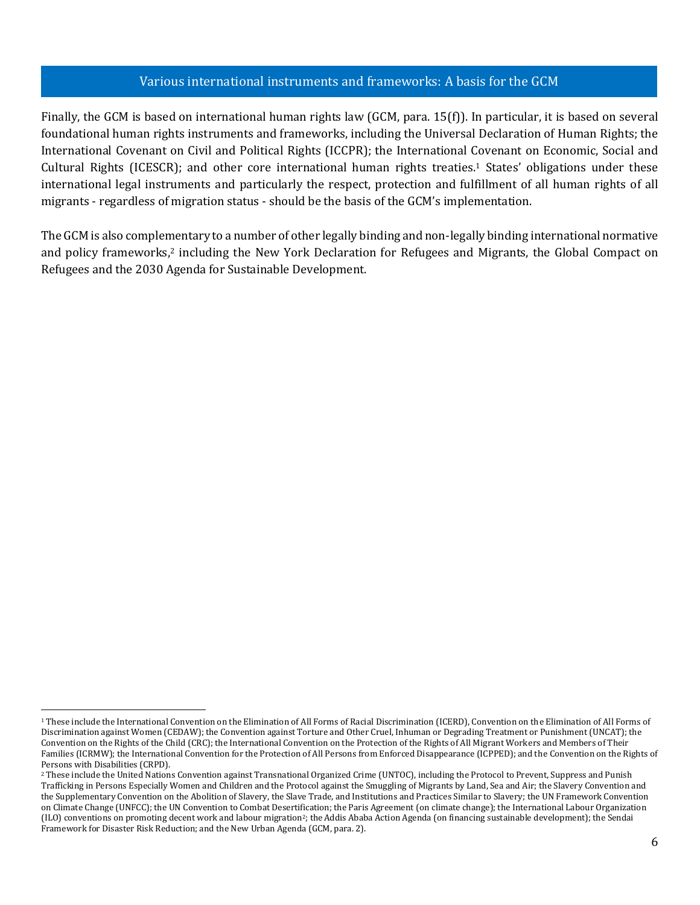## Various international instruments and frameworks: A basis for the GCM

Finally, the GCM is based on international human rights law (GCM, para. 15(f)). In particular, it is based on several foundational human rights instruments and frameworks, including the Universal Declaration of Human Rights; the International Covenant on Civil and Political Rights (ICCPR); the International Covenant on Economic, Social and Cultural Rights (ICESCR); and other core international human rights treaties.[1] States' obligations under these international legal instruments and particularly the respect, protection and fulfillment of all human rights of all migrants - regardless of migration status - should be the basis of the GCM's implementation.

The GCM is also complementary to a number of other legally binding and non-legally binding international normative and policy frameworks,[2] including the New York Declaration for Refugees and Migrants, the Global Compact on Refugees and the 2030 Agenda for Sustainable Development.

---

[1] These include the International Convention on the Elimination of All Forms of Racial Discrimination (ICERD), Convention on the Elimination of All Forms of Discrimination against Women (CEDAW); the Convention against Torture and Other Cruel, Inhuman or Degrading Treatment or Punishment (UNCAT); the Convention on the Rights of the Child (CRC); the International Convention on the Protection of the Rights of All Migrant Workers and Members of Their Families (ICRMW); the International Convention for the Protection of All Persons from Enforced Disappearance (ICPPED); and the Convention on the Rights of Persons with Disabilities (CRPD).

[2] These include the United Nations Convention against Transnational Organized Crime (UNTOC), including the Protocol to Prevent, Suppress and Punish Trafficking in Persons Especially Women and Children and the Protocol against the Smuggling of Migrants by Land, Sea and Air; the Slavery Convention and the Supplementary Convention on the Abolition of Slavery, the Slave Trade, and Institutions and Practices Similar to Slavery; the UN Framework Convention on Climate Change (UNFCC); the UN Convention to Combat Desertification; the Paris Agreement (on climate change); the International Labour Organization (ILO) conventions on promoting decent work and labour migration[2]; the Addis Ababa Action Agenda (on financing sustainable development); the Sendai Framework for Disaster Risk Reduction; and the New Urban Agenda (GCM, para. 2).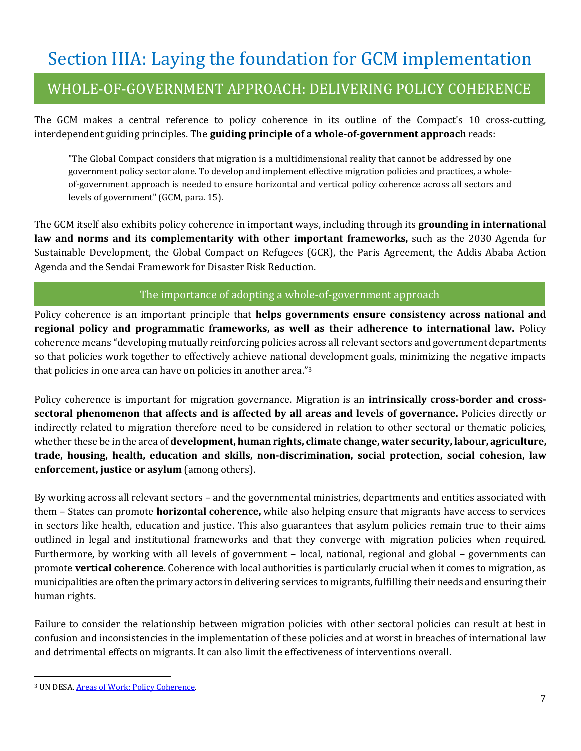# Section IIIA: Laying the foundation for GCM implementation

## WHOLE-OF-GOVERNMENT APPROACH: DELIVERING POLICY COHERENCE

The GCM makes a central reference to policy coherence in its outline of the Compact's 10 cross-cutting, interdependent guiding principles. The **guiding principle of a whole-of-government approach** reads:

> "The Global Compact considers that migration is a multidimensional reality that cannot be addressed by one government policy sector alone. To develop and implement effective migration policies and practices, a whole-of-government approach is needed to ensure horizontal and vertical policy coherence across all sectors and levels of government" (GCM, para. 15).

The GCM itself also exhibits policy coherence in important ways, including through its **grounding in international law and norms and its complementarity with other important frameworks,** such as the 2030 Agenda for Sustainable Development, the Global Compact on Refugees (GCR), the Paris Agreement, the Addis Ababa Action Agenda and the Sendai Framework for Disaster Risk Reduction.

### The importance of adopting a whole-of-government approach

Policy coherence is an important principle that **helps governments ensure consistency across national and regional policy and programmatic frameworks, as well as their adherence to international law.** Policy coherence means "developing mutually reinforcing policies across all relevant sectors and government departments so that policies work together to effectively achieve national development goals, minimizing the negative impacts that policies in one area can have on policies in another area."[3]

Policy coherence is important for migration governance. Migration is an **intrinsically cross-border and cross-sectoral phenomenon that affects and is affected by all areas and levels of governance.** Policies directly or indirectly related to migration therefore need to be considered in relation to other sectoral or thematic policies, whether these be in the area of **development, human rights, climate change, water security, labour, agriculture, trade, housing, health, education and skills, non-discrimination, social protection, social cohesion, law enforcement, justice or asylum** (among others).

By working across all relevant sectors – and the governmental ministries, departments and entities associated with them – States can promote **horizontal coherence,** while also helping ensure that migrants have access to services in sectors like health, education and justice. This also guarantees that asylum policies remain true to their aims outlined in legal and institutional frameworks and that they converge with migration policies when required. Furthermore, by working with all levels of government – local, national, regional and global – governments can promote **vertical coherence**. Coherence with local authorities is particularly crucial when it comes to migration, as municipalities are often the primary actors in delivering services to migrants, fulfilling their needs and ensuring their human rights.

Failure to consider the relationship between migration policies with other sectoral policies can result at best in confusion and inconsistencies in the implementation of these policies and at worst in breaches of international law and detrimental effects on migrants. It can also limit the effectiveness of interventions overall.

---

[3] UN DESA. Areas of Work: Policy Coherence.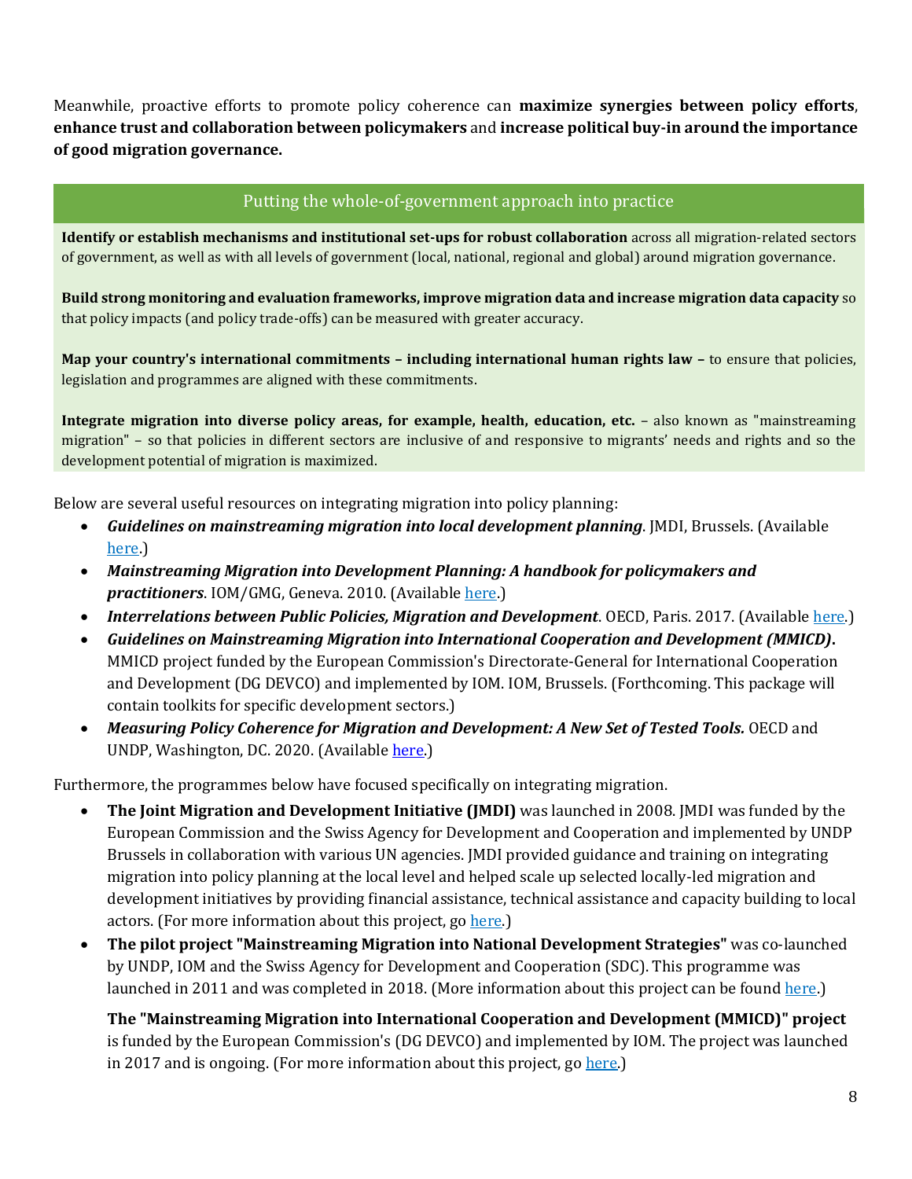Meanwhile, proactive efforts to promote policy coherence can **maximize synergies between policy efforts**, **enhance trust and collaboration between policymakers** and **increase political buy-in around the importance of good migration governance.**

### Putting the whole-of-government approach into practice

**Identify or establish mechanisms and institutional set-ups for robust collaboration** across all migration-related sectors of government, as well as with all levels of government (local, national, regional and global) around migration governance.

**Build strong monitoring and evaluation frameworks, improve migration data and increase migration data capacity** so that policy impacts (and policy trade-offs) can be measured with greater accuracy.

**Map your country's international commitments – including international human rights law –** to ensure that policies, legislation and programmes are aligned with these commitments.

**Integrate migration into diverse policy areas, for example, health, education, etc.** – also known as "mainstreaming migration" – so that policies in different sectors are inclusive of and responsive to migrants' needs and rights and so the development potential of migration is maximized.

Below are several useful resources on integrating migration into policy planning:

- ***Guidelines on mainstreaming migration into local development planning***. JMDI, Brussels. (Available here.)
- ***Mainstreaming Migration into Development Planning: A handbook for policymakers and practitioners***. IOM/GMG, Geneva. 2010. (Available here.)
- ***Interrelations between Public Policies, Migration and Development***. OECD, Paris. 2017. (Available here.)
- ***Guidelines on Mainstreaming Migration into International Cooperation and Development (MMICD)***. MMICD project funded by the European Commission's Directorate-General for International Cooperation and Development (DG DEVCO) and implemented by IOM. IOM, Brussels. (Forthcoming. This package will contain toolkits for specific development sectors.)
- ***Measuring Policy Coherence for Migration and Development: A New Set of Tested Tools.*** OECD and UNDP, Washington, DC. 2020. (Available here.)

Furthermore, the programmes below have focused specifically on integrating migration.

- **The Joint Migration and Development Initiative (JMDI)** was launched in 2008. JMDI was funded by the European Commission and the Swiss Agency for Development and Cooperation and implemented by UNDP Brussels in collaboration with various UN agencies. JMDI provided guidance and training on integrating migration into policy planning at the local level and helped scale up selected locally-led migration and development initiatives by providing financial assistance, technical assistance and capacity building to local actors. (For more information about this project, go here.)
- **The pilot project "Mainstreaming Migration into National Development Strategies"** was co-launched by UNDP, IOM and the Swiss Agency for Development and Cooperation (SDC). This programme was launched in 2011 and was completed in 2018. (More information about this project can be found here.)

  **The "Mainstreaming Migration into International Cooperation and Development (MMICD)" project** is funded by the European Commission's (DG DEVCO) and implemented by IOM. The project was launched in 2017 and is ongoing. (For more information about this project, go here.)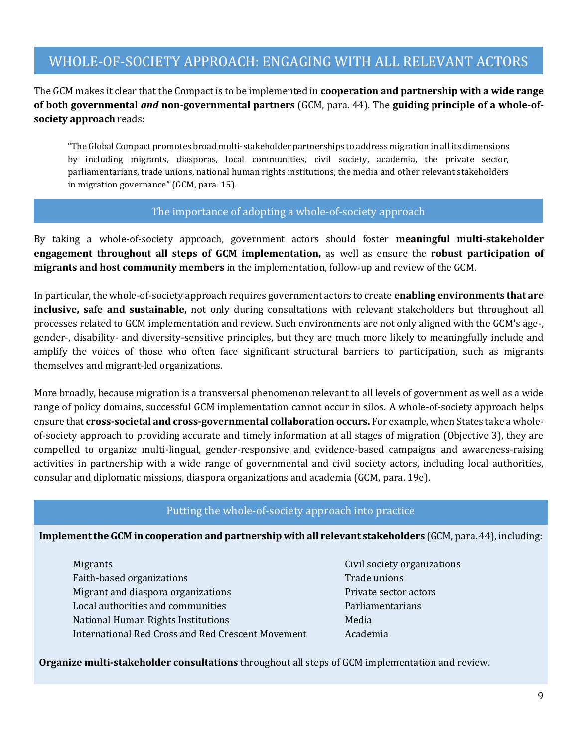# WHOLE-OF-SOCIETY APPROACH: ENGAGING WITH ALL RELEVANT ACTORS

The GCM makes it clear that the Compact is to be implemented in **cooperation and partnership with a wide range of both governmental *and* non-governmental partners** (GCM, para. 44). The **guiding principle of a whole-of-society approach** reads:

> "The Global Compact promotes broad multi-stakeholder partnerships to address migration in all its dimensions by including migrants, diasporas, local communities, civil society, academia, the private sector, parliamentarians, trade unions, national human rights institutions, the media and other relevant stakeholders in migration governance" (GCM, para. 15).

## The importance of adopting a whole-of-society approach

By taking a whole-of-society approach, government actors should foster **meaningful multi-stakeholder engagement throughout all steps of GCM implementation,** as well as ensure the **robust participation of migrants and host community members** in the implementation, follow-up and review of the GCM.

In particular, the whole-of-society approach requires government actors to create **enabling environments that are inclusive, safe and sustainable,** not only during consultations with relevant stakeholders but throughout all processes related to GCM implementation and review. Such environments are not only aligned with the GCM's age-, gender-, disability- and diversity-sensitive principles, but they are much more likely to meaningfully include and amplify the voices of those who often face significant structural barriers to participation, such as migrants themselves and migrant-led organizations.

More broadly, because migration is a transversal phenomenon relevant to all levels of government as well as a wide range of policy domains, successful GCM implementation cannot occur in silos. A whole-of-society approach helps ensure that **cross-societal and cross-governmental collaboration occurs.** For example, when States take a whole-of-society approach to providing accurate and timely information at all stages of migration (Objective 3), they are compelled to organize multi-lingual, gender-responsive and evidence-based campaigns and awareness-raising activities in partnership with a wide range of governmental and civil society actors, including local authorities, consular and diplomatic missions, diaspora organizations and academia (GCM, para. 19e).

## Putting the whole-of-society approach into practice

**Implement the GCM in cooperation and partnership with all relevant stakeholders** (GCM, para. 44), including:

- Migrants
- Faith-based organizations
- Migrant and diaspora organizations
- Local authorities and communities
- National Human Rights Institutions
- International Red Cross and Red Crescent Movement
- Civil society organizations
- Trade unions
- Private sector actors
- Parliamentarians
- Media
- Academia

**Organize multi-stakeholder consultations** throughout all steps of GCM implementation and review.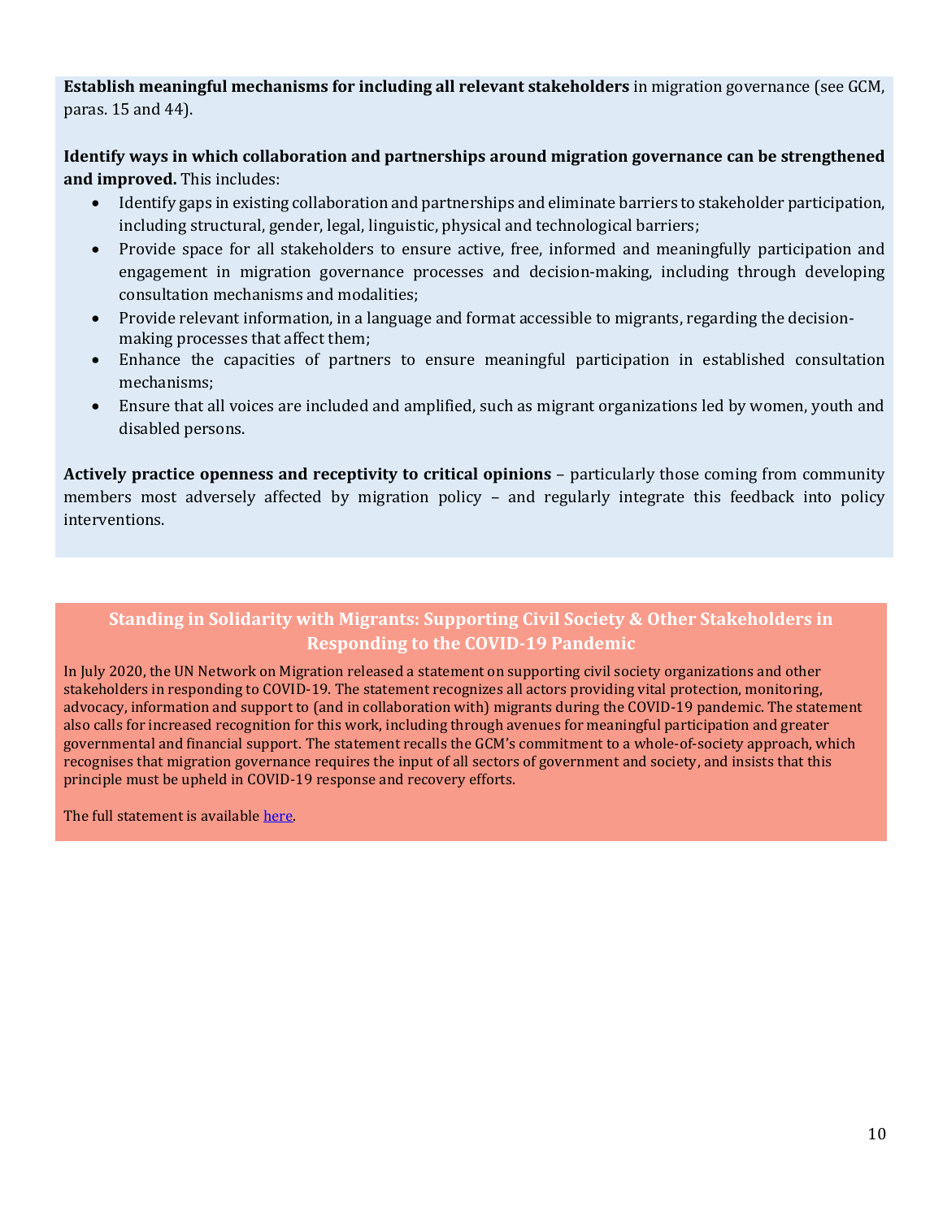**Establish meaningful mechanisms for including all relevant stakeholders** in migration governance (see GCM, paras. 15 and 44).

**Identify ways in which collaboration and partnerships around migration governance can be strengthened and improved.** This includes:

- Identify gaps in existing collaboration and partnerships and eliminate barriers to stakeholder participation, including structural, gender, legal, linguistic, physical and technological barriers;
- Provide space for all stakeholders to ensure active, free, informed and meaningfully participation and engagement in migration governance processes and decision-making, including through developing consultation mechanisms and modalities;
- Provide relevant information, in a language and format accessible to migrants, regarding the decision-making processes that affect them;
- Enhance the capacities of partners to ensure meaningful participation in established consultation mechanisms;
- Ensure that all voices are included and amplified, such as migrant organizations led by women, youth and disabled persons.

**Actively practice openness and receptivity to critical opinions** – particularly those coming from community members most adversely affected by migration policy – and regularly integrate this feedback into policy interventions.

### Standing in Solidarity with Migrants: Supporting Civil Society & Other Stakeholders in Responding to the COVID-19 Pandemic

In July 2020, the UN Network on Migration released a statement on supporting civil society organizations and other stakeholders in responding to COVID-19. The statement recognizes all actors providing vital protection, monitoring, advocacy, information and support to (and in collaboration with) migrants during the COVID-19 pandemic. The statement also calls for increased recognition for this work, including through avenues for meaningful participation and greater governmental and financial support. The statement recalls the GCM's commitment to a whole-of-society approach, which recognises that migration governance requires the input of all sectors of government and society, and insists that this principle must be upheld in COVID-19 response and recovery efforts.

The full statement is available here.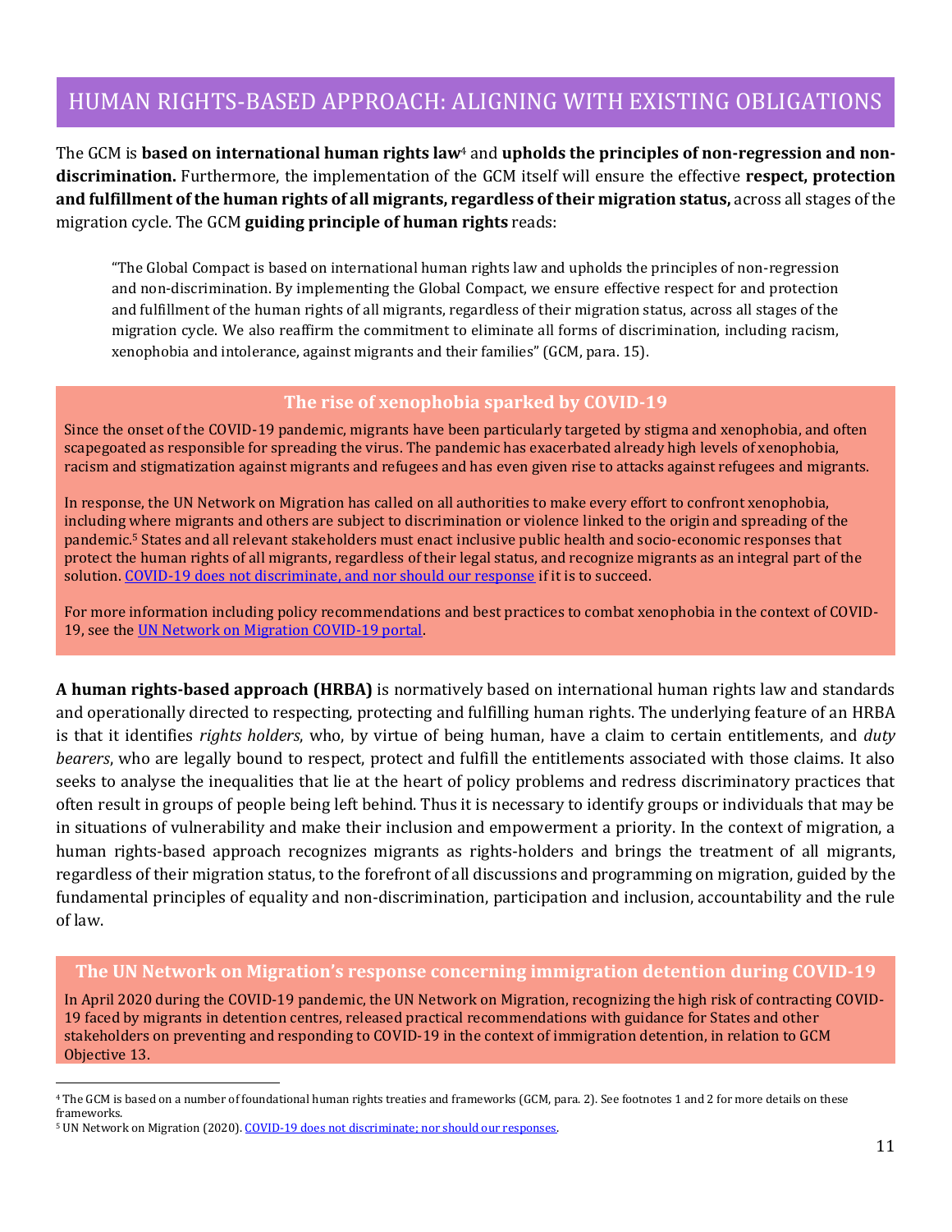## HUMAN RIGHTS-BASED APPROACH: ALIGNING WITH EXISTING OBLIGATIONS

The GCM is **based on international human rights law**[4] and **upholds the principles of non-regression and non-discrimination.** Furthermore, the implementation of the GCM itself will ensure the effective **respect, protection and fulfillment of the human rights of all migrants, regardless of their migration status,** across all stages of the migration cycle. The GCM **guiding principle of human rights** reads:

> "The Global Compact is based on international human rights law and upholds the principles of non-regression and non-discrimination. By implementing the Global Compact, we ensure effective respect for and protection and fulfillment of the human rights of all migrants, regardless of their migration status, across all stages of the migration cycle. We also reaffirm the commitment to eliminate all forms of discrimination, including racism, xenophobia and intolerance, against migrants and their families" (GCM, para. 15).

### The rise of xenophobia sparked by COVID-19

Since the onset of the COVID-19 pandemic, migrants have been particularly targeted by stigma and xenophobia, and often scapegoated as responsible for spreading the virus. The pandemic has exacerbated already high levels of xenophobia, racism and stigmatization against migrants and refugees and has even given rise to attacks against refugees and migrants.

In response, the UN Network on Migration has called on all authorities to make every effort to confront xenophobia, including where migrants and others are subject to discrimination or violence linked to the origin and spreading of the pandemic.[5] States and all relevant stakeholders must enact inclusive public health and socio-economic responses that protect the human rights of all migrants, regardless of their legal status, and recognize migrants as an integral part of the solution. COVID-19 does not discriminate, and nor should our response if it is to succeed.

For more information including policy recommendations and best practices to combat xenophobia in the context of COVID-19, see the UN Network on Migration COVID-19 portal.

**A human rights-based approach (HRBA)** is normatively based on international human rights law and standards and operationally directed to respecting, protecting and fulfilling human rights. The underlying feature of an HRBA is that it identifies *rights holders*, who, by virtue of being human, have a claim to certain entitlements, and *duty bearers*, who are legally bound to respect, protect and fulfill the entitlements associated with those claims. It also seeks to analyse the inequalities that lie at the heart of policy problems and redress discriminatory practices that often result in groups of people being left behind. Thus it is necessary to identify groups or individuals that may be in situations of vulnerability and make their inclusion and empowerment a priority. In the context of migration, a human rights-based approach recognizes migrants as rights-holders and brings the treatment of all migrants, regardless of their migration status, to the forefront of all discussions and programming on migration, guided by the fundamental principles of equality and non-discrimination, participation and inclusion, accountability and the rule of law.

### The UN Network on Migration's response concerning immigration detention during COVID-19

In April 2020 during the COVID-19 pandemic, the UN Network on Migration, recognizing the high risk of contracting COVID-19 faced by migrants in detention centres, released practical recommendations with guidance for States and other stakeholders on preventing and responding to COVID-19 in the context of immigration detention, in relation to GCM Objective 13.

---

[4] The GCM is based on a number of foundational human rights treaties and frameworks (GCM, para. 2). See footnotes 1 and 2 for more details on these frameworks.

[5] UN Network on Migration (2020). COVID-19 does not discriminate; nor should our responses.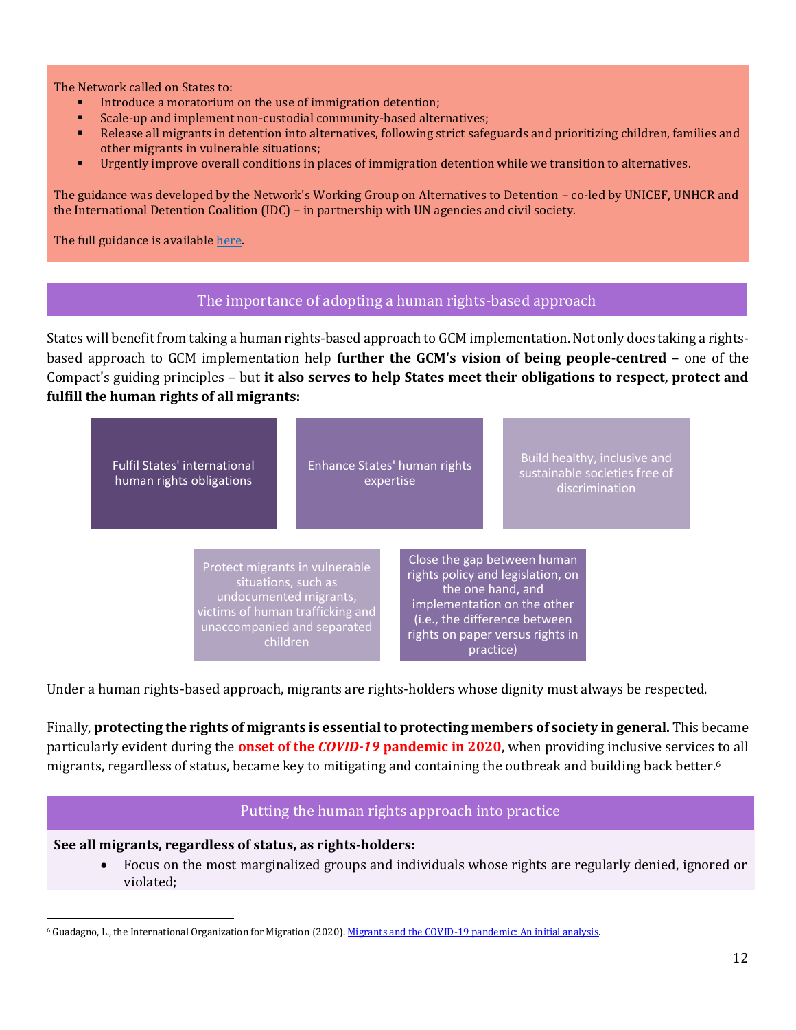The Network called on States to:

- Introduce a moratorium on the use of immigration detention;
- Scale-up and implement non-custodial community-based alternatives;
- Release all migrants in detention into alternatives, following strict safeguards and prioritizing children, families and other migrants in vulnerable situations;
- Urgently improve overall conditions in places of immigration detention while we transition to alternatives.

The guidance was developed by the Network's Working Group on Alternatives to Detention – co-led by UNICEF, UNHCR and the International Detention Coalition (IDC) – in partnership with UN agencies and civil society.

The full guidance is available [here](here).

## The importance of adopting a human rights-based approach

States will benefit from taking a human rights-based approach to GCM implementation. Not only does taking a rights-based approach to GCM implementation help **further the GCM's vision of being people-centred** – one of the Compact's guiding principles – but **it also serves to help States meet their obligations to respect, protect and fulfill the human rights of all migrants:**

- Fulfil States' international human rights obligations
- Enhance States' human rights expertise
- Build healthy, inclusive and sustainable societies free of discrimination
- Protect migrants in vulnerable situations, such as undocumented migrants, victims of human trafficking and unaccompanied and separated children
- Close the gap between human rights policy and legislation, on the one hand, and implementation on the other (i.e., the difference between rights on paper versus rights in practice)

Under a human rights-based approach, migrants are rights-holders whose dignity must always be respected.

Finally, **protecting the rights of migrants is essential to protecting members of society in general.** This became particularly evident during the **onset of the *COVID-19* pandemic in 2020**, when providing inclusive services to all migrants, regardless of status, became key to mitigating and containing the outbreak and building back better.[6]

## Putting the human rights approach into practice

**See all migrants, regardless of status, as rights-holders:**

- Focus on the most marginalized groups and individuals whose rights are regularly denied, ignored or violated;

[6] Guadagno, L., the International Organization for Migration (2020). [Migrants and the COVID-19 pandemic: An initial analysis](Migrants and the COVID-19 pandemic: An initial analysis).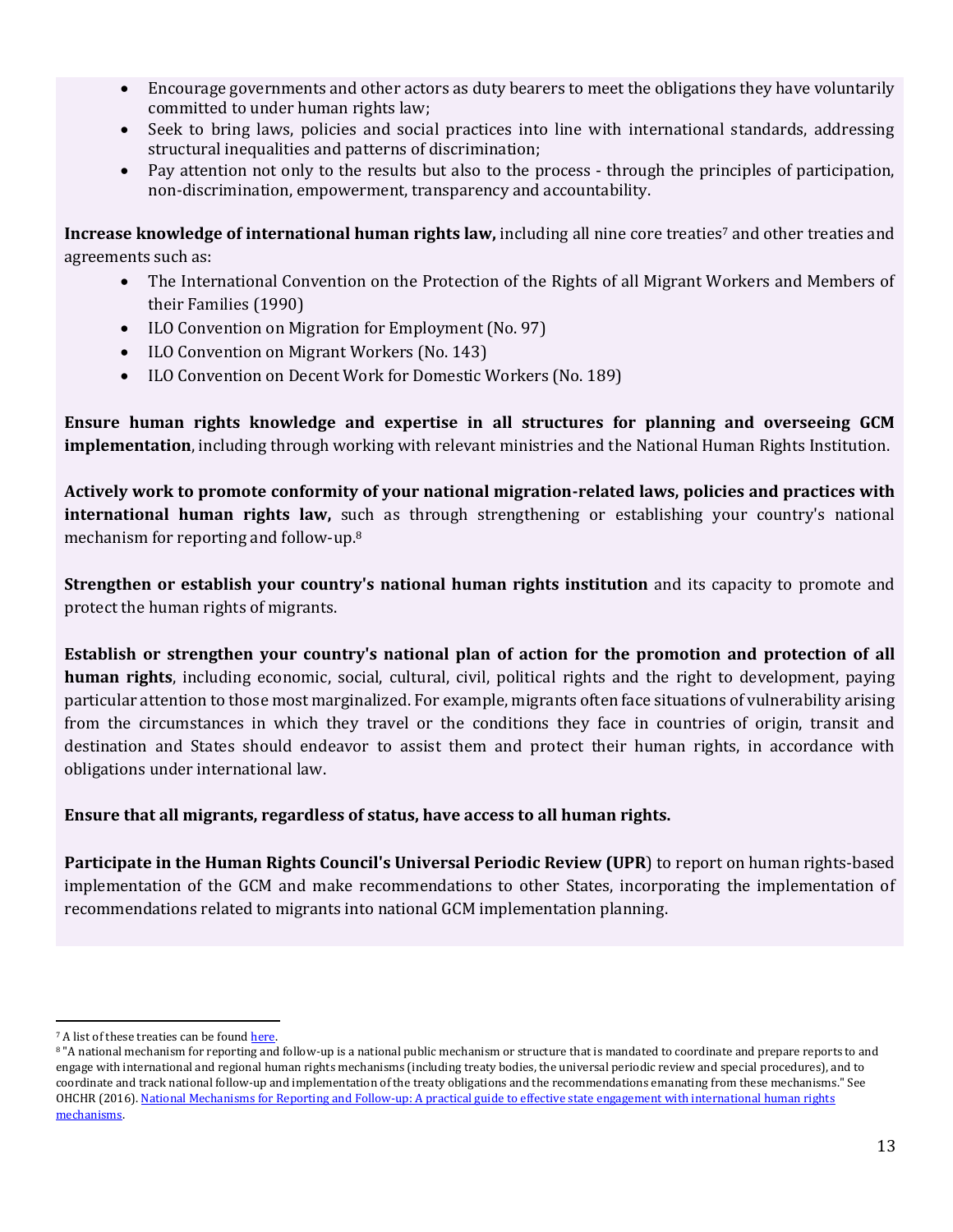- Encourage governments and other actors as duty bearers to meet the obligations they have voluntarily committed to under human rights law;
- Seek to bring laws, policies and social practices into line with international standards, addressing structural inequalities and patterns of discrimination;
- Pay attention not only to the results but also to the process - through the principles of participation, non-discrimination, empowerment, transparency and accountability.

**Increase knowledge of international human rights law,** including all nine core treaties[7] and other treaties and agreements such as:

- The International Convention on the Protection of the Rights of all Migrant Workers and Members of their Families (1990)
- ILO Convention on Migration for Employment (No. 97)
- ILO Convention on Migrant Workers (No. 143)
- ILO Convention on Decent Work for Domestic Workers (No. 189)

**Ensure human rights knowledge and expertise in all structures for planning and overseeing GCM implementation**, including through working with relevant ministries and the National Human Rights Institution.

**Actively work to promote conformity of your national migration-related laws, policies and practices with international human rights law,** such as through strengthening or establishing your country's national mechanism for reporting and follow-up.[8]

**Strengthen or establish your country's national human rights institution** and its capacity to promote and protect the human rights of migrants.

**Establish or strengthen your country's national plan of action for the promotion and protection of all human rights**, including economic, social, cultural, civil, political rights and the right to development, paying particular attention to those most marginalized. For example, migrants often face situations of vulnerability arising from the circumstances in which they travel or the conditions they face in countries of origin, transit and destination and States should endeavor to assist them and protect their human rights, in accordance with obligations under international law.

**Ensure that all migrants, regardless of status, have access to all human rights.**

**Participate in the Human Rights Council's Universal Periodic Review (UPR**) to report on human rights-based implementation of the GCM and make recommendations to other States, incorporating the implementation of recommendations related to migrants into national GCM implementation planning.

---

[7] A list of these treaties can be found here.

[8] "A national mechanism for reporting and follow-up is a national public mechanism or structure that is mandated to coordinate and prepare reports to and engage with international and regional human rights mechanisms (including treaty bodies, the universal periodic review and special procedures), and to coordinate and track national follow-up and implementation of the treaty obligations and the recommendations emanating from these mechanisms." See OHCHR (2016). National Mechanisms for Reporting and Follow-up: A practical guide to effective state engagement with international human rights mechanisms.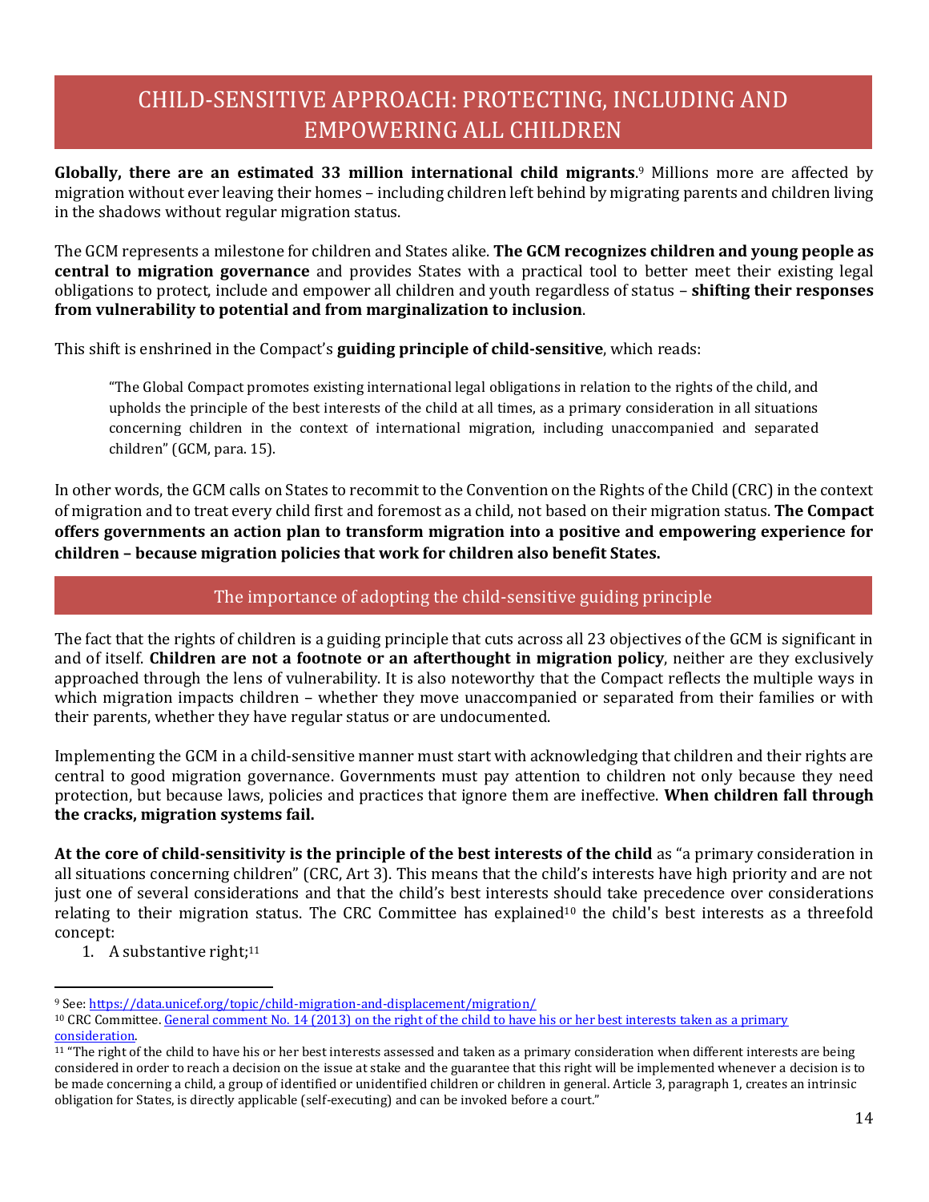# CHILD-SENSITIVE APPROACH: PROTECTING, INCLUDING AND EMPOWERING ALL CHILDREN

**Globally, there are an estimated 33 million international child migrants**.[9] Millions more are affected by migration without ever leaving their homes – including children left behind by migrating parents and children living in the shadows without regular migration status.

The GCM represents a milestone for children and States alike. **The GCM recognizes children and young people as central to migration governance** and provides States with a practical tool to better meet their existing legal obligations to protect, include and empower all children and youth regardless of status – **shifting their responses from vulnerability to potential and from marginalization to inclusion**.

This shift is enshrined in the Compact's **guiding principle of child-sensitive**, which reads:

> "The Global Compact promotes existing international legal obligations in relation to the rights of the child, and upholds the principle of the best interests of the child at all times, as a primary consideration in all situations concerning children in the context of international migration, including unaccompanied and separated children" (GCM, para. 15).

In other words, the GCM calls on States to recommit to the Convention on the Rights of the Child (CRC) in the context of migration and to treat every child first and foremost as a child, not based on their migration status. **The Compact offers governments an action plan to transform migration into a positive and empowering experience for children – because migration policies that work for children also benefit States.**

## The importance of adopting the child-sensitive guiding principle

The fact that the rights of children is a guiding principle that cuts across all 23 objectives of the GCM is significant in and of itself. **Children are not a footnote or an afterthought in migration policy**, neither are they exclusively approached through the lens of vulnerability. It is also noteworthy that the Compact reflects the multiple ways in which migration impacts children – whether they move unaccompanied or separated from their families or with their parents, whether they have regular status or are undocumented.

Implementing the GCM in a child-sensitive manner must start with acknowledging that children and their rights are central to good migration governance. Governments must pay attention to children not only because they need protection, but because laws, policies and practices that ignore them are ineffective. **When children fall through the cracks, migration systems fail.**

**At the core of child-sensitivity is the principle of the best interests of the child** as "a primary consideration in all situations concerning children" (CRC, Art 3). This means that the child's interests have high priority and are not just one of several considerations and that the child's best interests should take precedence over considerations relating to their migration status. The CRC Committee has explained[10] the child's best interests as a threefold concept:

1. A substantive right;[11]

---

[9] See: https://data.unicef.org/topic/child-migration-and-displacement/migration/

[10] CRC Committee. General comment No. 14 (2013) on the right of the child to have his or her best interests taken as a primary consideration.

[11] "The right of the child to have his or her best interests assessed and taken as a primary consideration when different interests are being considered in order to reach a decision on the issue at stake and the guarantee that this right will be implemented whenever a decision is to be made concerning a child, a group of identified or unidentified children or children in general. Article 3, paragraph 1, creates an intrinsic obligation for States, is directly applicable (self-executing) and can be invoked before a court."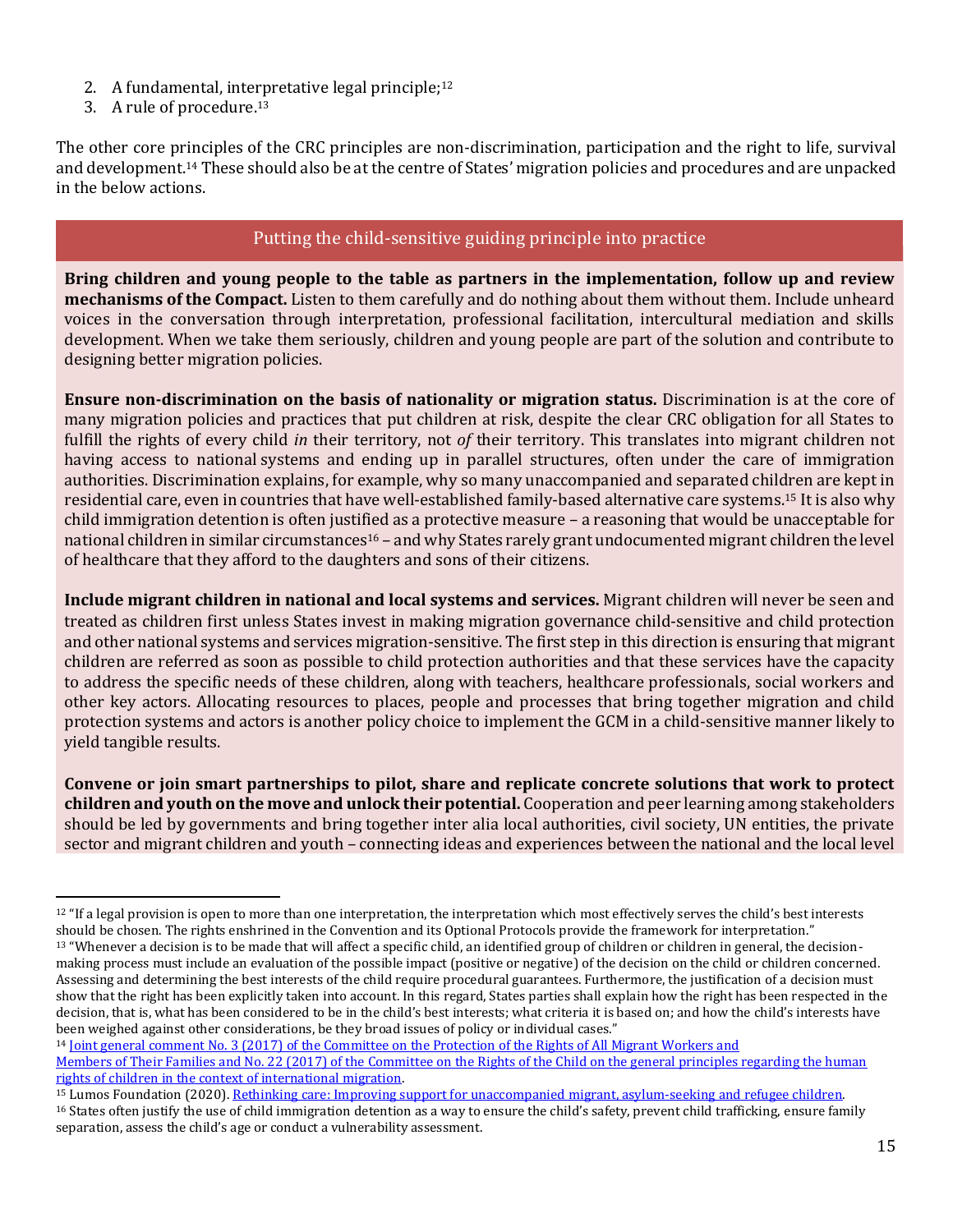2. A fundamental, interpretative legal principle;[12]
3. A rule of procedure.[13]

The other core principles of the CRC principles are non-discrimination, participation and the right to life, survival and development.[14] These should also be at the centre of States' migration policies and procedures and are unpacked in the below actions.

## Putting the child-sensitive guiding principle into practice

**Bring children and young people to the table as partners in the implementation, follow up and review mechanisms of the Compact.** Listen to them carefully and do nothing about them without them. Include unheard voices in the conversation through interpretation, professional facilitation, intercultural mediation and skills development. When we take them seriously, children and young people are part of the solution and contribute to designing better migration policies.

**Ensure non-discrimination on the basis of nationality or migration status.** Discrimination is at the core of many migration policies and practices that put children at risk, despite the clear CRC obligation for all States to fulfill the rights of every child *in* their territory, not *of* their territory. This translates into migrant children not having access to national systems and ending up in parallel structures, often under the care of immigration authorities. Discrimination explains, for example, why so many unaccompanied and separated children are kept in residential care, even in countries that have well-established family-based alternative care systems.[15] It is also why child immigration detention is often justified as a protective measure – a reasoning that would be unacceptable for national children in similar circumstances[16] – and why States rarely grant undocumented migrant children the level of healthcare that they afford to the daughters and sons of their citizens.

**Include migrant children in national and local systems and services.** Migrant children will never be seen and treated as children first unless States invest in making migration governance child-sensitive and child protection and other national systems and services migration-sensitive. The first step in this direction is ensuring that migrant children are referred as soon as possible to child protection authorities and that these services have the capacity to address the specific needs of these children, along with teachers, healthcare professionals, social workers and other key actors. Allocating resources to places, people and processes that bring together migration and child protection systems and actors is another policy choice to implement the GCM in a child-sensitive manner likely to yield tangible results.

**Convene or join smart partnerships to pilot, share and replicate concrete solutions that work to protect children and youth on the move and unlock their potential.** Cooperation and peer learning among stakeholders should be led by governments and bring together inter alia local authorities, civil society, UN entities, the private sector and migrant children and youth – connecting ideas and experiences between the national and the local level

---

[12] "If a legal provision is open to more than one interpretation, the interpretation which most effectively serves the child's best interests should be chosen. The rights enshrined in the Convention and its Optional Protocols provide the framework for interpretation."

[13] "Whenever a decision is to be made that will affect a specific child, an identified group of children or children in general, the decision-making process must include an evaluation of the possible impact (positive or negative) of the decision on the child or children concerned. Assessing and determining the best interests of the child require procedural guarantees. Furthermore, the justification of a decision must show that the right has been explicitly taken into account. In this regard, States parties shall explain how the right has been respected in the decision, that is, what has been considered to be in the child's best interests; what criteria it is based on; and how the child's interests have been weighed against other considerations, be they broad issues of policy or individual cases."

[14] Joint general comment No. 3 (2017) of the Committee on the Protection of the Rights of All Migrant Workers and Members of Their Families and No. 22 (2017) of the Committee on the Rights of the Child on the general principles regarding the human rights of children in the context of international migration.

[15] Lumos Foundation (2020). Rethinking care: Improving support for unaccompanied migrant, asylum-seeking and refugee children.

[16] States often justify the use of child immigration detention as a way to ensure the child's safety, prevent child trafficking, ensure family separation, assess the child's age or conduct a vulnerability assessment.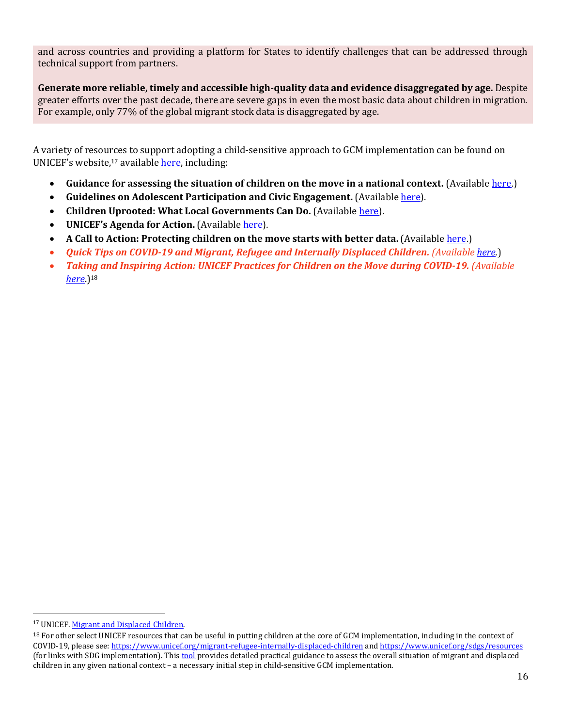and across countries and providing a platform for States to identify challenges that can be addressed through technical support from partners.

**Generate more reliable, timely and accessible high-quality data and evidence disaggregated by age.** Despite greater efforts over the past decade, there are severe gaps in even the most basic data about children in migration. For example, only 77% of the global migrant stock data is disaggregated by age.

A variety of resources to support adopting a child-sensitive approach to GCM implementation can be found on UNICEF's website,[17] available here, including:

- **Guidance for assessing the situation of children on the move in a national context.** (Available here.)
- **Guidelines on Adolescent Participation and Civic Engagement.** (Available here).
- **Children Uprooted: What Local Governments Can Do.** (Available here).
- **UNICEF's Agenda for Action.** (Available here).
- **A Call to Action: Protecting children on the move starts with better data.** (Available here.)
- ***Quick Tips on COVID-19 and Migrant, Refugee and Internally Displaced Children.*** *(Available here.)*
- ***Taking and Inspiring Action: UNICEF Practices for Children on the Move during COVID-19.*** *(Available here.)*[18]

[17] UNICEF. Migrant and Displaced Children.

[18] For other select UNICEF resources that can be useful in putting children at the core of GCM implementation, including in the context of COVID-19, please see: https://www.unicef.org/migrant-refugee-internally-displaced-children and https://www.unicef.org/sdgs/resources (for links with SDG implementation). This tool provides detailed practical guidance to assess the overall situation of migrant and displaced children in any given national context – a necessary initial step in child-sensitive GCM implementation.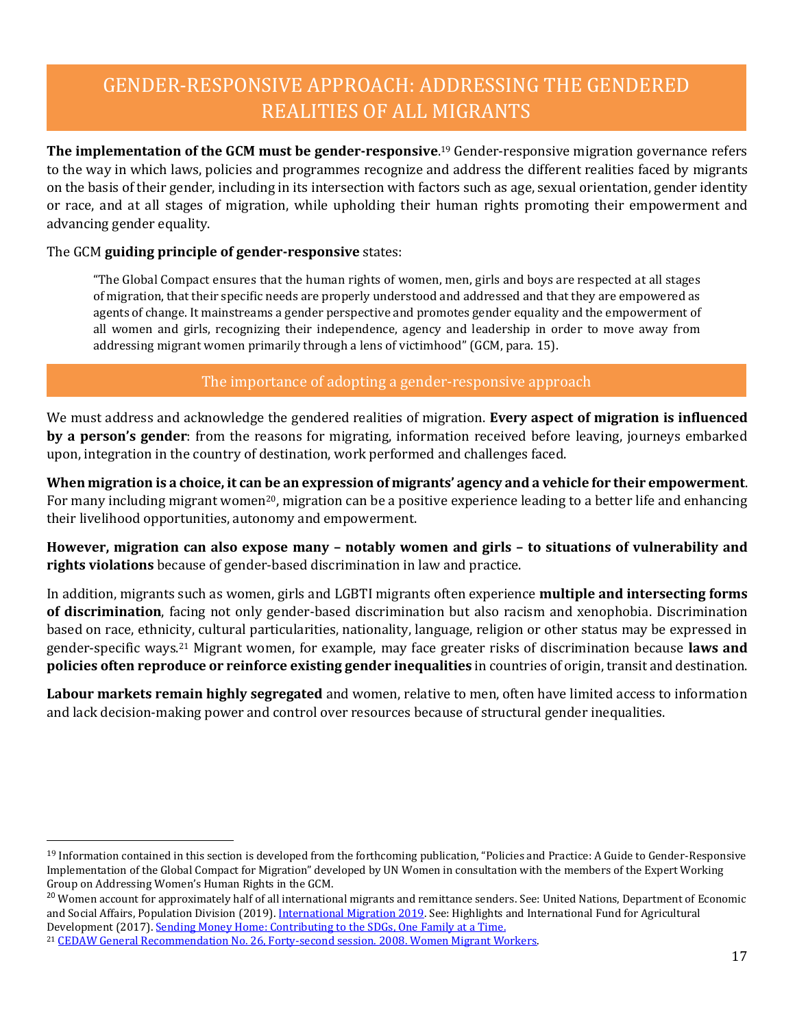# GENDER-RESPONSIVE APPROACH: ADDRESSING THE GENDERED REALITIES OF ALL MIGRANTS

**The implementation of the GCM must be gender-responsive**.[19] Gender-responsive migration governance refers to the way in which laws, policies and programmes recognize and address the different realities faced by migrants on the basis of their gender, including in its intersection with factors such as age, sexual orientation, gender identity or race, and at all stages of migration, while upholding their human rights promoting their empowerment and advancing gender equality.

The GCM **guiding principle of gender-responsive** states:

> "The Global Compact ensures that the human rights of women, men, girls and boys are respected at all stages of migration, that their specific needs are properly understood and addressed and that they are empowered as agents of change. It mainstreams a gender perspective and promotes gender equality and the empowerment of all women and girls, recognizing their independence, agency and leadership in order to move away from addressing migrant women primarily through a lens of victimhood" (GCM, para. 15).

## The importance of adopting a gender-responsive approach

We must address and acknowledge the gendered realities of migration. **Every aspect of migration is influenced by a person's gender**: from the reasons for migrating, information received before leaving, journeys embarked upon, integration in the country of destination, work performed and challenges faced.

**When migration is a choice, it can be an expression of migrants' agency and a vehicle for their empowerment**. For many including migrant women[20], migration can be a positive experience leading to a better life and enhancing their livelihood opportunities, autonomy and empowerment.

**However, migration can also expose many – notably women and girls – to situations of vulnerability and rights violations** because of gender-based discrimination in law and practice.

In addition, migrants such as women, girls and LGBTI migrants often experience **multiple and intersecting forms of discrimination**, facing not only gender-based discrimination but also racism and xenophobia. Discrimination based on race, ethnicity, cultural particularities, nationality, language, religion or other status may be expressed in gender-specific ways.[21] Migrant women, for example, may face greater risks of discrimination because **laws and policies often reproduce or reinforce existing gender inequalities** in countries of origin, transit and destination.

**Labour markets remain highly segregated** and women, relative to men, often have limited access to information and lack decision-making power and control over resources because of structural gender inequalities.

---

[19] Information contained in this section is developed from the forthcoming publication, "Policies and Practice: A Guide to Gender-Responsive Implementation of the Global Compact for Migration" developed by UN Women in consultation with the members of the Expert Working Group on Addressing Women's Human Rights in the GCM.

[20] Women account for approximately half of all international migrants and remittance senders. See: United Nations, Department of Economic and Social Affairs, Population Division (2019). International Migration 2019. See: Highlights and International Fund for Agricultural Development (2017). Sending Money Home: Contributing to the SDGs, One Family at a Time.

[21] CEDAW General Recommendation No. 26, Forty-second session. 2008. Women Migrant Workers.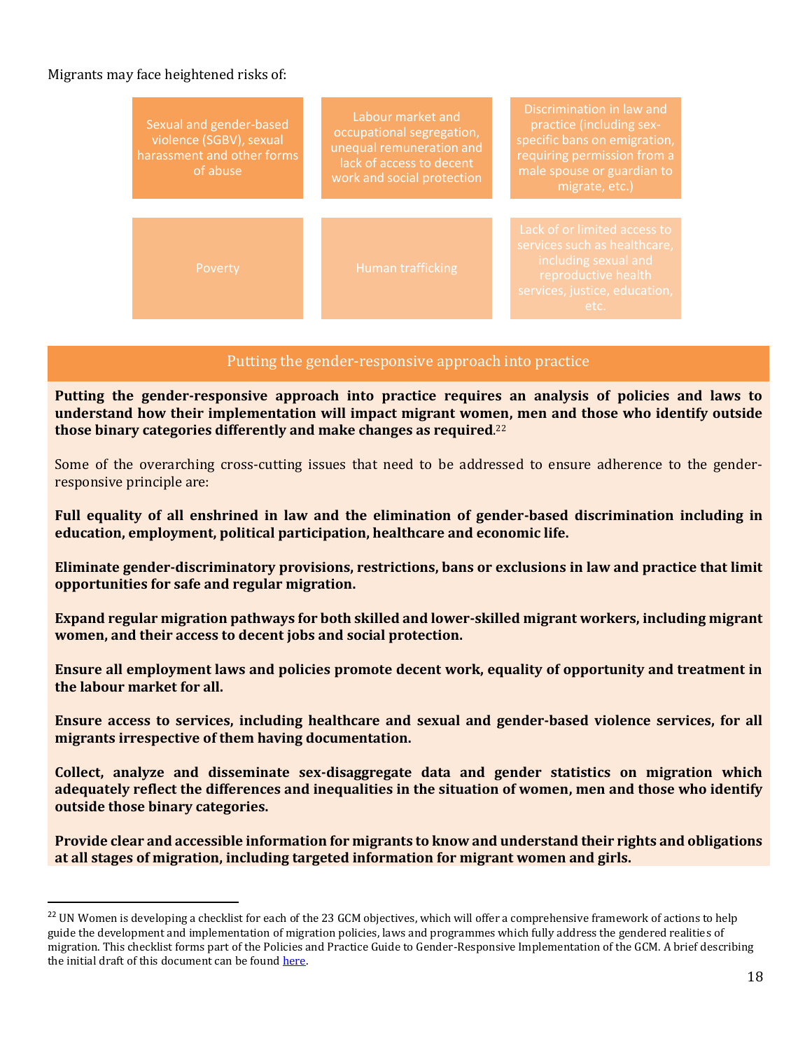Migrants may face heightened risks of:

- Sexual and gender-based violence (SGBV), sexual harassment and other forms of abuse
- Labour market and occupational segregation, unequal remuneration and lack of access to decent work and social protection
- Discrimination in law and practice (including sex-specific bans on emigration, requiring permission from a male spouse or guardian to migrate, etc.)
- Poverty
- Human trafficking
- Lack of or limited access to services such as healthcare, including sexual and reproductive health services, justice, education, etc.

## Putting the gender-responsive approach into practice

**Putting the gender-responsive approach into practice requires an analysis of policies and laws to understand how their implementation will impact migrant women, men and those who identify outside those binary categories differently and make changes as required.**[22]

Some of the overarching cross-cutting issues that need to be addressed to ensure adherence to the gender-responsive principle are:

**Full equality of all enshrined in law and the elimination of gender-based discrimination including in education, employment, political participation, healthcare and economic life.**

**Eliminate gender-discriminatory provisions, restrictions, bans or exclusions in law and practice that limit opportunities for safe and regular migration.**

**Expand regular migration pathways for both skilled and lower-skilled migrant workers, including migrant women, and their access to decent jobs and social protection.**

**Ensure all employment laws and policies promote decent work, equality of opportunity and treatment in the labour market for all.**

**Ensure access to services, including healthcare and sexual and gender-based violence services, for all migrants irrespective of them having documentation.**

**Collect, analyze and disseminate sex-disaggregate data and gender statistics on migration which adequately reflect the differences and inequalities in the situation of women, men and those who identify outside those binary categories.**

**Provide clear and accessible information for migrants to know and understand their rights and obligations at all stages of migration, including targeted information for migrant women and girls.**

---

[22] UN Women is developing a checklist for each of the 23 GCM objectives, which will offer a comprehensive framework of actions to help guide the development and implementation of migration policies, laws and programmes which fully address the gendered realities of migration. This checklist forms part of the Policies and Practice Guide to Gender-Responsive Implementation of the GCM. A brief describing the initial draft of this document can be found here.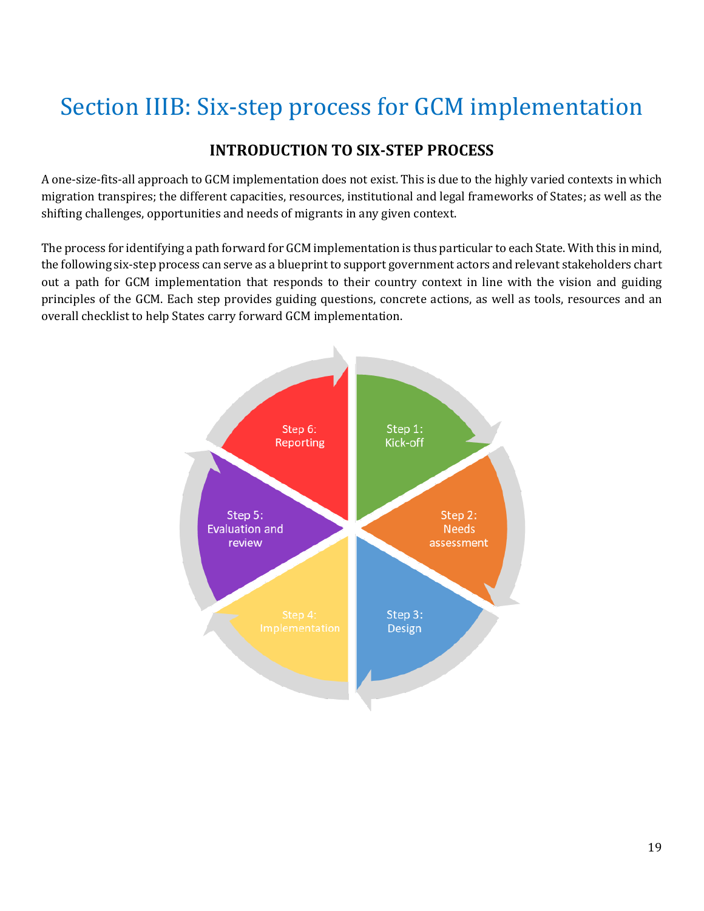# Section IIIB: Six-step process for GCM implementation

## INTRODUCTION TO SIX-STEP PROCESS

A one-size-fits-all approach to GCM implementation does not exist. This is due to the highly varied contexts in which migration transpires; the different capacities, resources, institutional and legal frameworks of States; as well as the shifting challenges, opportunities and needs of migrants in any given context.

The process for identifying a path forward for GCM implementation is thus particular to each State. With this in mind, the following six-step process can serve as a blueprint to support government actors and relevant stakeholders chart out a path for GCM implementation that responds to their country context in line with the vision and guiding principles of the GCM. Each step provides guiding questions, concrete actions, as well as tools, resources and an overall checklist to help States carry forward GCM implementation.

Step 1: Kick-off

Step 2: Needs assessment

Step 3: Design

Step 4: Implementation

Step 5: Evaluation and review

Step 6: Reporting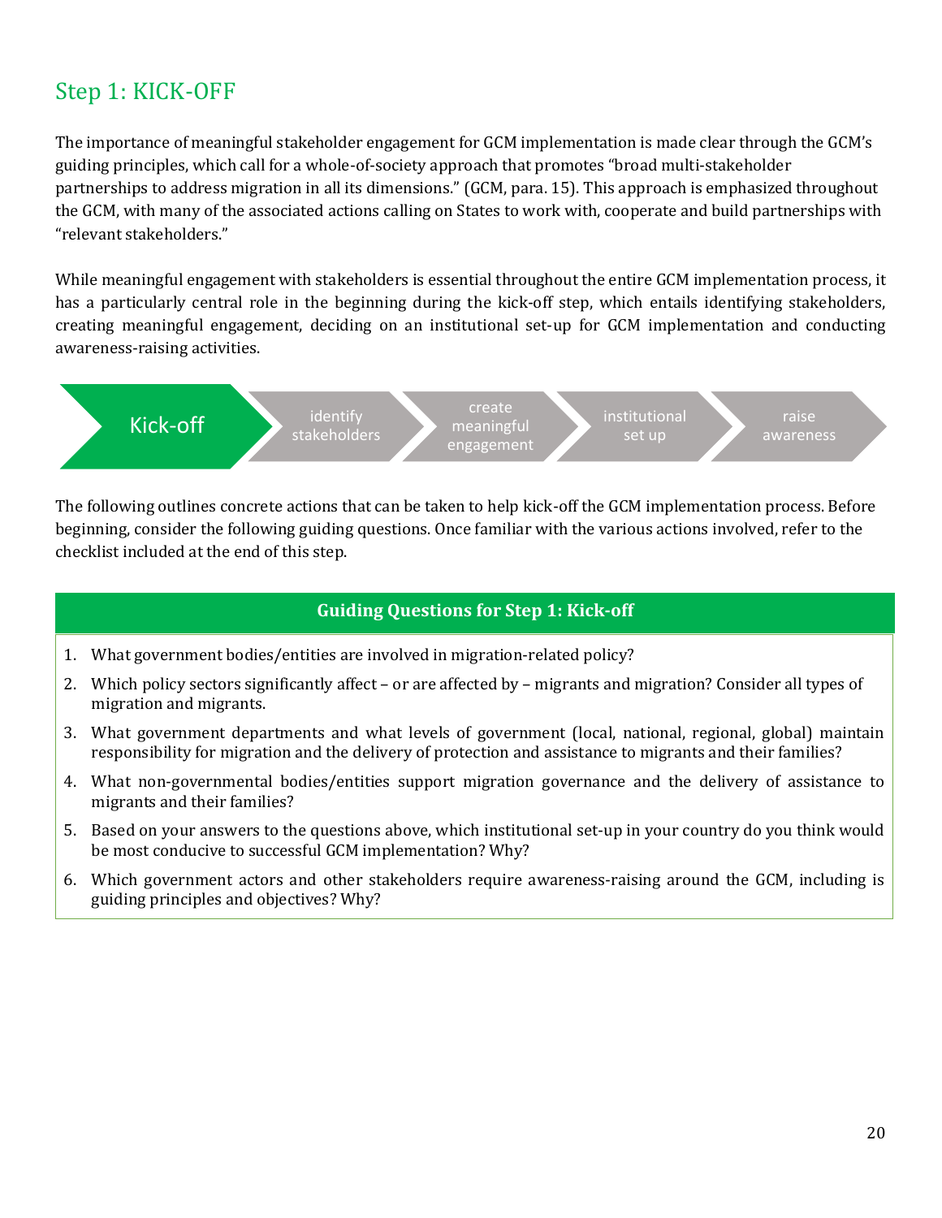## Step 1: KICK-OFF

The importance of meaningful stakeholder engagement for GCM implementation is made clear through the GCM's guiding principles, which call for a whole-of-society approach that promotes "broad multi-stakeholder partnerships to address migration in all its dimensions." (GCM, para. 15). This approach is emphasized throughout the GCM, with many of the associated actions calling on States to work with, cooperate and build partnerships with "relevant stakeholders."

While meaningful engagement with stakeholders is essential throughout the entire GCM implementation process, it has a particularly central role in the beginning during the kick-off step, which entails identifying stakeholders, creating meaningful engagement, deciding on an institutional set-up for GCM implementation and conducting awareness-raising activities.

Kick-off → identify stakeholders → create meaningful engagement → institutional set up → raise awareness

The following outlines concrete actions that can be taken to help kick-off the GCM implementation process. Before beginning, consider the following guiding questions. Once familiar with the various actions involved, refer to the checklist included at the end of this step.

**Guiding Questions for Step 1: Kick-off**

1. What government bodies/entities are involved in migration-related policy?
2. Which policy sectors significantly affect – or are affected by – migrants and migration? Consider all types of migration and migrants.
3. What government departments and what levels of government (local, national, regional, global) maintain responsibility for migration and the delivery of protection and assistance to migrants and their families?
4. What non-governmental bodies/entities support migration governance and the delivery of assistance to migrants and their families?
5. Based on your answers to the questions above, which institutional set-up in your country do you think would be most conducive to successful GCM implementation? Why?
6. Which government actors and other stakeholders require awareness-raising around the GCM, including is guiding principles and objectives? Why?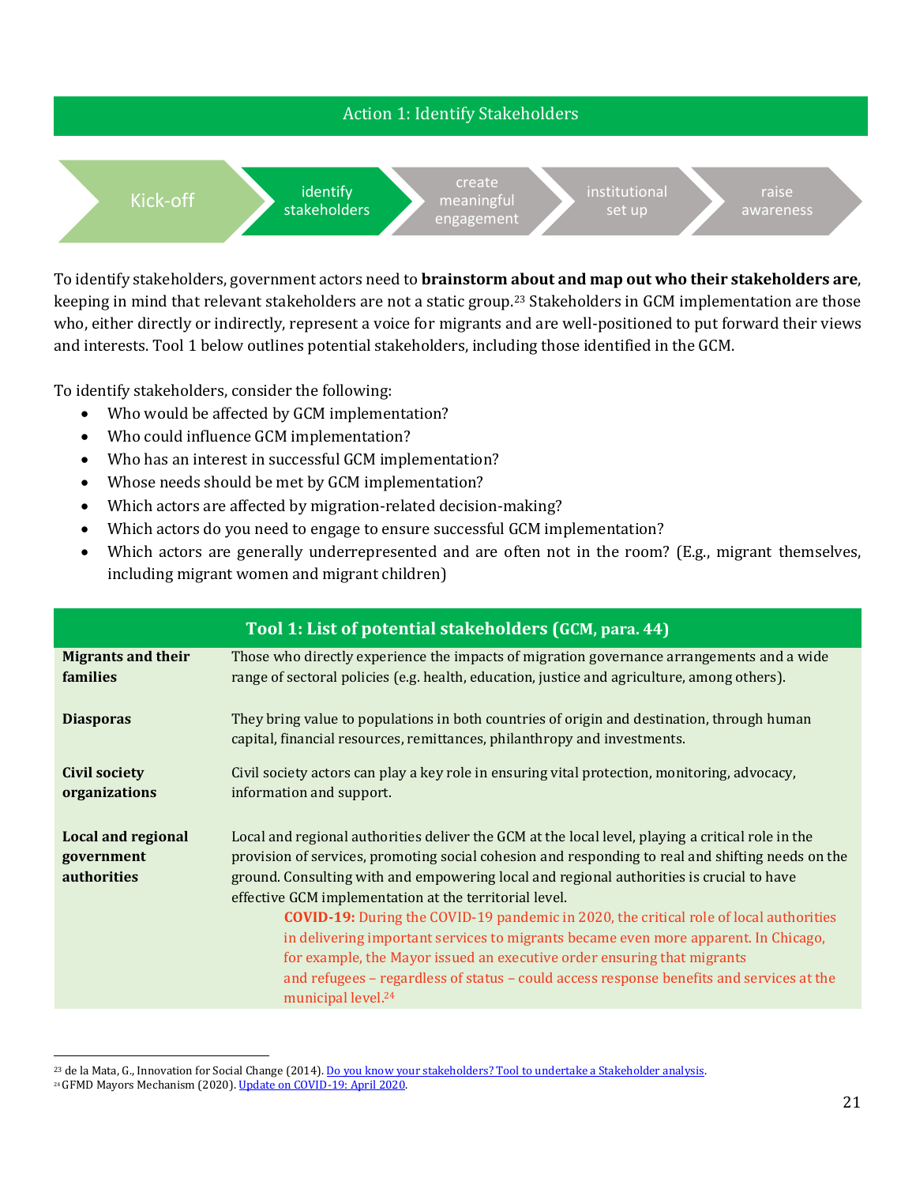## Action 1: Identify Stakeholders

Kick-off → **identify stakeholders** → create meaningful engagement → institutional set up → raise awareness

To identify stakeholders, government actors need to **brainstorm about and map out who their stakeholders are**, keeping in mind that relevant stakeholders are not a static group.[23] Stakeholders in GCM implementation are those who, either directly or indirectly, represent a voice for migrants and are well-positioned to put forward their views and interests. Tool 1 below outlines potential stakeholders, including those identified in the GCM.

To identify stakeholders, consider the following:

- Who would be affected by GCM implementation?
- Who could influence GCM implementation?
- Who has an interest in successful GCM implementation?
- Whose needs should be met by GCM implementation?
- Which actors are affected by migration-related decision-making?
- Which actors do you need to engage to ensure successful GCM implementation?
- Which actors are generally underrepresented and are often not in the room? (E.g., migrant themselves, including migrant women and migrant children)

| **Tool 1: List of potential stakeholders (GCM, para. 44)** | |
|---|---|
| **Migrants and their families** | Those who directly experience the impacts of migration governance arrangements and a wide range of sectoral policies (e.g. health, education, justice and agriculture, among others). |
| **Diasporas** | They bring value to populations in both countries of origin and destination, through human capital, financial resources, remittances, philanthropy and investments. |
| **Civil society organizations** | Civil society actors can play a key role in ensuring vital protection, monitoring, advocacy, information and support. |
| **Local and regional government authorities** | Local and regional authorities deliver the GCM at the local level, playing a critical role in the provision of services, promoting social cohesion and responding to real and shifting needs on the ground. Consulting with and empowering local and regional authorities is crucial to have effective GCM implementation at the territorial level. **COVID-19:** During the COVID-19 pandemic in 2020, the critical role of local authorities in delivering important services to migrants became even more apparent. In Chicago, for example, the Mayor issued an executive order ensuring that migrants and refugees – regardless of status – could access response benefits and services at the municipal level.[24] |

[23] de la Mata, G., Innovation for Social Change (2014). Do you know your stakeholders? Tool to undertake a Stakeholder analysis.

[24] GFMD Mayors Mechanism (2020). Update on COVID-19: April 2020.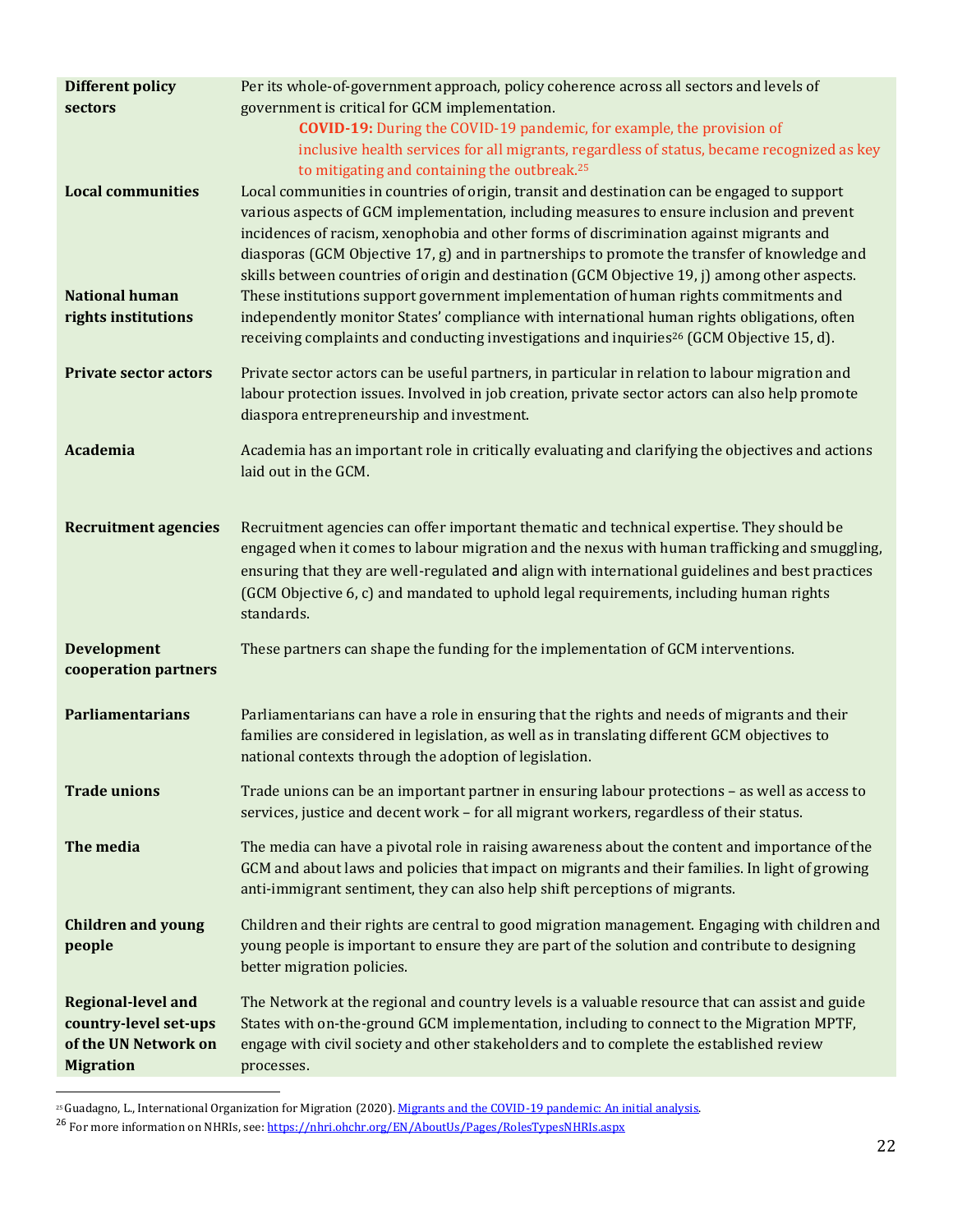| | |
|---|---|
| **Different policy sectors** | Per its whole-of-government approach, policy coherence across all sectors and levels of government is critical for GCM implementation.<br>**COVID-19:** During the COVID-19 pandemic, for example, the provision of inclusive health services for all migrants, regardless of status, became recognized as key to mitigating and containing the outbreak.[25] |
| **Local communities** | Local communities in countries of origin, transit and destination can be engaged to support various aspects of GCM implementation, including measures to ensure inclusion and prevent incidences of racism, xenophobia and other forms of discrimination against migrants and diasporas (GCM Objective 17, g) and in partnerships to promote the transfer of knowledge and skills between countries of origin and destination (GCM Objective 19, j) among other aspects. |
| **National human rights institutions** | These institutions support government implementation of human rights commitments and independently monitor States' compliance with international human rights obligations, often receiving complaints and conducting investigations and inquiries[26] (GCM Objective 15, d). |
| **Private sector actors** | Private sector actors can be useful partners, in particular in relation to labour migration and labour protection issues. Involved in job creation, private sector actors can also help promote diaspora entrepreneurship and investment. |
| **Academia** | Academia has an important role in critically evaluating and clarifying the objectives and actions laid out in the GCM. |
| **Recruitment agencies** | Recruitment agencies can offer important thematic and technical expertise. They should be engaged when it comes to labour migration and the nexus with human trafficking and smuggling, ensuring that they are well-regulated and align with international guidelines and best practices (GCM Objective 6, c) and mandated to uphold legal requirements, including human rights standards. |
| **Development cooperation partners** | These partners can shape the funding for the implementation of GCM interventions. |
| **Parliamentarians** | Parliamentarians can have a role in ensuring that the rights and needs of migrants and their families are considered in legislation, as well as in translating different GCM objectives to national contexts through the adoption of legislation. |
| **Trade unions** | Trade unions can be an important partner in ensuring labour protections – as well as access to services, justice and decent work – for all migrant workers, regardless of their status. |
| **The media** | The media can have a pivotal role in raising awareness about the content and importance of the GCM and about laws and policies that impact on migrants and their families. In light of growing anti-immigrant sentiment, they can also help shift perceptions of migrants. |
| **Children and young people** | Children and their rights are central to good migration management. Engaging with children and young people is important to ensure they are part of the solution and contribute to designing better migration policies. |
| **Regional-level and country-level set-ups of the UN Network on Migration** | The Network at the regional and country levels is a valuable resource that can assist and guide States with on-the-ground GCM implementation, including to connect to the Migration MPTF, engage with civil society and other stakeholders and to complete the established review processes. |

[25] Guadagno, L., International Organization for Migration (2020). Migrants and the COVID-19 pandemic: An initial analysis.

[26] For more information on NHRIs, see: https://nhri.ohchr.org/EN/AboutUs/Pages/RolesTypesNHRIs.aspx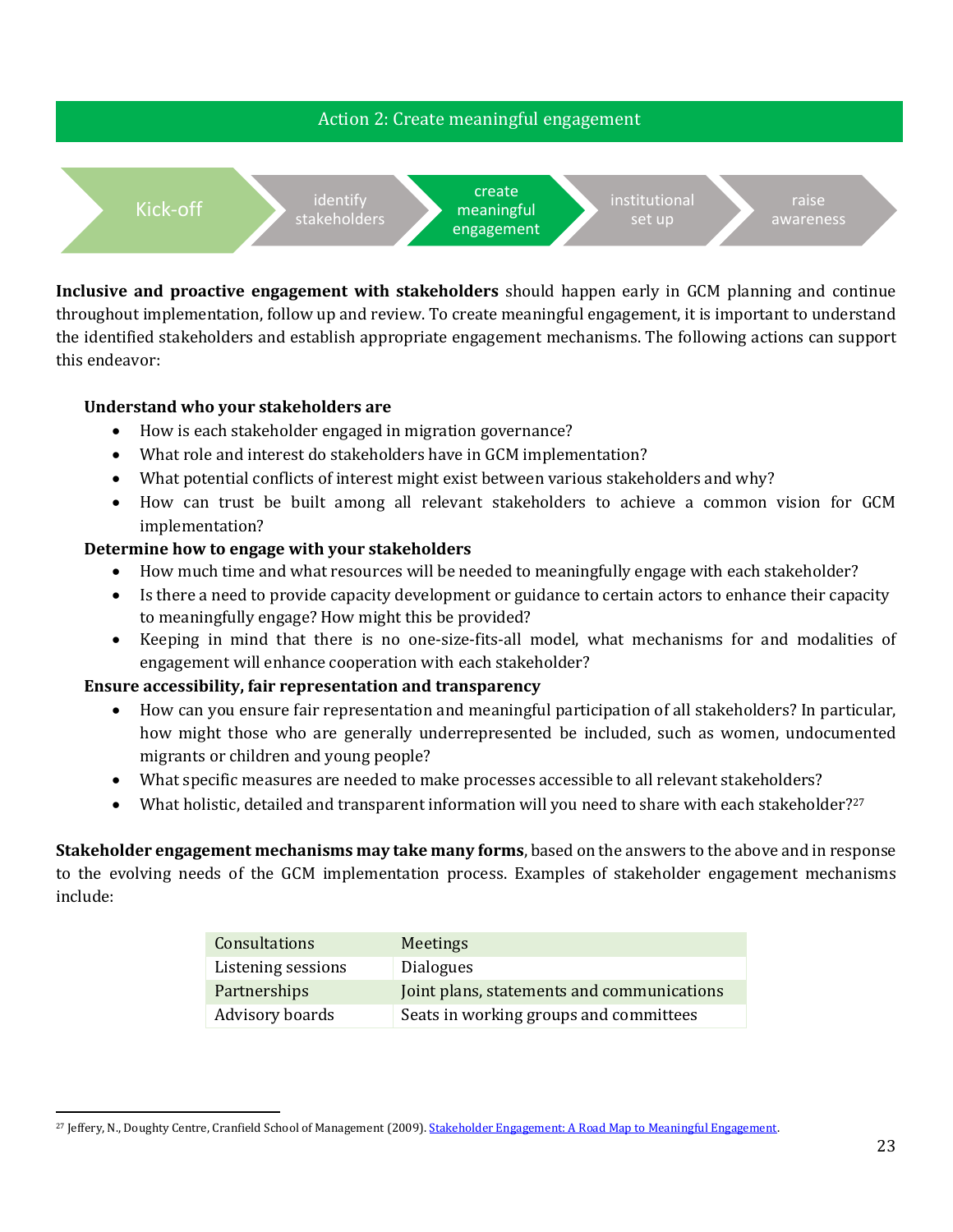## Action 2: Create meaningful engagement

Kick-off → identify stakeholders → create meaningful engagement → institutional set up → raise awareness

**Inclusive and proactive engagement with stakeholders** should happen early in GCM planning and continue throughout implementation, follow up and review. To create meaningful engagement, it is important to understand the identified stakeholders and establish appropriate engagement mechanisms. The following actions can support this endeavor:

**Understand who your stakeholders are**

- How is each stakeholder engaged in migration governance?
- What role and interest do stakeholders have in GCM implementation?
- What potential conflicts of interest might exist between various stakeholders and why?
- How can trust be built among all relevant stakeholders to achieve a common vision for GCM implementation?

**Determine how to engage with your stakeholders**

- How much time and what resources will be needed to meaningfully engage with each stakeholder?
- Is there a need to provide capacity development or guidance to certain actors to enhance their capacity to meaningfully engage? How might this be provided?
- Keeping in mind that there is no one-size-fits-all model, what mechanisms for and modalities of engagement will enhance cooperation with each stakeholder?

**Ensure accessibility, fair representation and transparency**

- How can you ensure fair representation and meaningful participation of all stakeholders? In particular, how might those who are generally underrepresented be included, such as women, undocumented migrants or children and young people?
- What specific measures are needed to make processes accessible to all relevant stakeholders?
- What holistic, detailed and transparent information will you need to share with each stakeholder?[27]

**Stakeholder engagement mechanisms may take many forms**, based on the answers to the above and in response to the evolving needs of the GCM implementation process. Examples of stakeholder engagement mechanisms include:

| Consultations | Meetings |
|---|---|
| Listening sessions | Dialogues |
| Partnerships | Joint plans, statements and communications |
| Advisory boards | Seats in working groups and committees |

[27] Jeffery, N., Doughty Centre, Cranfield School of Management (2009). [Stakeholder Engagement: A Road Map to Meaningful Engagement]().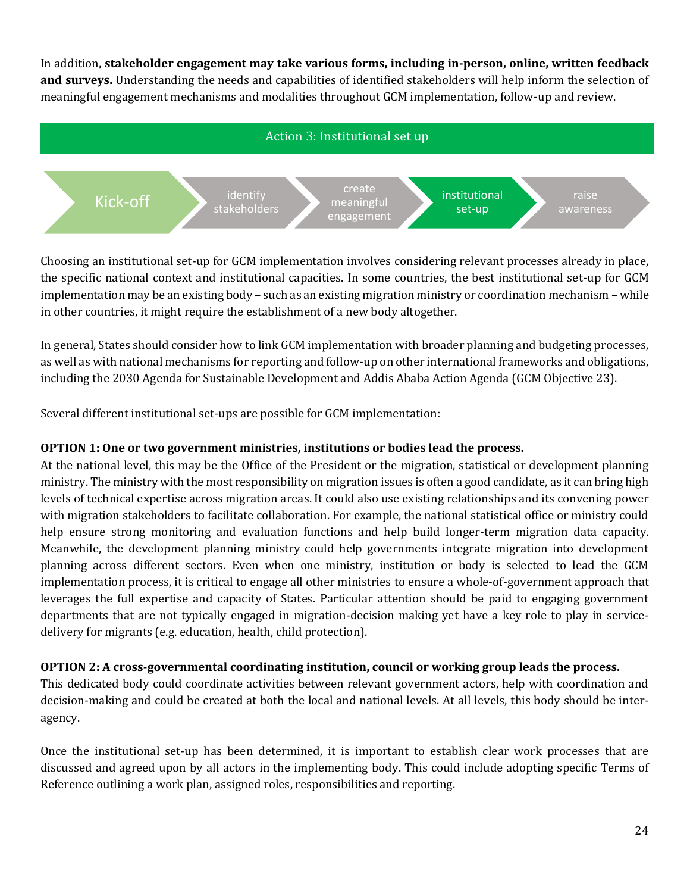In addition, **stakeholder engagement may take various forms, including in-person, online, written feedback and surveys.** Understanding the needs and capabilities of identified stakeholders will help inform the selection of meaningful engagement mechanisms and modalities throughout GCM implementation, follow-up and review.

## Action 3: Institutional set up

Kick-off → identify stakeholders → create meaningful engagement → **institutional set-up** → raise awareness

Choosing an institutional set-up for GCM implementation involves considering relevant processes already in place, the specific national context and institutional capacities. In some countries, the best institutional set-up for GCM implementation may be an existing body – such as an existing migration ministry or coordination mechanism – while in other countries, it might require the establishment of a new body altogether.

In general, States should consider how to link GCM implementation with broader planning and budgeting processes, as well as with national mechanisms for reporting and follow-up on other international frameworks and obligations, including the 2030 Agenda for Sustainable Development and Addis Ababa Action Agenda (GCM Objective 23).

Several different institutional set-ups are possible for GCM implementation:

**OPTION 1: One or two government ministries, institutions or bodies lead the process.**
At the national level, this may be the Office of the President or the migration, statistical or development planning ministry. The ministry with the most responsibility on migration issues is often a good candidate, as it can bring high levels of technical expertise across migration areas. It could also use existing relationships and its convening power with migration stakeholders to facilitate collaboration. For example, the national statistical office or ministry could help ensure strong monitoring and evaluation functions and help build longer-term migration data capacity. Meanwhile, the development planning ministry could help governments integrate migration into development planning across different sectors. Even when one ministry, institution or body is selected to lead the GCM implementation process, it is critical to engage all other ministries to ensure a whole-of-government approach that leverages the full expertise and capacity of States. Particular attention should be paid to engaging government departments that are not typically engaged in migration-decision making yet have a key role to play in service-delivery for migrants (e.g. education, health, child protection).

**OPTION 2: A cross-governmental coordinating institution, council or working group leads the process.**
This dedicated body could coordinate activities between relevant government actors, help with coordination and decision-making and could be created at both the local and national levels. At all levels, this body should be inter-agency.

Once the institutional set-up has been determined, it is important to establish clear work processes that are discussed and agreed upon by all actors in the implementing body. This could include adopting specific Terms of Reference outlining a work plan, assigned roles, responsibilities and reporting.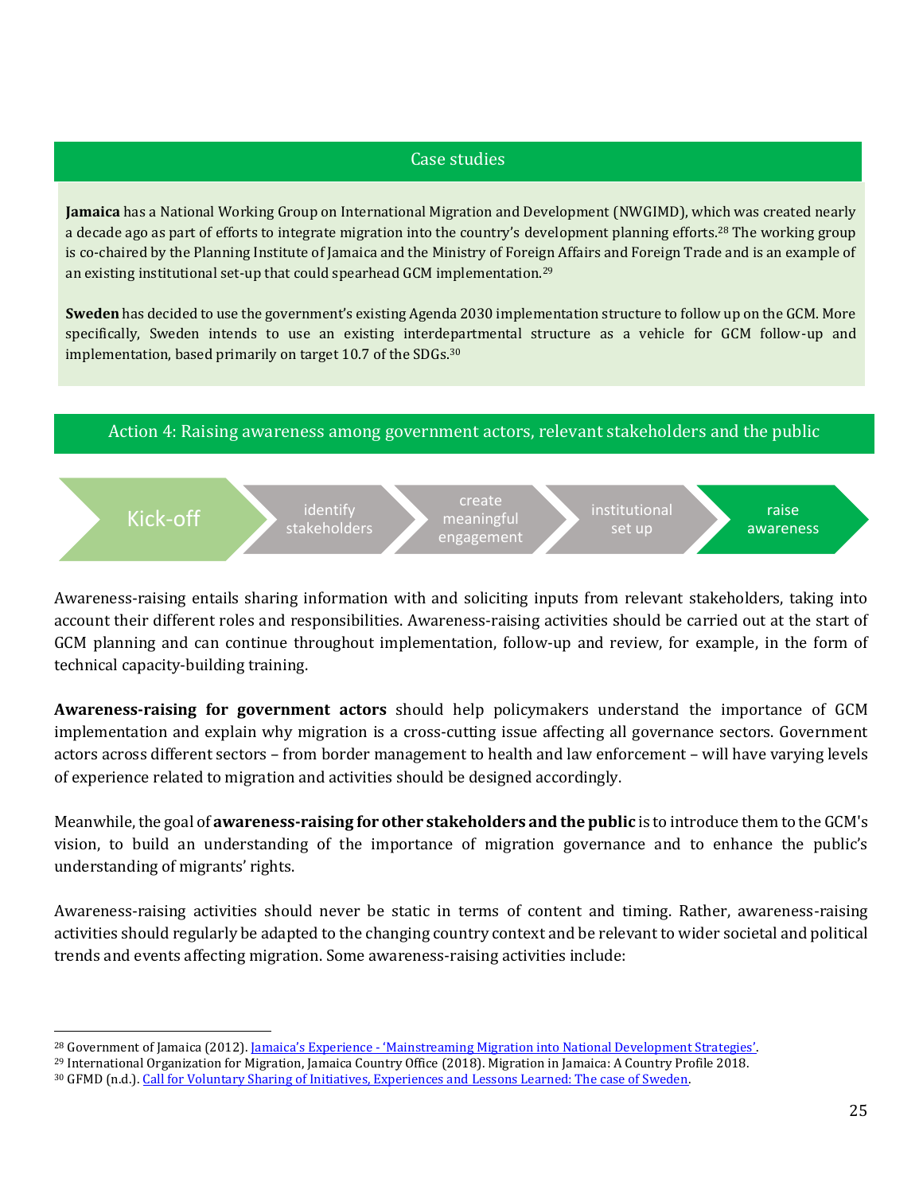### Case studies

**Jamaica** has a National Working Group on International Migration and Development (NWGIMD), which was created nearly a decade ago as part of efforts to integrate migration into the country's development planning efforts.[28] The working group is co-chaired by the Planning Institute of Jamaica and the Ministry of Foreign Affairs and Foreign Trade and is an example of an existing institutional set-up that could spearhead GCM implementation.[29]

**Sweden** has decided to use the government's existing Agenda 2030 implementation structure to follow up on the GCM. More specifically, Sweden intends to use an existing interdepartmental structure as a vehicle for GCM follow-up and implementation, based primarily on target 10.7 of the SDGs.[30]

## Action 4: Raising awareness among government actors, relevant stakeholders and the public

Kick-off → identify stakeholders → create meaningful engagement → institutional set up → raise awareness

Awareness-raising entails sharing information with and soliciting inputs from relevant stakeholders, taking into account their different roles and responsibilities. Awareness-raising activities should be carried out at the start of GCM planning and can continue throughout implementation, follow-up and review, for example, in the form of technical capacity-building training.

**Awareness-raising for government actors** should help policymakers understand the importance of GCM implementation and explain why migration is a cross-cutting issue affecting all governance sectors. Government actors across different sectors – from border management to health and law enforcement – will have varying levels of experience related to migration and activities should be designed accordingly.

Meanwhile, the goal of **awareness-raising for other stakeholders and the public** is to introduce them to the GCM's vision, to build an understanding of the importance of migration governance and to enhance the public's understanding of migrants' rights.

Awareness-raising activities should never be static in terms of content and timing. Rather, awareness-raising activities should regularly be adapted to the changing country context and be relevant to wider societal and political trends and events affecting migration. Some awareness-raising activities include:

---

[28] Government of Jamaica (2012). Jamaica's Experience - 'Mainstreaming Migration into National Development Strategies'.

[29] International Organization for Migration, Jamaica Country Office (2018). Migration in Jamaica: A Country Profile 2018.

[30] GFMD (n.d.). Call for Voluntary Sharing of Initiatives, Experiences and Lessons Learned: The case of Sweden.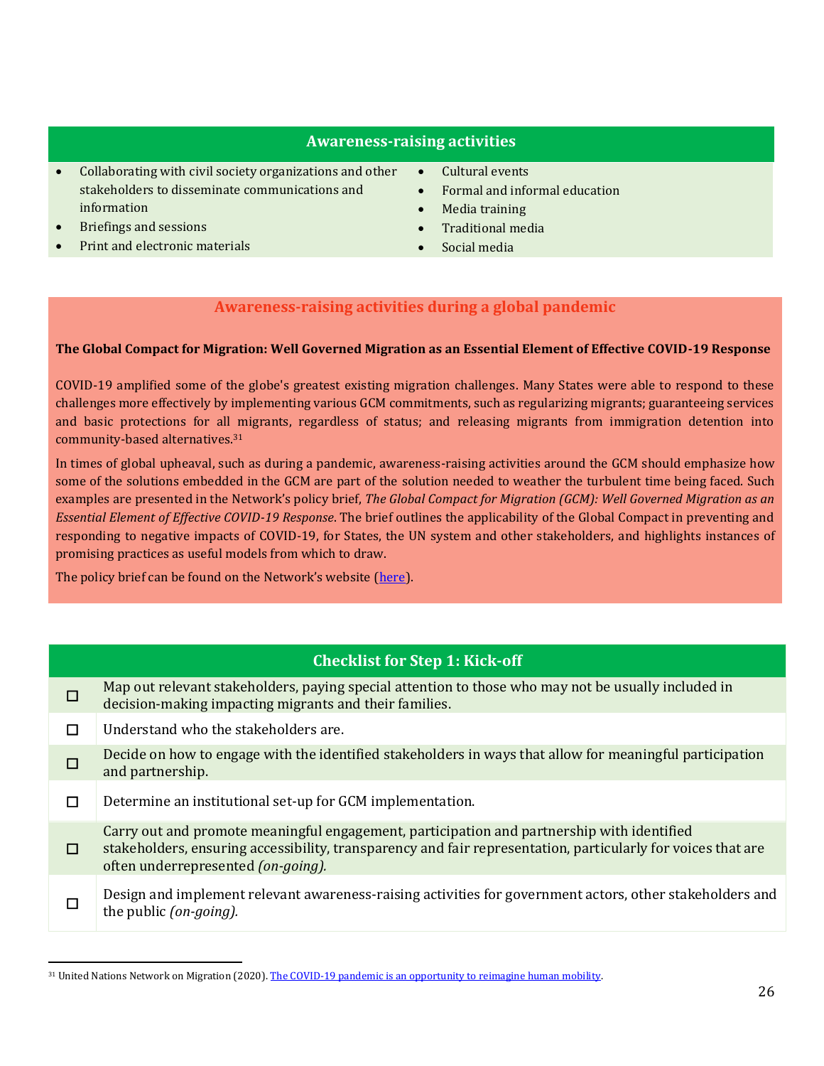### Awareness-raising activities

- Collaborating with civil society organizations and other stakeholders to disseminate communications and information
- Briefings and sessions
- Print and electronic materials
- Cultural events
- Formal and informal education
- Media training
- Traditional media
- Social media

### Awareness-raising activities during a global pandemic

**The Global Compact for Migration: Well Governed Migration as an Essential Element of Effective COVID-19 Response**

COVID-19 amplified some of the globe's greatest existing migration challenges. Many States were able to respond to these challenges more effectively by implementing various GCM commitments, such as regularizing migrants; guaranteeing services and basic protections for all migrants, regardless of status; and releasing migrants from immigration detention into community-based alternatives.[31]

In times of global upheaval, such as during a pandemic, awareness-raising activities around the GCM should emphasize how some of the solutions embedded in the GCM are part of the solution needed to weather the turbulent time being faced. Such examples are presented in the Network's policy brief, *The Global Compact for Migration (GCM): Well Governed Migration as an Essential Element of Effective COVID-19 Response*. The brief outlines the applicability of the Global Compact in preventing and responding to negative impacts of COVID-19, for States, the UN system and other stakeholders, and highlights instances of promising practices as useful models from which to draw.

The policy brief can be found on the Network's website (here).

### Checklist for Step 1: Kick-off

| | |
|---|---|
| ☐ | Map out relevant stakeholders, paying special attention to those who may not be usually included in decision-making impacting migrants and their families. |
| ☐ | Understand who the stakeholders are. |
| ☐ | Decide on how to engage with the identified stakeholders in ways that allow for meaningful participation and partnership. |
| ☐ | Determine an institutional set-up for GCM implementation. |
| ☐ | Carry out and promote meaningful engagement, participation and partnership with identified stakeholders, ensuring accessibility, transparency and fair representation, particularly for voices that are often underrepresented *(on-going)*. |
| ☐ | Design and implement relevant awareness-raising activities for government actors, other stakeholders and the public *(on-going)*. |

[31] United Nations Network on Migration (2020). The COVID-19 pandemic is an opportunity to reimagine human mobility.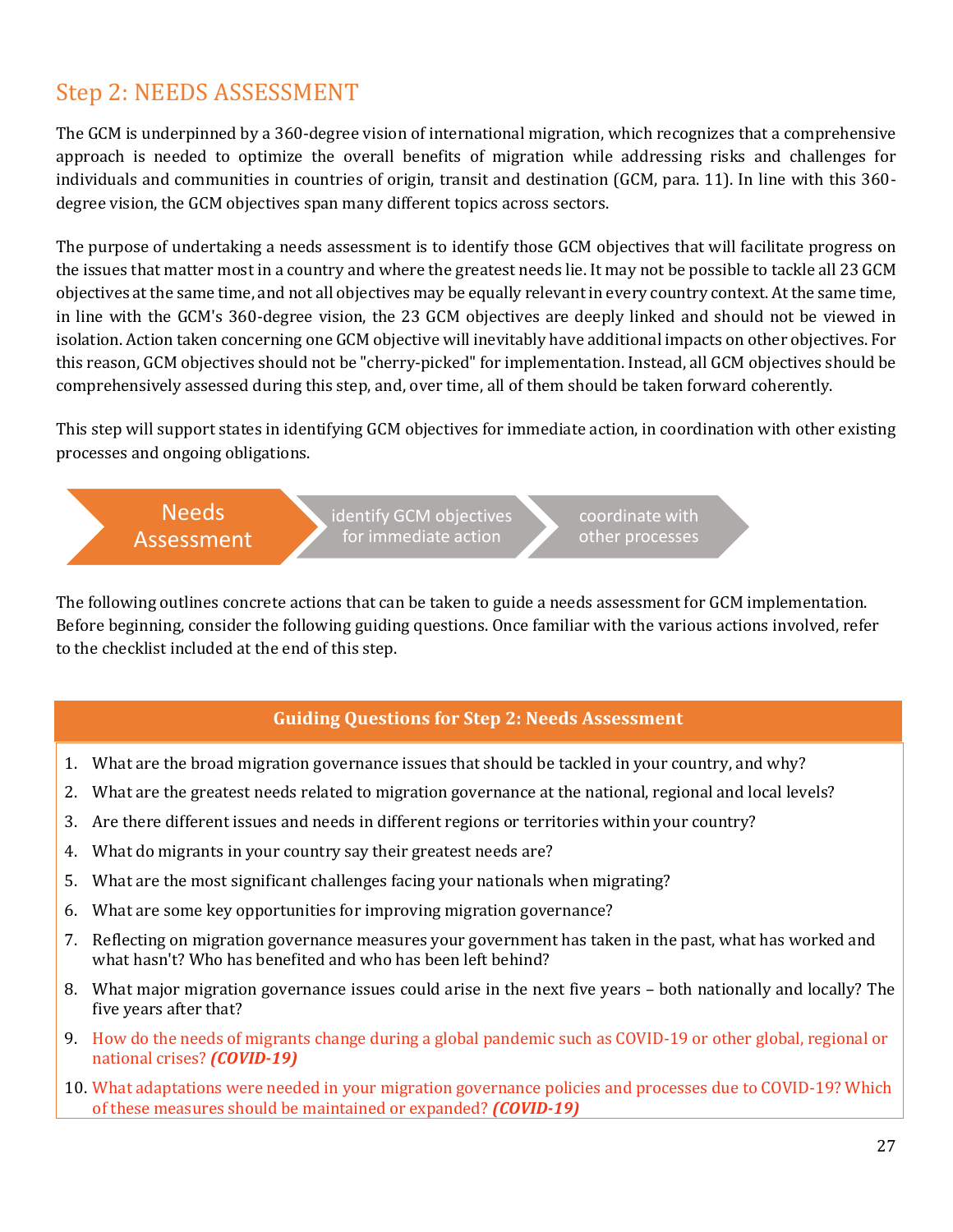## Step 2: NEEDS ASSESSMENT

The GCM is underpinned by a 360-degree vision of international migration, which recognizes that a comprehensive approach is needed to optimize the overall benefits of migration while addressing risks and challenges for individuals and communities in countries of origin, transit and destination (GCM, para. 11). In line with this 360-degree vision, the GCM objectives span many different topics across sectors.

The purpose of undertaking a needs assessment is to identify those GCM objectives that will facilitate progress on the issues that matter most in a country and where the greatest needs lie. It may not be possible to tackle all 23 GCM objectives at the same time, and not all objectives may be equally relevant in every country context. At the same time, in line with the GCM's 360-degree vision, the 23 GCM objectives are deeply linked and should not be viewed in isolation. Action taken concerning one GCM objective will inevitably have additional impacts on other objectives. For this reason, GCM objectives should not be "cherry-picked" for implementation. Instead, all GCM objectives should be comprehensively assessed during this step, and, over time, all of them should be taken forward coherently.

This step will support states in identifying GCM objectives for immediate action, in coordination with other existing processes and ongoing obligations.

Needs Assessment → identify GCM objectives for immediate action → coordinate with other processes

The following outlines concrete actions that can be taken to guide a needs assessment for GCM implementation. Before beginning, consider the following guiding questions. Once familiar with the various actions involved, refer to the checklist included at the end of this step.

**Guiding Questions for Step 2: Needs Assessment**

1. What are the broad migration governance issues that should be tackled in your country, and why?
2. What are the greatest needs related to migration governance at the national, regional and local levels?
3. Are there different issues and needs in different regions or territories within your country?
4. What do migrants in your country say their greatest needs are?
5. What are the most significant challenges facing your nationals when migrating?
6. What are some key opportunities for improving migration governance?
7. Reflecting on migration governance measures your government has taken in the past, what has worked and what hasn't? Who has benefited and who has been left behind?
8. What major migration governance issues could arise in the next five years – both nationally and locally? The five years after that?
9. How do the needs of migrants change during a global pandemic such as COVID-19 or other global, regional or national crises? ***(COVID-19)***
10. What adaptations were needed in your migration governance policies and processes due to COVID-19? Which of these measures should be maintained or expanded? ***(COVID-19)***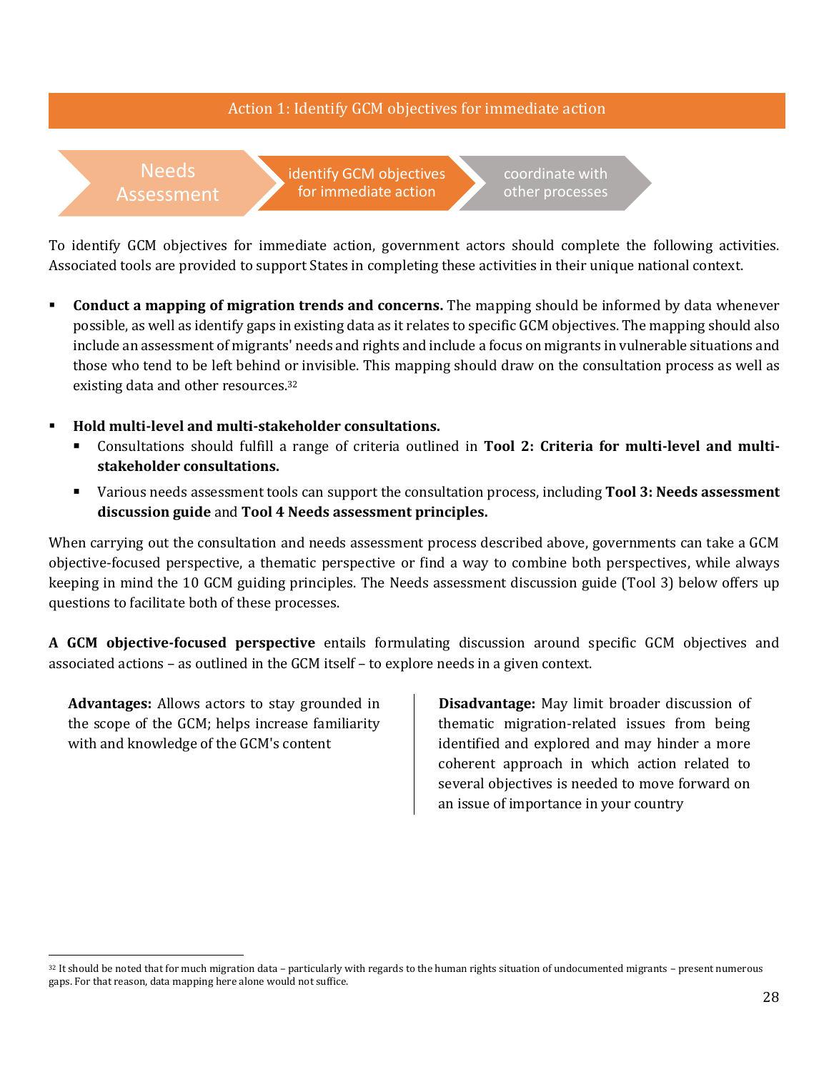## Action 1: Identify GCM objectives for immediate action

Needs Assessment → identify GCM objectives for immediate action → coordinate with other processes

To identify GCM objectives for immediate action, government actors should complete the following activities. Associated tools are provided to support States in completing these activities in their unique national context.

- **Conduct a mapping of migration trends and concerns.** The mapping should be informed by data whenever possible, as well as identify gaps in existing data as it relates to specific GCM objectives. The mapping should also include an assessment of migrants' needs and rights and include a focus on migrants in vulnerable situations and those who tend to be left behind or invisible. This mapping should draw on the consultation process as well as existing data and other resources.[32]

- **Hold multi-level and multi-stakeholder consultations.**
  - Consultations should fulfill a range of criteria outlined in **Tool 2: Criteria for multi-level and multi-stakeholder consultations.**
  - Various needs assessment tools can support the consultation process, including **Tool 3: Needs assessment discussion guide** and **Tool 4 Needs assessment principles.**

When carrying out the consultation and needs assessment process described above, governments can take a GCM objective-focused perspective, a thematic perspective or find a way to combine both perspectives, while always keeping in mind the 10 GCM guiding principles. The Needs assessment discussion guide (Tool 3) below offers up questions to facilitate both of these processes.

**A GCM objective-focused perspective** entails formulating discussion around specific GCM objectives and associated actions – as outlined in the GCM itself – to explore needs in a given context.

**Advantages:** Allows actors to stay grounded in the scope of the GCM; helps increase familiarity with and knowledge of the GCM's content

**Disadvantage:** May limit broader discussion of thematic migration-related issues from being identified and explored and may hinder a more coherent approach in which action related to several objectives is needed to move forward on an issue of importance in your country

[32] It should be noted that for much migration data – particularly with regards to the human rights situation of undocumented migrants – present numerous gaps. For that reason, data mapping here alone would not suffice.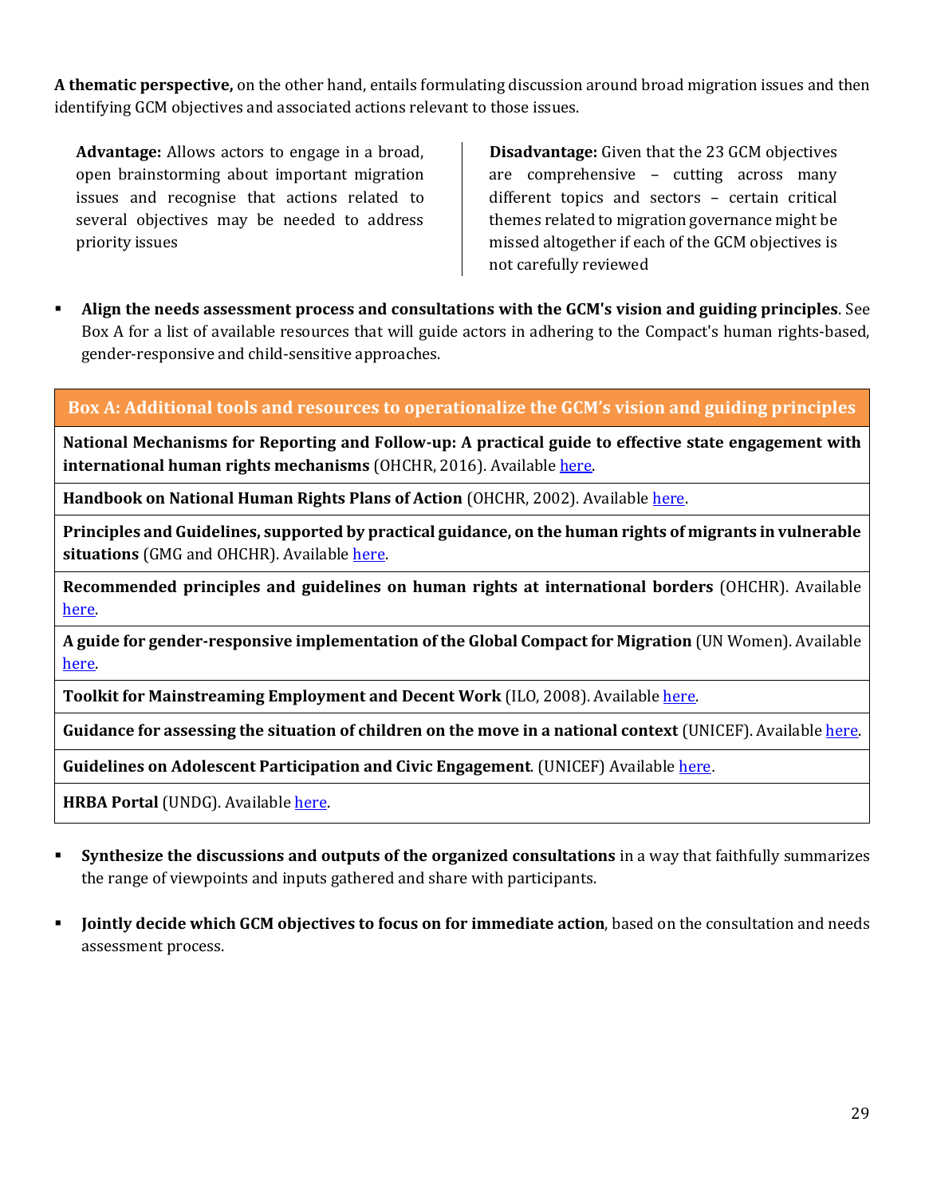**A thematic perspective,** on the other hand, entails formulating discussion around broad migration issues and then identifying GCM objectives and associated actions relevant to those issues.

**Advantage:** Allows actors to engage in a broad, open brainstorming about important migration issues and recognise that actions related to several objectives may be needed to address priority issues

**Disadvantage:** Given that the 23 GCM objectives are comprehensive – cutting across many different topics and sectors – certain critical themes related to migration governance might be missed altogether if each of the GCM objectives is not carefully reviewed

- **Align the needs assessment process and consultations with the GCM's vision and guiding principles**. See Box A for a list of available resources that will guide actors in adhering to the Compact's human rights-based, gender-responsive and child-sensitive approaches.

| Box A: Additional tools and resources to operationalize the GCM's vision and guiding principles |
|---|
| **National Mechanisms for Reporting and Follow-up: A practical guide to effective state engagement with international human rights mechanisms** (OHCHR, 2016). Available here. |
| **Handbook on National Human Rights Plans of Action** (OHCHR, 2002). Available here. |
| **Principles and Guidelines, supported by practical guidance, on the human rights of migrants in vulnerable situations** (GMG and OHCHR). Available here. |
| **Recommended principles and guidelines on human rights at international borders** (OHCHR). Available here. |
| **A guide for gender-responsive implementation of the Global Compact for Migration** (UN Women). Available here. |
| **Toolkit for Mainstreaming Employment and Decent Work** (ILO, 2008). Available here. |
| **Guidance for assessing the situation of children on the move in a national context** (UNICEF). Available here. |
| **Guidelines on Adolescent Participation and Civic Engagement**. (UNICEF) Available here. |
| **HRBA Portal** (UNDG). Available here. |

- **Synthesize the discussions and outputs of the organized consultations** in a way that faithfully summarizes the range of viewpoints and inputs gathered and share with participants.

- **Jointly decide which GCM objectives to focus on for immediate action**, based on the consultation and needs assessment process.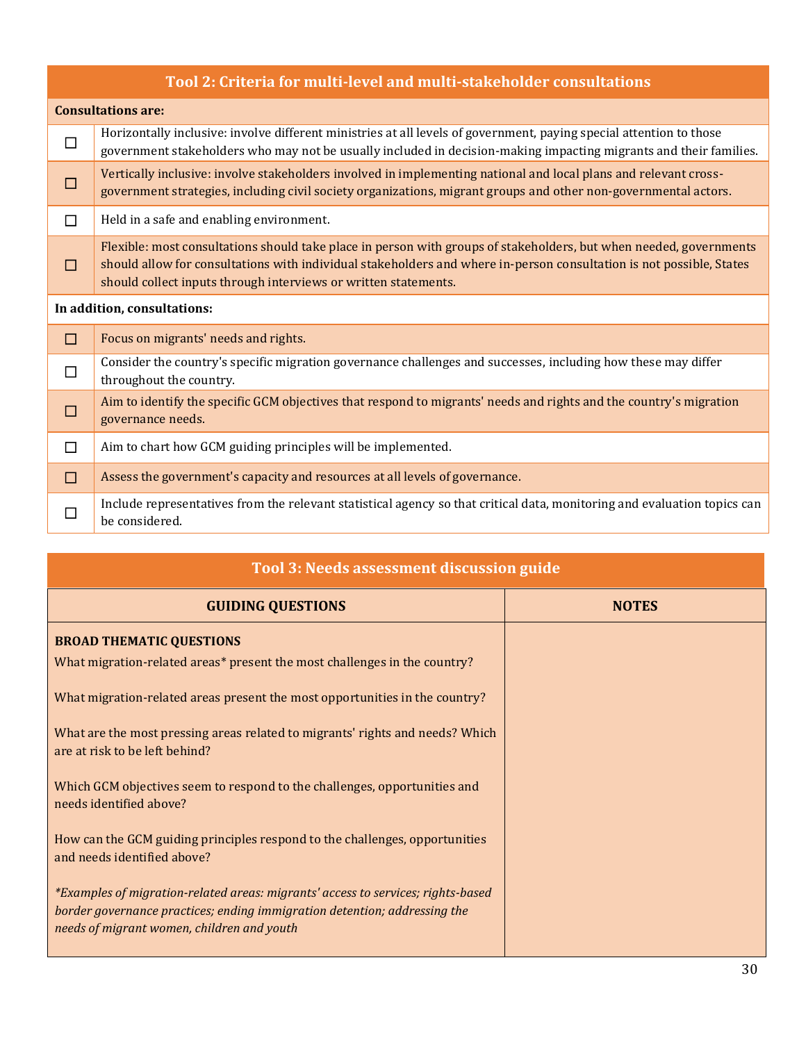| Tool 2: Criteria for multi-level and multi-stakeholder consultations | |
|---|---|
| **Consultations are:** | |
| ☐ | Horizontally inclusive: involve different ministries at all levels of government, paying special attention to those government stakeholders who may not be usually included in decision-making impacting migrants and their families. |
| ☐ | Vertically inclusive: involve stakeholders involved in implementing national and local plans and relevant cross-government strategies, including civil society organizations, migrant groups and other non-governmental actors. |
| ☐ | Held in a safe and enabling environment. |
| ☐ | Flexible: most consultations should take place in person with groups of stakeholders, but when needed, governments should allow for consultations with individual stakeholders and where in-person consultation is not possible, States should collect inputs through interviews or written statements. |
| **In addition, consultations:** | |
| ☐ | Focus on migrants' needs and rights. |
| ☐ | Consider the country's specific migration governance challenges and successes, including how these may differ throughout the country. |
| ☐ | Aim to identify the specific GCM objectives that respond to migrants' needs and rights and the country's migration governance needs. |
| ☐ | Aim to chart how GCM guiding principles will be implemented. |
| ☐ | Assess the government's capacity and resources at all levels of governance. |
| ☐ | Include representatives from the relevant statistical agency so that critical data, monitoring and evaluation topics can be considered. |

| Tool 3: Needs assessment discussion guide | |
|---|---|
| **GUIDING QUESTIONS** | **NOTES** |
| **BROAD THEMATIC QUESTIONS**<br>What migration-related areas* present the most challenges in the country?<br><br>What migration-related areas present the most opportunities in the country?<br><br>What are the most pressing areas related to migrants' rights and needs? Which are at risk to be left behind?<br><br>Which GCM objectives seem to respond to the challenges, opportunities and needs identified above?<br><br>How can the GCM guiding principles respond to the challenges, opportunities and needs identified above?<br><br>*\*Examples of migration-related areas: migrants' access to services; rights-based border governance practices; ending immigration detention; addressing the needs of migrant women, children and youth* | |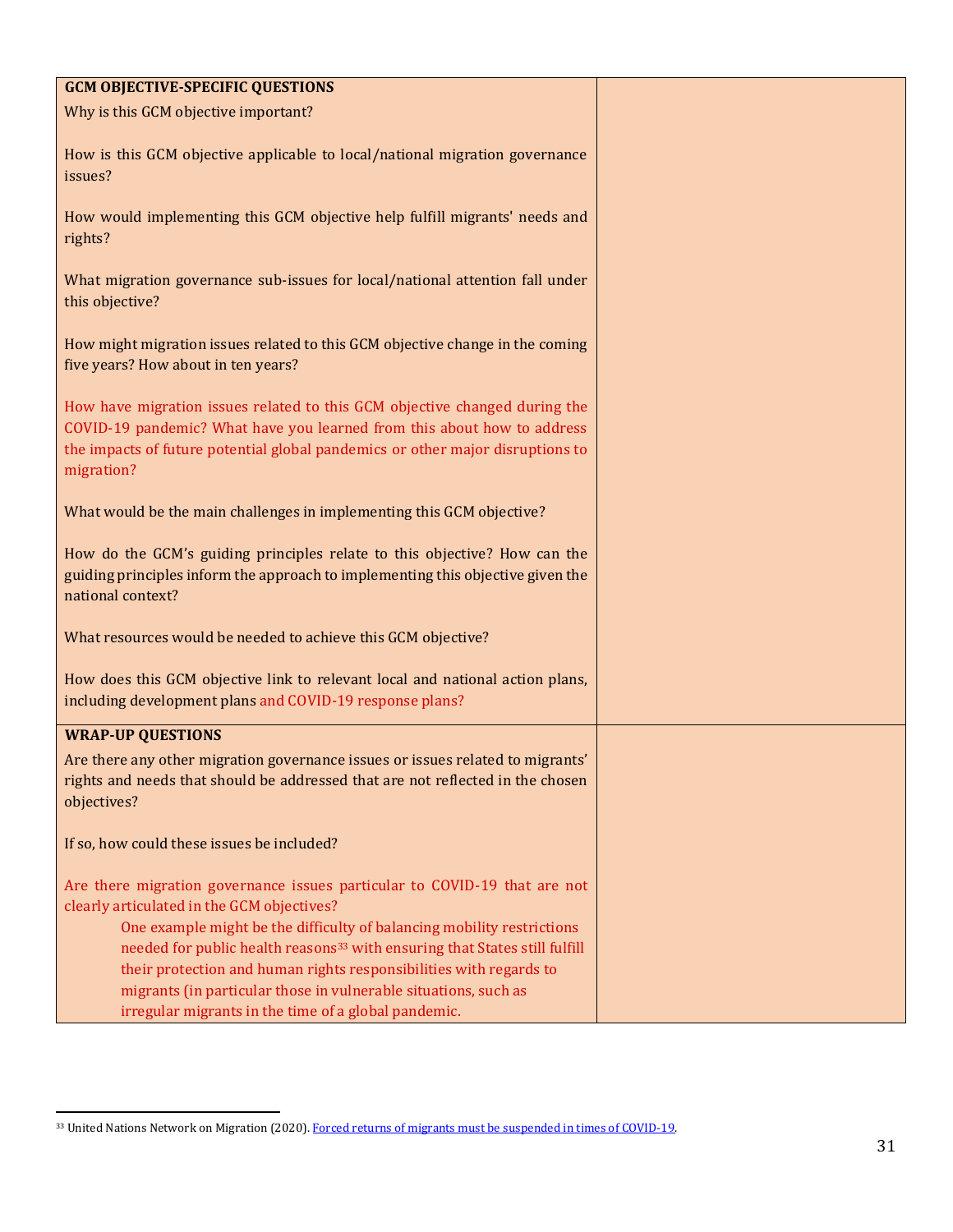| **GCM OBJECTIVE-SPECIFIC QUESTIONS**<br>Why is this GCM objective important?<br><br>How is this GCM objective applicable to local/national migration governance issues?<br><br>How would implementing this GCM objective help fulfill migrants' needs and rights?<br><br>What migration governance sub-issues for local/national attention fall under this objective?<br><br>How might migration issues related to this GCM objective change in the coming five years? How about in ten years?<br><br>How have migration issues related to this GCM objective changed during the COVID-19 pandemic? What have you learned from this about how to address the impacts of future potential global pandemics or other major disruptions to migration?<br><br>What would be the main challenges in implementing this GCM objective?<br><br>How do the GCM's guiding principles relate to this objective? How can the guiding principles inform the approach to implementing this objective given the national context?<br><br>What resources would be needed to achieve this GCM objective?<br><br>How does this GCM objective link to relevant local and national action plans, including development plans and COVID-19 response plans? | |
|---|---|
| **WRAP-UP QUESTIONS**<br>Are there any other migration governance issues or issues related to migrants' rights and needs that should be addressed that are not reflected in the chosen objectives?<br><br>If so, how could these issues be included?<br><br>Are there migration governance issues particular to COVID-19 that are not clearly articulated in the GCM objectives?<br>One example might be the difficulty of balancing mobility restrictions needed for public health reasons[33] with ensuring that States still fulfill their protection and human rights responsibilities with regards to migrants (in particular those in vulnerable situations, such as irregular migrants in the time of a global pandemic. | |

[33] United Nations Network on Migration (2020). Forced returns of migrants must be suspended in times of COVID-19.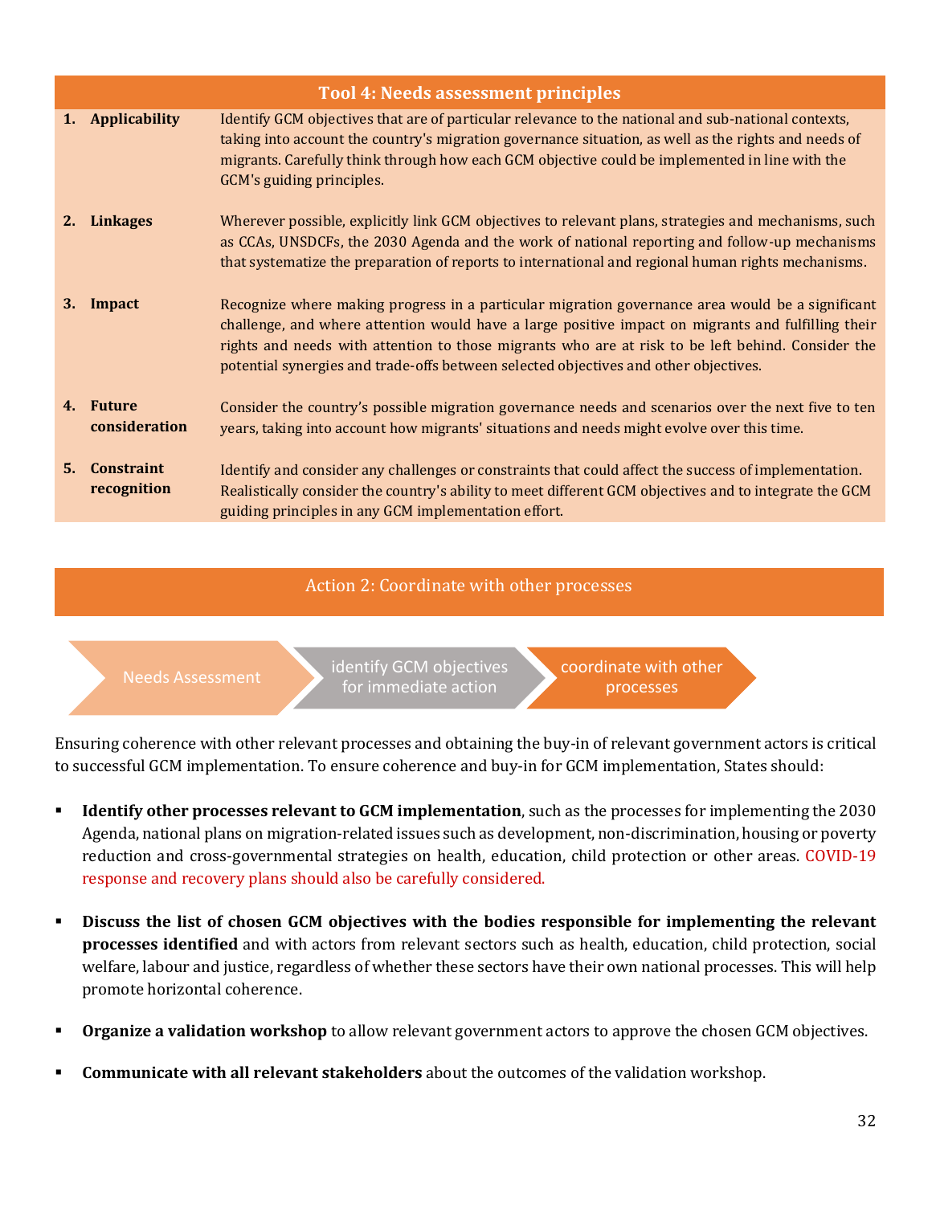| Tool 4: Needs assessment principles | |
|---|---|
| 1. **Applicability** | Identify GCM objectives that are of particular relevance to the national and sub-national contexts, taking into account the country's migration governance situation, as well as the rights and needs of migrants. Carefully think through how each GCM objective could be implemented in line with the GCM's guiding principles. |
| 2. **Linkages** | Wherever possible, explicitly link GCM objectives to relevant plans, strategies and mechanisms, such as CCAs, UNSDCFs, the 2030 Agenda and the work of national reporting and follow-up mechanisms that systematize the preparation of reports to international and regional human rights mechanisms. |
| 3. **Impact** | Recognize where making progress in a particular migration governance area would be a significant challenge, and where attention would have a large positive impact on migrants and fulfilling their rights and needs with attention to those migrants who are at risk to be left behind. Consider the potential synergies and trade-offs between selected objectives and other objectives. |
| 4. **Future consideration** | Consider the country's possible migration governance needs and scenarios over the next five to ten years, taking into account how migrants' situations and needs might evolve over this time. |
| 5. **Constraint recognition** | Identify and consider any challenges or constraints that could affect the success of implementation. Realistically consider the country's ability to meet different GCM objectives and to integrate the GCM guiding principles in any GCM implementation effort. |

## Action 2: Coordinate with other processes

Needs Assessment → identify GCM objectives for immediate action → coordinate with other processes

Ensuring coherence with other relevant processes and obtaining the buy-in of relevant government actors is critical to successful GCM implementation. To ensure coherence and buy-in for GCM implementation, States should:

- **Identify other processes relevant to GCM implementation**, such as the processes for implementing the 2030 Agenda, national plans on migration-related issues such as development, non-discrimination, housing or poverty reduction and cross-governmental strategies on health, education, child protection or other areas. COVID-19 response and recovery plans should also be carefully considered.

- **Discuss the list of chosen GCM objectives with the bodies responsible for implementing the relevant processes identified** and with actors from relevant sectors such as health, education, child protection, social welfare, labour and justice, regardless of whether these sectors have their own national processes. This will help promote horizontal coherence.

- **Organize a validation workshop** to allow relevant government actors to approve the chosen GCM objectives.

- **Communicate with all relevant stakeholders** about the outcomes of the validation workshop.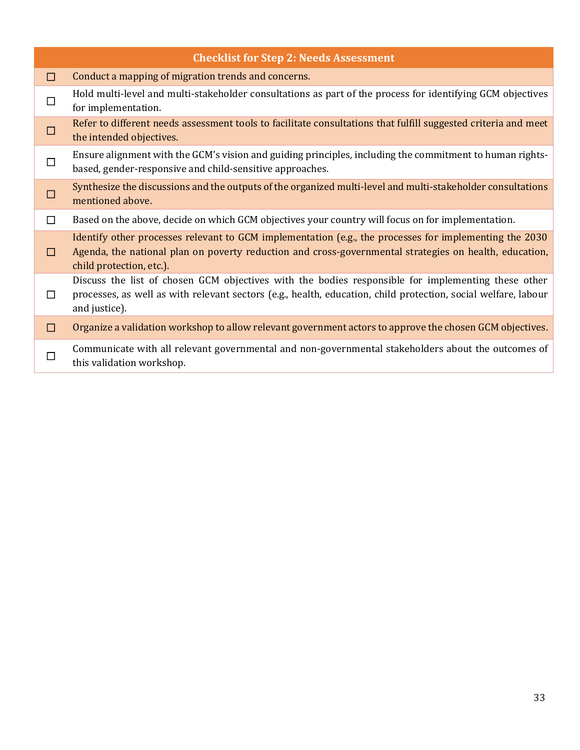| | Checklist for Step 2: Needs Assessment |
|---|---|
| ☐ | Conduct a mapping of migration trends and concerns. |
| ☐ | Hold multi-level and multi-stakeholder consultations as part of the process for identifying GCM objectives for implementation. |
| ☐ | Refer to different needs assessment tools to facilitate consultations that fulfill suggested criteria and meet the intended objectives. |
| ☐ | Ensure alignment with the GCM's vision and guiding principles, including the commitment to human rights-based, gender-responsive and child-sensitive approaches. |
| ☐ | Synthesize the discussions and the outputs of the organized multi-level and multi-stakeholder consultations mentioned above. |
| ☐ | Based on the above, decide on which GCM objectives your country will focus on for implementation. |
| ☐ | Identify other processes relevant to GCM implementation (e.g., the processes for implementing the 2030 Agenda, the national plan on poverty reduction and cross-governmental strategies on health, education, child protection, etc.). |
| ☐ | Discuss the list of chosen GCM objectives with the bodies responsible for implementing these other processes, as well as with relevant sectors (e.g., health, education, child protection, social welfare, labour and justice). |
| ☐ | Organize a validation workshop to allow relevant government actors to approve the chosen GCM objectives. |
| ☐ | Communicate with all relevant governmental and non-governmental stakeholders about the outcomes of this validation workshop. |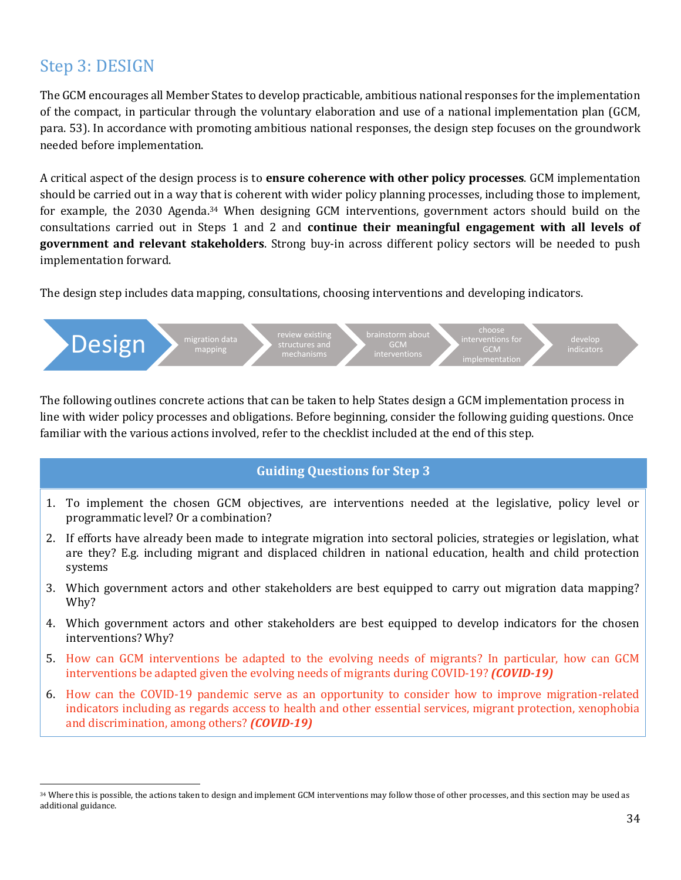## Step 3: DESIGN

The GCM encourages all Member States to develop practicable, ambitious national responses for the implementation of the compact, in particular through the voluntary elaboration and use of a national implementation plan (GCM, para. 53). In accordance with promoting ambitious national responses, the design step focuses on the groundwork needed before implementation.

A critical aspect of the design process is to **ensure coherence with other policy processes**. GCM implementation should be carried out in a way that is coherent with wider policy planning processes, including those to implement, for example, the 2030 Agenda.[34] When designing GCM interventions, government actors should build on the consultations carried out in Steps 1 and 2 and **continue their meaningful engagement with all levels of government and relevant stakeholders**. Strong buy-in across different policy sectors will be needed to push implementation forward.

The design step includes data mapping, consultations, choosing interventions and developing indicators.

Design → migration data mapping → review existing structures and mechanisms → brainstorm about GCM interventions → choose interventions for GCM implementation → develop indicators

The following outlines concrete actions that can be taken to help States design a GCM implementation process in line with wider policy processes and obligations. Before beginning, consider the following guiding questions. Once familiar with the various actions involved, refer to the checklist included at the end of this step.

| Guiding Questions for Step 3 |
|---|
| 1. To implement the chosen GCM objectives, are interventions needed at the legislative, policy level or programmatic level? Or a combination?<br>2. If efforts have already been made to integrate migration into sectoral policies, strategies or legislation, what are they? E.g. including migrant and displaced children in national education, health and child protection systems<br>3. Which government actors and other stakeholders are best equipped to carry out migration data mapping? Why?<br>4. Which government actors and other stakeholders are best equipped to develop indicators for the chosen interventions? Why?<br>5. How can GCM interventions be adapted to the evolving needs of migrants? In particular, how can GCM interventions be adapted given the evolving needs of migrants during COVID-19? ***(COVID-19)***<br>6. How can the COVID-19 pandemic serve as an opportunity to consider how to improve migration-related indicators including as regards access to health and other essential services, migrant protection, xenophobia and discrimination, among others? ***(COVID-19)*** |

[34] Where this is possible, the actions taken to design and implement GCM interventions may follow those of other processes, and this section may be used as additional guidance.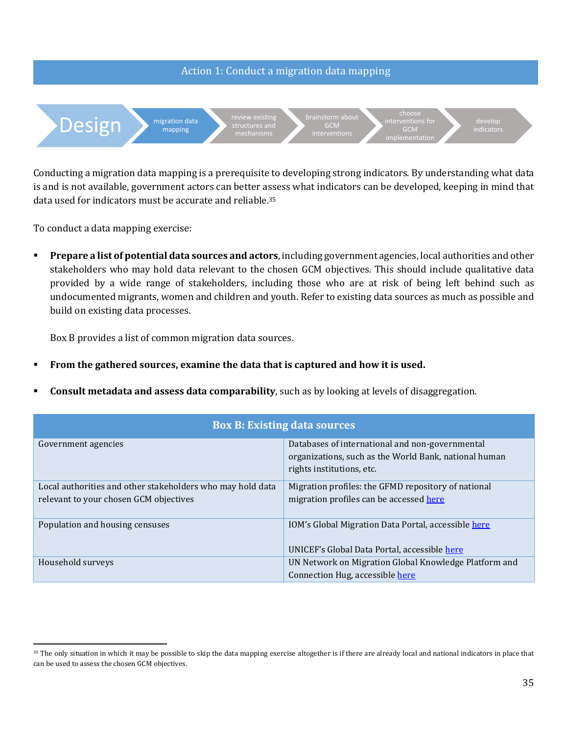## Action 1: Conduct a migration data mapping

Design → migration data mapping → review existing structures and mechanisms → brainstorm about GCM interventions → choose interventions for GCM implementation → develop indicators

Conducting a migration data mapping is a prerequisite to developing strong indicators. By understanding what data is and is not available, government actors can better assess what indicators can be developed, keeping in mind that data used for indicators must be accurate and reliable.[35]

To conduct a data mapping exercise:

- **Prepare a list of potential data sources and actors**, including government agencies, local authorities and other stakeholders who may hold data relevant to the chosen GCM objectives. This should include qualitative data provided by a wide range of stakeholders, including those who are at risk of being left behind such as undocumented migrants, women and children and youth. Refer to existing data sources as much as possible and build on existing data processes.

  Box B provides a list of common migration data sources.

- **From the gathered sources, examine the data that is captured and how it is used.**

- **Consult metadata and assess data comparability**, such as by looking at levels of disaggregation.

| Box B: Existing data sources | |
|---|---|
| Government agencies | Databases of international and non-governmental organizations, such as the World Bank, national human rights institutions, etc. |
| Local authorities and other stakeholders who may hold data relevant to your chosen GCM objectives | Migration profiles: the GFMD repository of national migration profiles can be accessed here |
| Population and housing censuses | IOM's Global Migration Data Portal, accessible here<br><br>UNICEF's Global Data Portal, accessible here |
| Household surveys | UN Network on Migration Global Knowledge Platform and Connection Hug, accessible here |

[35] The only situation in which it may be possible to skip the data mapping exercise altogether is if there are already local and national indicators in place that can be used to assess the chosen GCM objectives.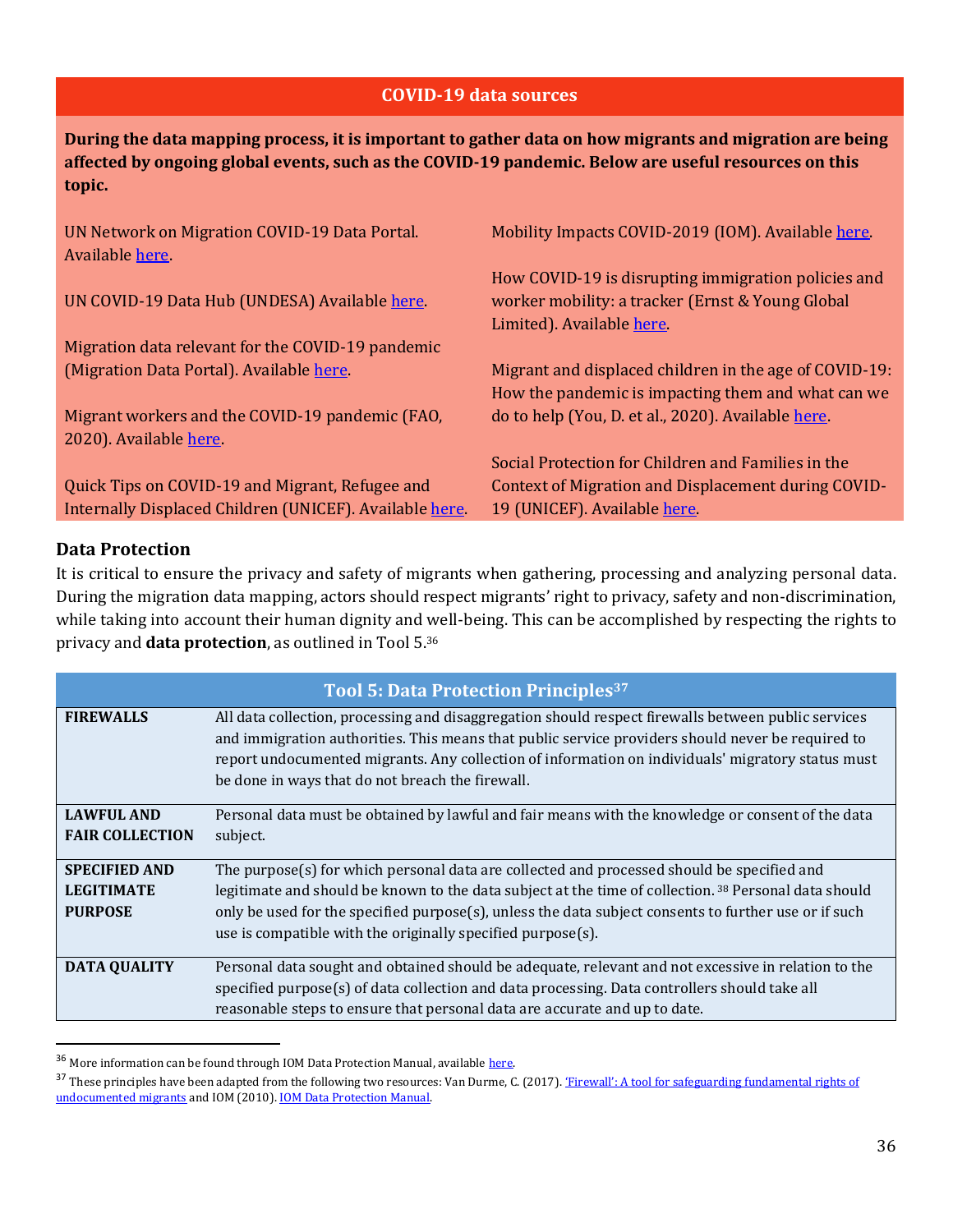## COVID-19 data sources

**During the data mapping process, it is important to gather data on how migrants and migration are being affected by ongoing global events, such as the COVID-19 pandemic. Below are useful resources on this topic.**

UN Network on Migration COVID-19 Data Portal. Available here.

UN COVID-19 Data Hub (UNDESA) Available here.

Migration data relevant for the COVID-19 pandemic (Migration Data Portal). Available here.

Migrant workers and the COVID-19 pandemic (FAO, 2020). Available here.

Quick Tips on COVID-19 and Migrant, Refugee and Internally Displaced Children (UNICEF). Available here.

Mobility Impacts COVID-2019 (IOM). Available here.

How COVID-19 is disrupting immigration policies and worker mobility: a tracker (Ernst & Young Global Limited). Available here.

Migrant and displaced children in the age of COVID-19: How the pandemic is impacting them and what can we do to help (You, D. et al., 2020). Available here.

Social Protection for Children and Families in the Context of Migration and Displacement during COVID-19 (UNICEF). Available here.

### Data Protection

It is critical to ensure the privacy and safety of migrants when gathering, processing and analyzing personal data. During the migration data mapping, actors should respect migrants' right to privacy, safety and non-discrimination, while taking into account their human dignity and well-being. This can be accomplished by respecting the rights to privacy and **data protection**, as outlined in Tool 5.[36]

| Tool 5: Data Protection Principles[37] | |
|---|---|
| **FIREWALLS** | All data collection, processing and disaggregation should respect firewalls between public services and immigration authorities. This means that public service providers should never be required to report undocumented migrants. Any collection of information on individuals' migratory status must be done in ways that do not breach the firewall. |
| **LAWFUL AND FAIR COLLECTION** | Personal data must be obtained by lawful and fair means with the knowledge or consent of the data subject. |
| **SPECIFIED AND LEGITIMATE PURPOSE** | The purpose(s) for which personal data are collected and processed should be specified and legitimate and should be known to the data subject at the time of collection.[38] Personal data should only be used for the specified purpose(s), unless the data subject consents to further use or if such use is compatible with the originally specified purpose(s). |
| **DATA QUALITY** | Personal data sought and obtained should be adequate, relevant and not excessive in relation to the specified purpose(s) of data collection and data processing. Data controllers should take all reasonable steps to ensure that personal data are accurate and up to date. |

[36] More information can be found through IOM Data Protection Manual, available here.

[37] These principles have been adapted from the following two resources: Van Durme, C. (2017). 'Firewall': A tool for safeguarding fundamental rights of undocumented migrants and IOM (2010). IOM Data Protection Manual.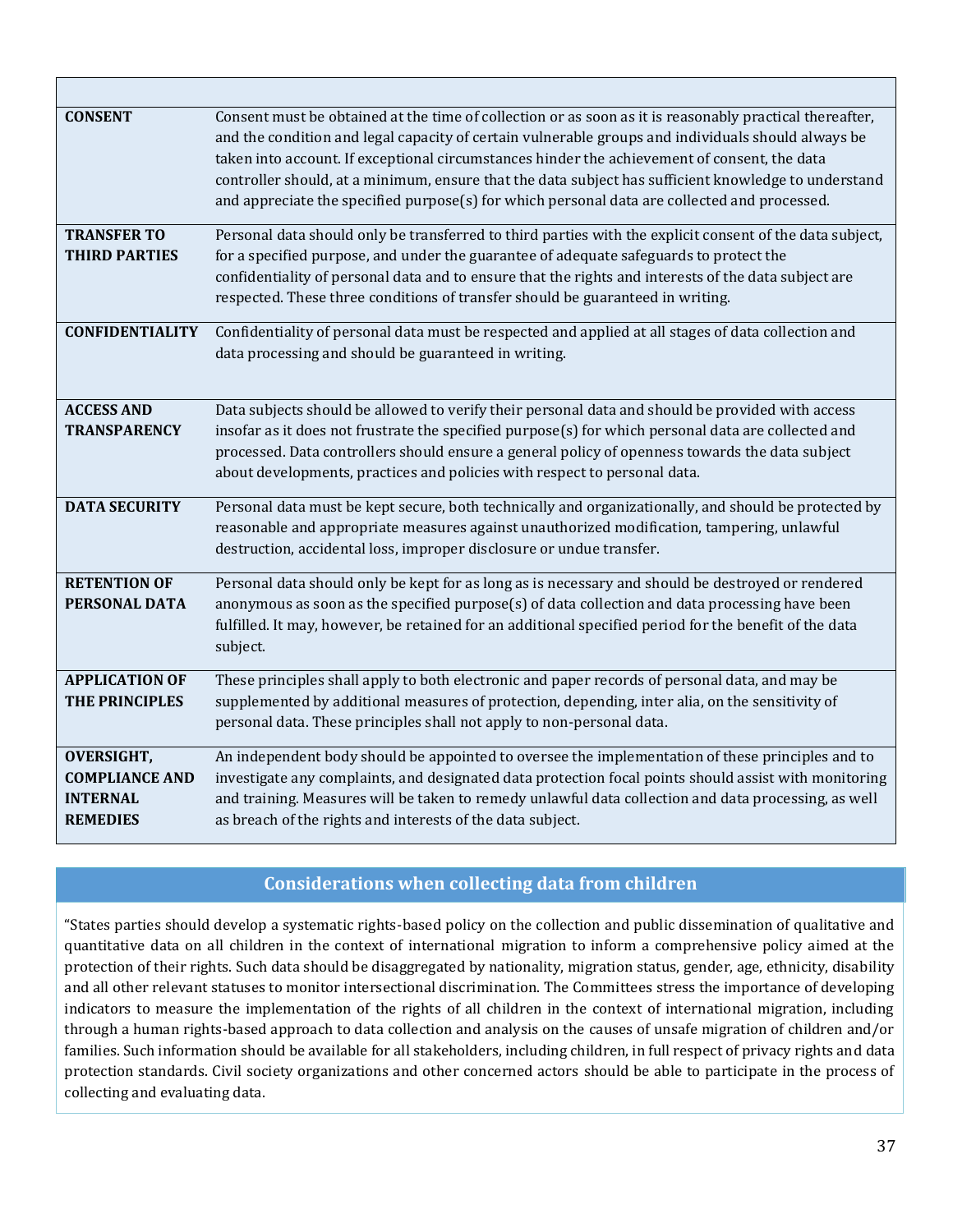| | |
|---|---|
| **CONSENT** | Consent must be obtained at the time of collection or as soon as it is reasonably practical thereafter, and the condition and legal capacity of certain vulnerable groups and individuals should always be taken into account. If exceptional circumstances hinder the achievement of consent, the data controller should, at a minimum, ensure that the data subject has sufficient knowledge to understand and appreciate the specified purpose(s) for which personal data are collected and processed. |
| **TRANSFER TO THIRD PARTIES** | Personal data should only be transferred to third parties with the explicit consent of the data subject, for a specified purpose, and under the guarantee of adequate safeguards to protect the confidentiality of personal data and to ensure that the rights and interests of the data subject are respected. These three conditions of transfer should be guaranteed in writing. |
| **CONFIDENTIALITY** | Confidentiality of personal data must be respected and applied at all stages of data collection and data processing and should be guaranteed in writing. |
| **ACCESS AND TRANSPARENCY** | Data subjects should be allowed to verify their personal data and should be provided with access insofar as it does not frustrate the specified purpose(s) for which personal data are collected and processed. Data controllers should ensure a general policy of openness towards the data subject about developments, practices and policies with respect to personal data. |
| **DATA SECURITY** | Personal data must be kept secure, both technically and organizationally, and should be protected by reasonable and appropriate measures against unauthorized modification, tampering, unlawful destruction, accidental loss, improper disclosure or undue transfer. |
| **RETENTION OF PERSONAL DATA** | Personal data should only be kept for as long as is necessary and should be destroyed or rendered anonymous as soon as the specified purpose(s) of data collection and data processing have been fulfilled. It may, however, be retained for an additional specified period for the benefit of the data subject. |
| **APPLICATION OF THE PRINCIPLES** | These principles shall apply to both electronic and paper records of personal data, and may be supplemented by additional measures of protection, depending, inter alia, on the sensitivity of personal data. These principles shall not apply to non-personal data. |
| **OVERSIGHT, COMPLIANCE AND INTERNAL REMEDIES** | An independent body should be appointed to oversee the implementation of these principles and to investigate any complaints, and designated data protection focal points should assist with monitoring and training. Measures will be taken to remedy unlawful data collection and data processing, as well as breach of the rights and interests of the data subject. |

## Considerations when collecting data from children

"States parties should develop a systematic rights-based policy on the collection and public dissemination of qualitative and quantitative data on all children in the context of international migration to inform a comprehensive policy aimed at the protection of their rights. Such data should be disaggregated by nationality, migration status, gender, age, ethnicity, disability and all other relevant statuses to monitor intersectional discrimination. The Committees stress the importance of developing indicators to measure the implementation of the rights of all children in the context of international migration, including through a human rights-based approach to data collection and analysis on the causes of unsafe migration of children and/or families. Such information should be available for all stakeholders, including children, in full respect of privacy rights and data protection standards. Civil society organizations and other concerned actors should be able to participate in the process of collecting and evaluating data.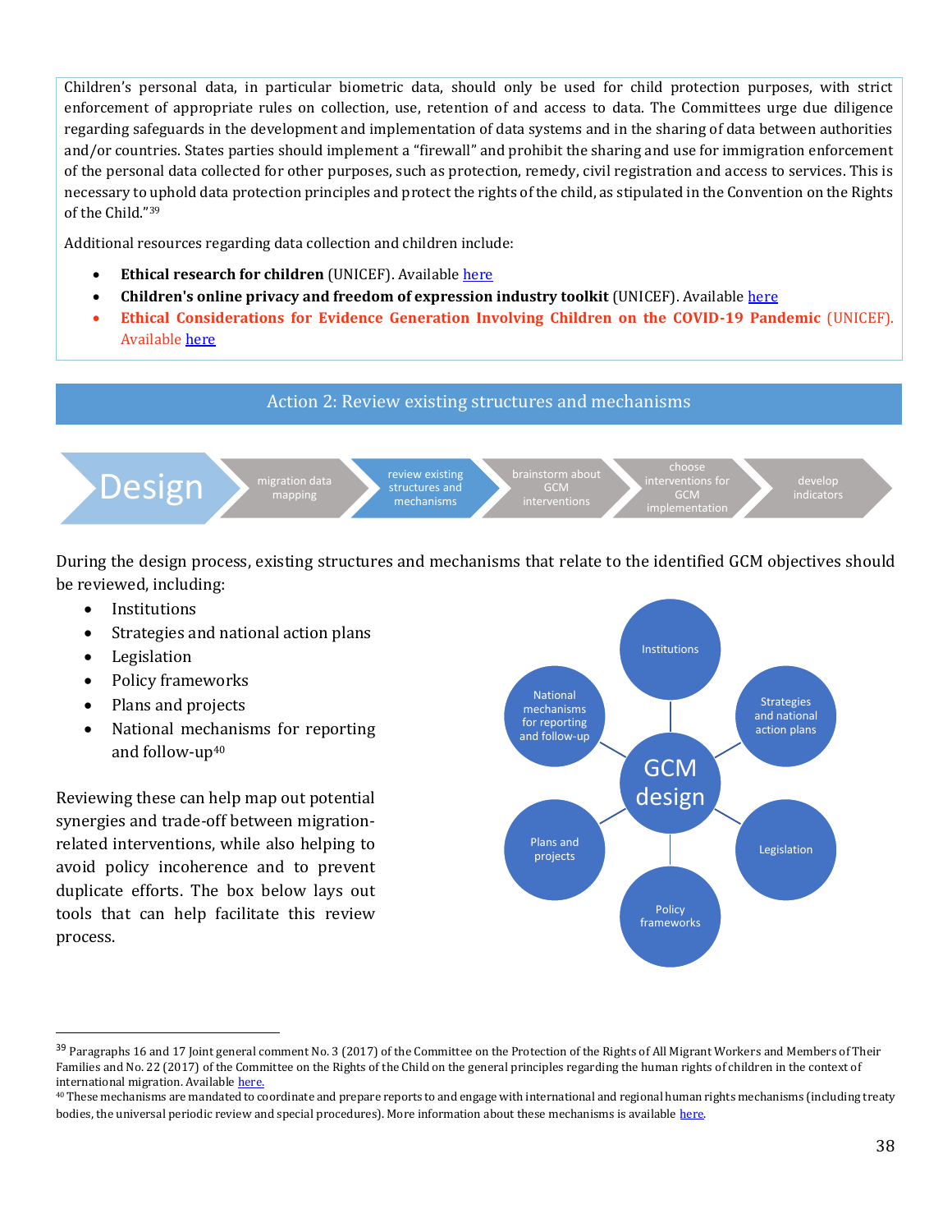Children's personal data, in particular biometric data, should only be used for child protection purposes, with strict enforcement of appropriate rules on collection, use, retention of and access to data. The Committees urge due diligence regarding safeguards in the development and implementation of data systems and in the sharing of data between authorities and/or countries. States parties should implement a "firewall" and prohibit the sharing and use for immigration enforcement of the personal data collected for other purposes, such as protection, remedy, civil registration and access to services. This is necessary to uphold data protection principles and protect the rights of the child, as stipulated in the Convention on the Rights of the Child."[39]

Additional resources regarding data collection and children include:

- **Ethical research for children** (UNICEF). Available here
- **Children's online privacy and freedom of expression industry toolkit** (UNICEF). Available here
- **Ethical Considerations for Evidence Generation Involving Children on the COVID-19 Pandemic** (UNICEF). Available here

## Action 2: Review existing structures and mechanisms

Design → migration data mapping → review existing structures and mechanisms → brainstorm about GCM interventions → choose interventions for GCM implementation → develop indicators

During the design process, existing structures and mechanisms that relate to the identified GCM objectives should be reviewed, including:

- Institutions
- Strategies and national action plans
- Legislation
- Policy frameworks
- Plans and projects
- National mechanisms for reporting and follow-up[40]

Reviewing these can help map out potential synergies and trade-off between migration-related interventions, while also helping to avoid policy incoherence and to prevent duplicate efforts. The box below lays out tools that can help facilitate this review process.

GCM design: Institutions; Strategies and national action plans; Legislation; Policy frameworks; Plans and projects; National mechanisms for reporting and follow-up

---

[39] Paragraphs 16 and 17 Joint general comment No. 3 (2017) of the Committee on the Protection of the Rights of All Migrant Workers and Members of Their Families and No. 22 (2017) of the Committee on the Rights of the Child on the general principles regarding the human rights of children in the context of international migration. Available here.

[40] These mechanisms are mandated to coordinate and prepare reports to and engage with international and regional human rights mechanisms (including treaty bodies, the universal periodic review and special procedures). More information about these mechanisms is available here.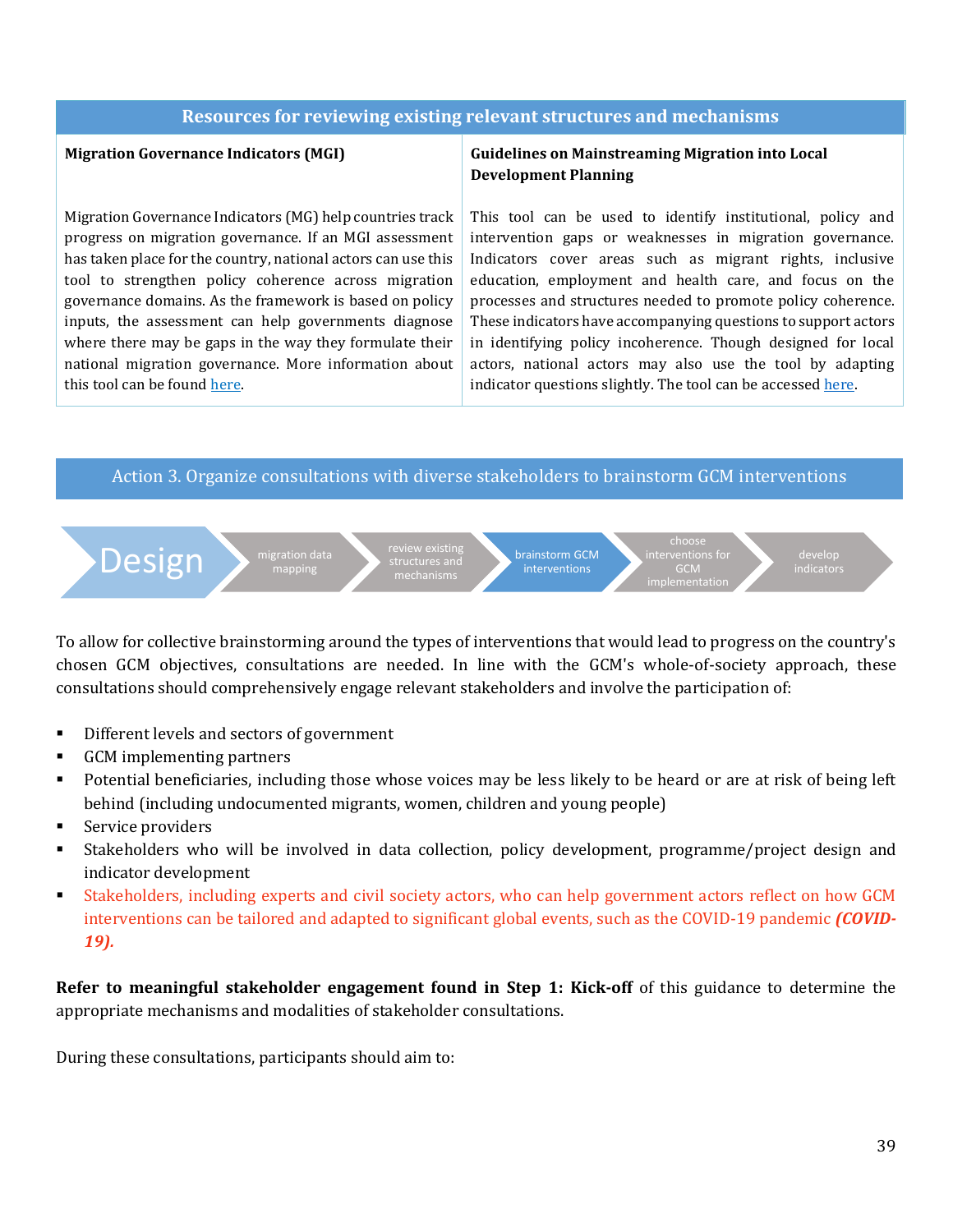| Resources for reviewing existing relevant structures and mechanisms | |
|---|---|
| **Migration Governance Indicators (MGI)** | **Guidelines on Mainstreaming Migration into Local Development Planning** |
| Migration Governance Indicators (MG) help countries track progress on migration governance. If an MGI assessment has taken place for the country, national actors can use this tool to strengthen policy coherence across migration governance domains. As the framework is based on policy inputs, the assessment can help governments diagnose where there may be gaps in the way they formulate their national migration governance. More information about this tool can be found here. | This tool can be used to identify institutional, policy and intervention gaps or weaknesses in migration governance. Indicators cover areas such as migrant rights, inclusive education, employment and health care, and focus on the processes and structures needed to promote policy coherence. These indicators have accompanying questions to support actors in identifying policy incoherence. Though designed for local actors, national actors may also use the tool by adapting indicator questions slightly. The tool can be accessed here. |

## Action 3. Organize consultations with diverse stakeholders to brainstorm GCM interventions

Design → migration data mapping → review existing structures and mechanisms → **brainstorm GCM interventions** → choose interventions for GCM implementation → develop indicators

To allow for collective brainstorming around the types of interventions that would lead to progress on the country's chosen GCM objectives, consultations are needed. In line with the GCM's whole-of-society approach, these consultations should comprehensively engage relevant stakeholders and involve the participation of:

- Different levels and sectors of government
- GCM implementing partners
- Potential beneficiaries, including those whose voices may be less likely to be heard or are at risk of being left behind (including undocumented migrants, women, children and young people)
- Service providers
- Stakeholders who will be involved in data collection, policy development, programme/project design and indicator development
- Stakeholders, including experts and civil society actors, who can help government actors reflect on how GCM interventions can be tailored and adapted to significant global events, such as the COVID-19 pandemic ***(COVID-19).***

**Refer to meaningful stakeholder engagement found in Step 1: Kick-off** of this guidance to determine the appropriate mechanisms and modalities of stakeholder consultations.

During these consultations, participants should aim to: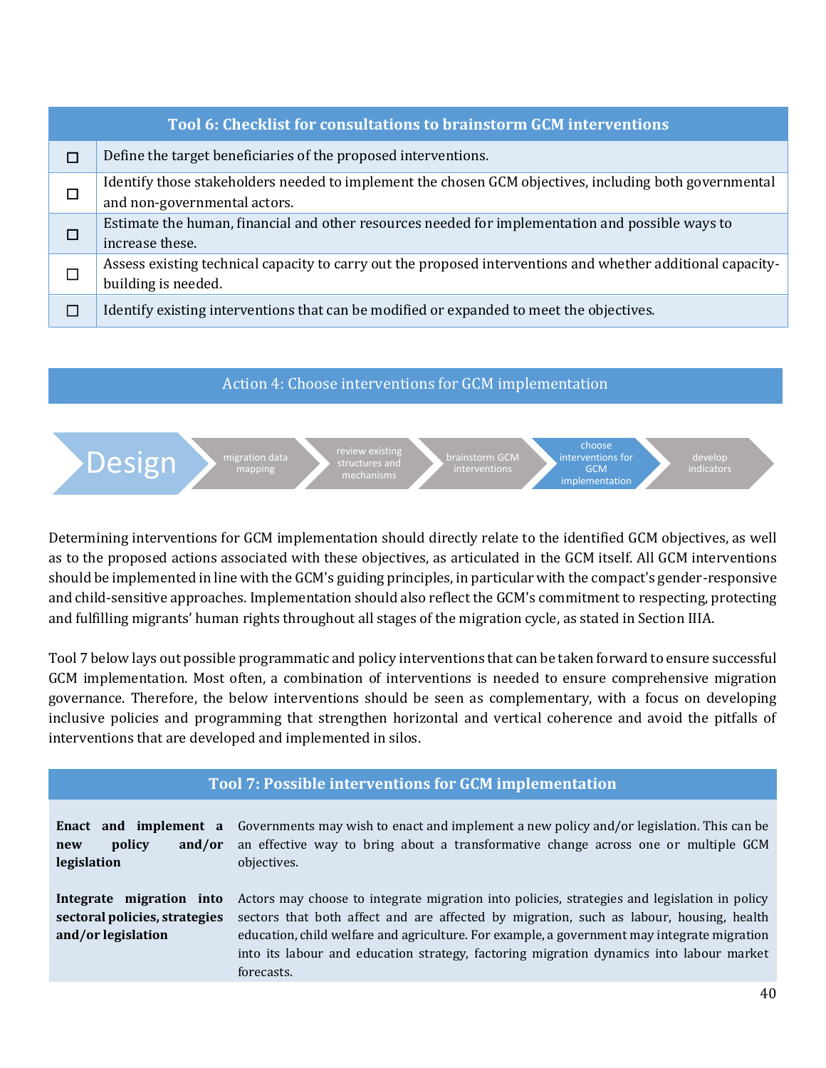| | Tool 6: Checklist for consultations to brainstorm GCM interventions |
|---|---|
| ☐ | Define the target beneficiaries of the proposed interventions. |
| ☐ | Identify those stakeholders needed to implement the chosen GCM objectives, including both governmental and non-governmental actors. |
| ☐ | Estimate the human, financial and other resources needed for implementation and possible ways to increase these. |
| ☐ | Assess existing technical capacity to carry out the proposed interventions and whether additional capacity-building is needed. |
| ☐ | Identify existing interventions that can be modified or expanded to meet the objectives. |

## Action 4: Choose interventions for GCM implementation

Design → migration data mapping → review existing structures and mechanisms → brainstorm GCM interventions → **choose interventions for GCM implementation** → develop indicators

Determining interventions for GCM implementation should directly relate to the identified GCM objectives, as well as to the proposed actions associated with these objectives, as articulated in the GCM itself. All GCM interventions should be implemented in line with the GCM's guiding principles, in particular with the compact's gender-responsive and child-sensitive approaches. Implementation should also reflect the GCM's commitment to respecting, protecting and fulfilling migrants' human rights throughout all stages of the migration cycle, as stated in Section IIIA.

Tool 7 below lays out possible programmatic and policy interventions that can be taken forward to ensure successful GCM implementation. Most often, a combination of interventions is needed to ensure comprehensive migration governance. Therefore, the below interventions should be seen as complementary, with a focus on developing inclusive policies and programming that strengthen horizontal and vertical coherence and avoid the pitfalls of interventions that are developed and implemented in silos.

| Tool 7: Possible interventions for GCM implementation | |
|---|---|
| **Enact and implement a new policy and/or legislation** | Governments may wish to enact and implement a new policy and/or legislation. This can be an effective way to bring about a transformative change across one or multiple GCM objectives. |
| **Integrate migration into sectoral policies, strategies and/or legislation** | Actors may choose to integrate migration into policies, strategies and legislation in policy sectors that both affect and are affected by migration, such as labour, housing, health education, child welfare and agriculture. For example, a government may integrate migration into its labour and education strategy, factoring migration dynamics into labour market forecasts. |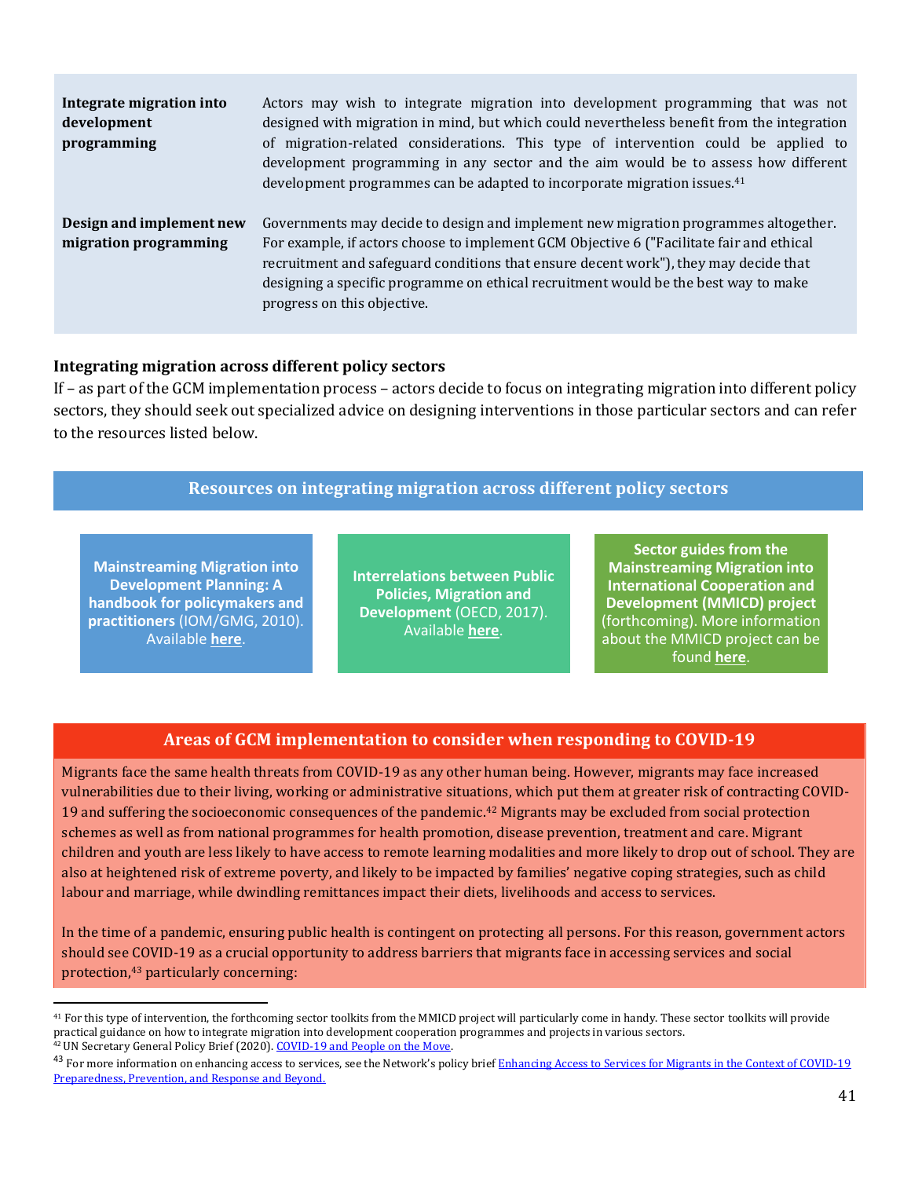| | |
|---|---|
| **Integrate migration into development programming** | Actors may wish to integrate migration into development programming that was not designed with migration in mind, but which could nevertheless benefit from the integration of migration-related considerations. This type of intervention could be applied to development programming in any sector and the aim would be to assess how different development programmes can be adapted to incorporate migration issues.[41] |
| **Design and implement new migration programming** | Governments may decide to design and implement new migration programmes altogether. For example, if actors choose to implement GCM Objective 6 ("Facilitate fair and ethical recruitment and safeguard conditions that ensure decent work"), they may decide that designing a specific programme on ethical recruitment would be the best way to make progress on this objective. |

### Integrating migration across different policy sectors

If – as part of the GCM implementation process – actors decide to focus on integrating migration into different policy sectors, they should seek out specialized advice on designing interventions in those particular sectors and can refer to the resources listed below.

#### Resources on integrating migration across different policy sectors

- **Mainstreaming Migration into Development Planning: A handbook for policymakers and practitioners** (IOM/GMG, 2010). Available **here**.
- **Interrelations between Public Policies, Migration and Development** (OECD, 2017). Available **here**.
- **Sector guides from the Mainstreaming Migration into International Cooperation and Development (MMICD) project** (forthcoming). More information about the MMICD project can be found **here**.

#### Areas of GCM implementation to consider when responding to COVID-19

Migrants face the same health threats from COVID-19 as any other human being. However, migrants may face increased vulnerabilities due to their living, working or administrative situations, which put them at greater risk of contracting COVID-19 and suffering the socioeconomic consequences of the pandemic.[42] Migrants may be excluded from social protection schemes as well as from national programmes for health promotion, disease prevention, treatment and care. Migrant children and youth are less likely to have access to remote learning modalities and more likely to drop out of school. They are also at heightened risk of extreme poverty, and likely to be impacted by families' negative coping strategies, such as child labour and marriage, while dwindling remittances impact their diets, livelihoods and access to services.

In the time of a pandemic, ensuring public health is contingent on protecting all persons. For this reason, government actors should see COVID-19 as a crucial opportunity to address barriers that migrants face in accessing services and social protection,[43] particularly concerning:

---

[41] For this type of intervention, the forthcoming sector toolkits from the MMICD project will particularly come in handy. These sector toolkits will provide practical guidance on how to integrate migration into development cooperation programmes and projects in various sectors.

[42] UN Secretary General Policy Brief (2020). COVID-19 and People on the Move.

[43] For more information on enhancing access to services, see the Network's policy brief Enhancing Access to Services for Migrants in the Context of COVID-19 Preparedness, Prevention, and Response and Beyond.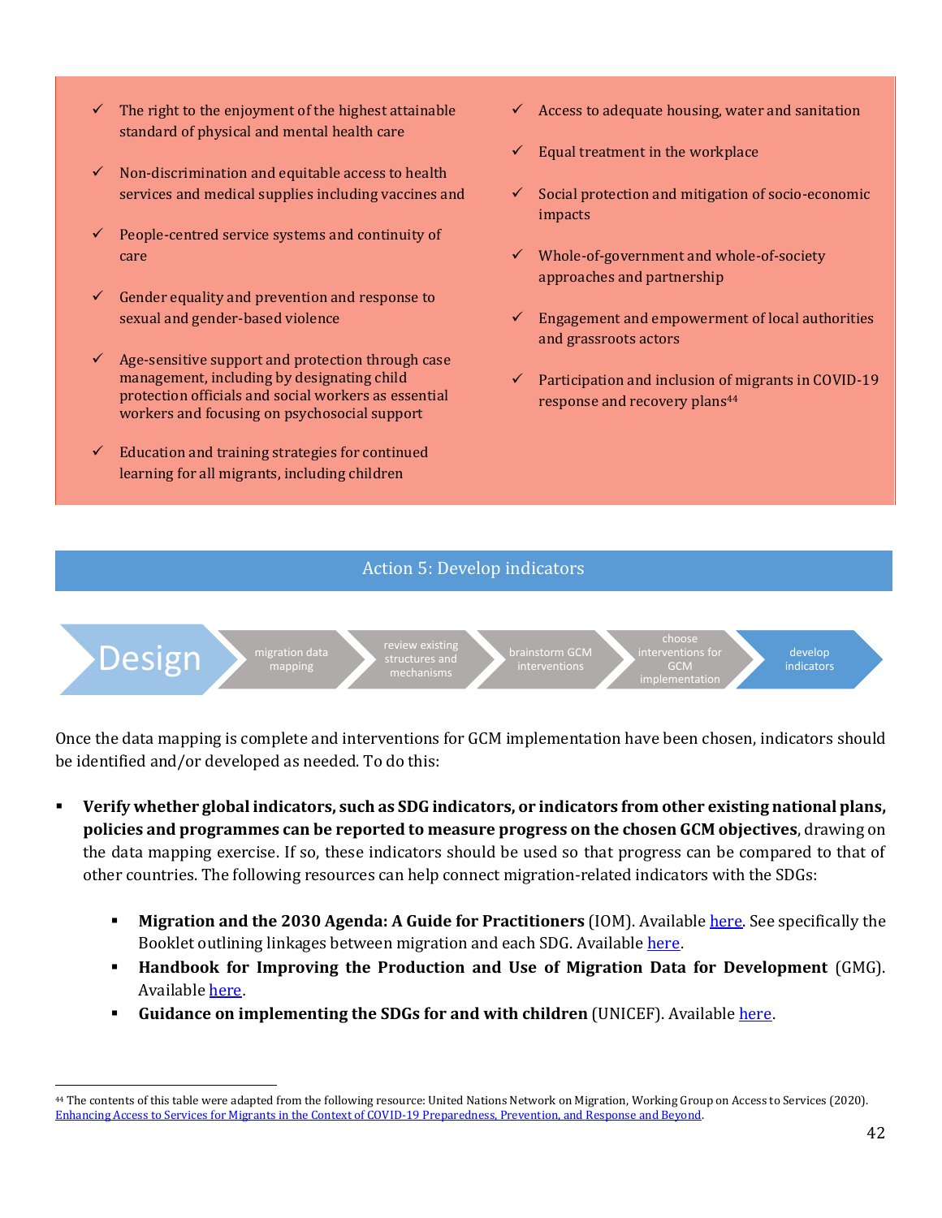- ✓ The right to the enjoyment of the highest attainable standard of physical and mental health care
- ✓ Non-discrimination and equitable access to health services and medical supplies including vaccines and
- ✓ People-centred service systems and continuity of care
- ✓ Gender equality and prevention and response to sexual and gender-based violence
- ✓ Age-sensitive support and protection through case management, including by designating child protection officials and social workers as essential workers and focusing on psychosocial support
- ✓ Education and training strategies for continued learning for all migrants, including children
- ✓ Access to adequate housing, water and sanitation
- ✓ Equal treatment in the workplace
- ✓ Social protection and mitigation of socio-economic impacts
- ✓ Whole-of-government and whole-of-society approaches and partnership
- ✓ Engagement and empowerment of local authorities and grassroots actors
- ✓ Participation and inclusion of migrants in COVID-19 response and recovery plans[44]

## Action 5: Develop indicators

Design → migration data mapping → review existing structures and mechanisms → brainstorm GCM interventions → choose interventions for GCM implementation → develop indicators

Once the data mapping is complete and interventions for GCM implementation have been chosen, indicators should be identified and/or developed as needed. To do this:

- **Verify whether global indicators, such as SDG indicators, or indicators from other existing national plans, policies and programmes can be reported to measure progress on the chosen GCM objectives**, drawing on the data mapping exercise. If so, these indicators should be used so that progress can be compared to that of other countries. The following resources can help connect migration-related indicators with the SDGs:
  - **Migration and the 2030 Agenda: A Guide for Practitioners** (IOM). Available here. See specifically the Booklet outlining linkages between migration and each SDG. Available here.
  - **Handbook for Improving the Production and Use of Migration Data for Development** (GMG). Available here.
  - **Guidance on implementing the SDGs for and with children** (UNICEF). Available here.

[44] The contents of this table were adapted from the following resource: United Nations Network on Migration, Working Group on Access to Services (2020). Enhancing Access to Services for Migrants in the Context of COVID-19 Preparedness, Prevention, and Response and Beyond.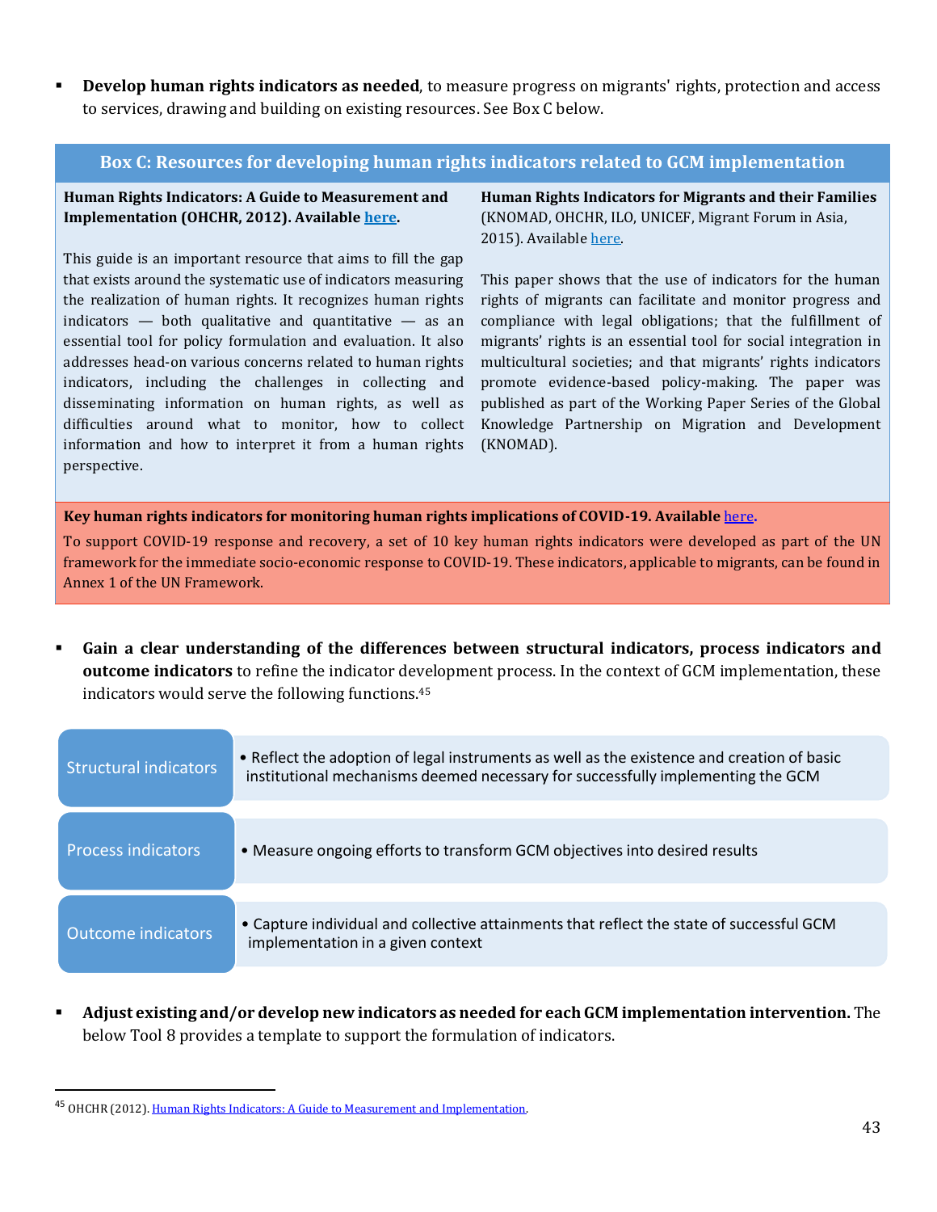- **Develop human rights indicators as needed**, to measure progress on migrants' rights, protection and access to services, drawing and building on existing resources. See Box C below.

### Box C: Resources for developing human rights indicators related to GCM implementation

**Human Rights Indicators: A Guide to Measurement and Implementation (OHCHR, 2012). Available here.**

This guide is an important resource that aims to fill the gap that exists around the systematic use of indicators measuring the realization of human rights. It recognizes human rights indicators — both qualitative and quantitative — as an essential tool for policy formulation and evaluation. It also addresses head-on various concerns related to human rights indicators, including the challenges in collecting and disseminating information on human rights, as well as difficulties around what to monitor, how to collect information and how to interpret it from a human rights perspective.

**Human Rights Indicators for Migrants and their Families** (KNOMAD, OHCHR, ILO, UNICEF, Migrant Forum in Asia, 2015). Available here.

This paper shows that the use of indicators for the human rights of migrants can facilitate and monitor progress and compliance with legal obligations; that the fulfillment of migrants' rights is an essential tool for social integration in multicultural societies; and that migrants' rights indicators promote evidence-based policy-making. The paper was published as part of the Working Paper Series of the Global Knowledge Partnership on Migration and Development (KNOMAD).

**Key human rights indicators for monitoring human rights implications of COVID-19. Available here.**

To support COVID-19 response and recovery, a set of 10 key human rights indicators were developed as part of the UN framework for the immediate socio-economic response to COVID-19. These indicators, applicable to migrants, can be found in Annex 1 of the UN Framework.

- **Gain a clear understanding of the differences between structural indicators, process indicators and outcome indicators** to refine the indicator development process. In the context of GCM implementation, these indicators would serve the following functions.[45]

| | |
|---|---|
| Structural indicators | • Reflect the adoption of legal instruments as well as the existence and creation of basic institutional mechanisms deemed necessary for successfully implementing the GCM |
| Process indicators | • Measure ongoing efforts to transform GCM objectives into desired results |
| Outcome indicators | • Capture individual and collective attainments that reflect the state of successful GCM implementation in a given context |

- **Adjust existing and/or develop new indicators as needed for each GCM implementation intervention.** The below Tool 8 provides a template to support the formulation of indicators.

---

[45] OHCHR (2012). Human Rights Indicators: A Guide to Measurement and Implementation.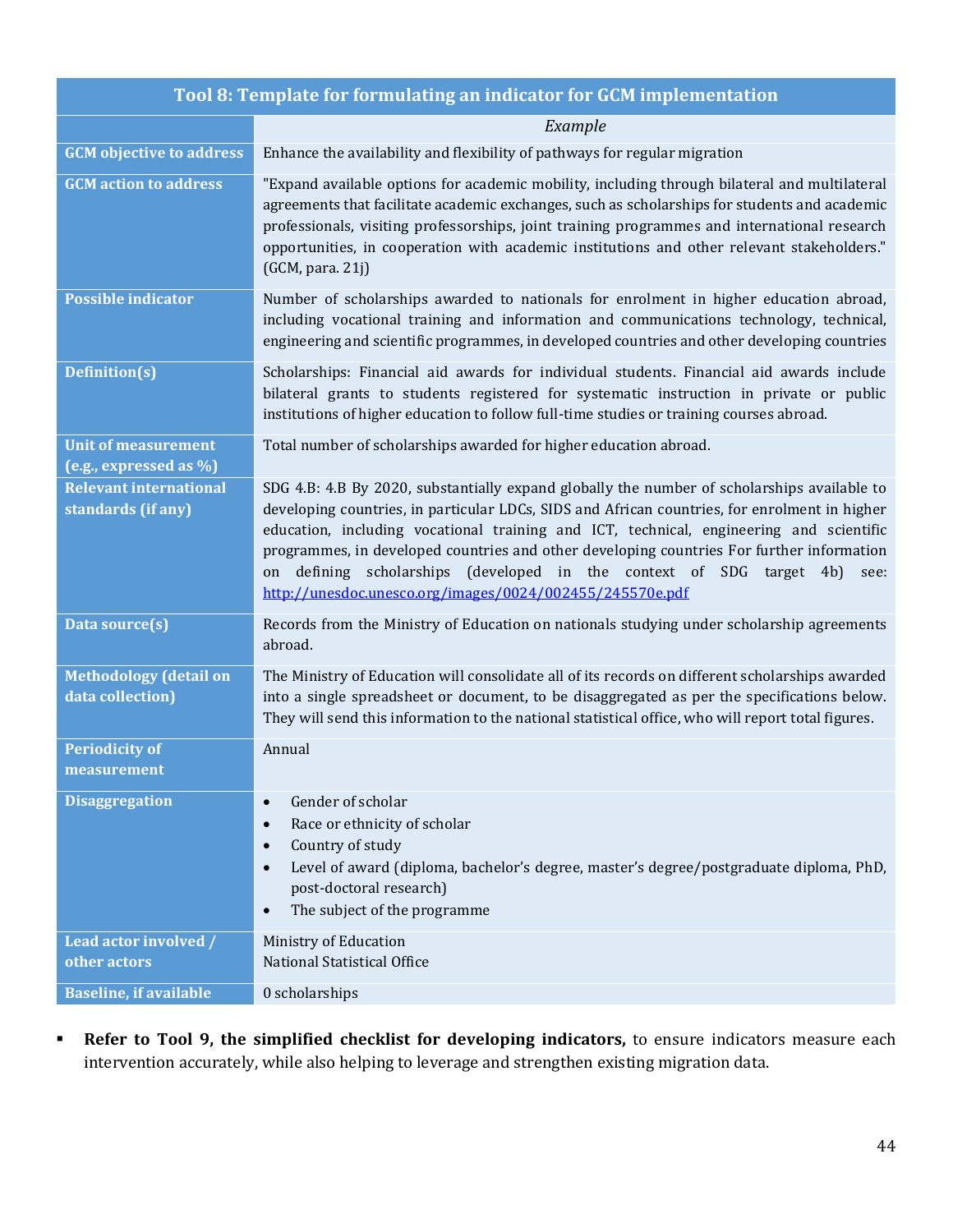| Tool 8: Template for formulating an indicator for GCM implementation | |
|---|---|
| | *Example* |
| **GCM objective to address** | Enhance the availability and flexibility of pathways for regular migration |
| **GCM action to address** | "Expand available options for academic mobility, including through bilateral and multilateral agreements that facilitate academic exchanges, such as scholarships for students and academic professionals, visiting professorships, joint training programmes and international research opportunities, in cooperation with academic institutions and other relevant stakeholders." (GCM, para. 21j) |
| **Possible indicator** | Number of scholarships awarded to nationals for enrolment in higher education abroad, including vocational training and information and communications technology, technical, engineering and scientific programmes, in developed countries and other developing countries |
| **Definition(s)** | Scholarships: Financial aid awards for individual students. Financial aid awards include bilateral grants to students registered for systematic instruction in private or public institutions of higher education to follow full-time studies or training courses abroad. |
| **Unit of measurement (e.g., expressed as %)** | Total number of scholarships awarded for higher education abroad. |
| **Relevant international standards (if any)** | SDG 4.B: 4.B By 2020, substantially expand globally the number of scholarships available to developing countries, in particular LDCs, SIDS and African countries, for enrolment in higher education, including vocational training and ICT, technical, engineering and scientific programmes, in developed countries and other developing countries For further information on defining scholarships (developed in the context of SDG target 4b) see: http://unesdoc.unesco.org/images/0024/002455/245570e.pdf |
| **Data source(s)** | Records from the Ministry of Education on nationals studying under scholarship agreements abroad. |
| **Methodology (detail on data collection)** | The Ministry of Education will consolidate all of its records on different scholarships awarded into a single spreadsheet or document, to be disaggregated as per the specifications below. They will send this information to the national statistical office, who will report total figures. |
| **Periodicity of measurement** | Annual |
| **Disaggregation** | • Gender of scholar<br>• Race or ethnicity of scholar<br>• Country of study<br>• Level of award (diploma, bachelor's degree, master's degree/postgraduate diploma, PhD, post-doctoral research)<br>• The subject of the programme |
| **Lead actor involved / other actors** | Ministry of Education<br>National Statistical Office |
| **Baseline, if available** | 0 scholarships |

- **Refer to Tool 9, the simplified checklist for developing indicators,** to ensure indicators measure each intervention accurately, while also helping to leverage and strengthen existing migration data.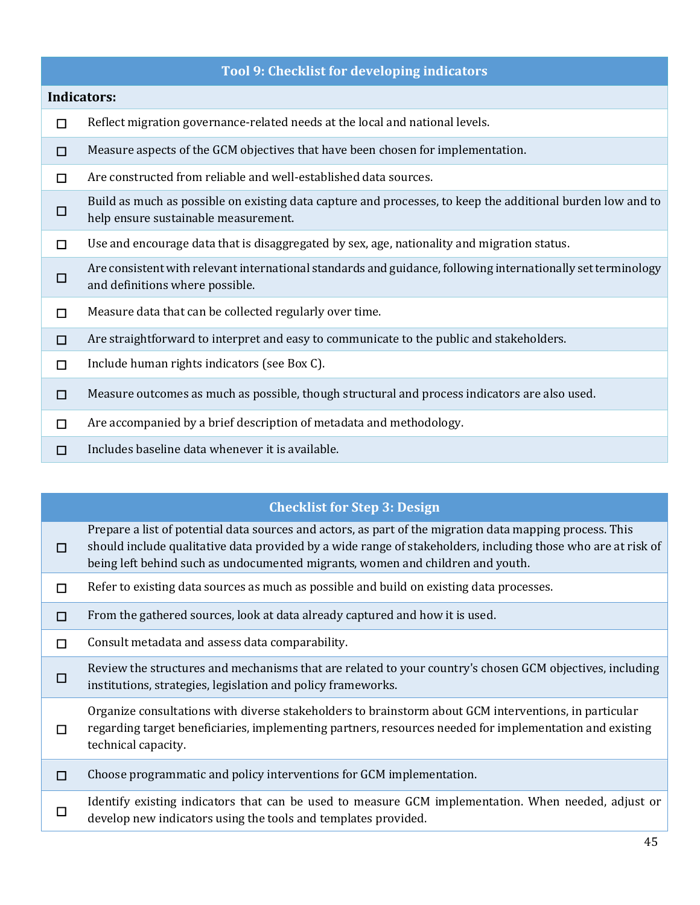| Tool 9: Checklist for developing indicators | |
|---|---|
| **Indicators:** | |
| ☐ | Reflect migration governance-related needs at the local and national levels. |
| ☐ | Measure aspects of the GCM objectives that have been chosen for implementation. |
| ☐ | Are constructed from reliable and well-established data sources. |
| ☐ | Build as much as possible on existing data capture and processes, to keep the additional burden low and to help ensure sustainable measurement. |
| ☐ | Use and encourage data that is disaggregated by sex, age, nationality and migration status. |
| ☐ | Are consistent with relevant international standards and guidance, following internationally set terminology and definitions where possible. |
| ☐ | Measure data that can be collected regularly over time. |
| ☐ | Are straightforward to interpret and easy to communicate to the public and stakeholders. |
| ☐ | Include human rights indicators (see Box C). |
| ☐ | Measure outcomes as much as possible, though structural and process indicators are also used. |
| ☐ | Are accompanied by a brief description of metadata and methodology. |
| ☐ | Includes baseline data whenever it is available. |

| Checklist for Step 3: Design | |
|---|---|
| ☐ | Prepare a list of potential data sources and actors, as part of the migration data mapping process. This should include qualitative data provided by a wide range of stakeholders, including those who are at risk of being left behind such as undocumented migrants, women and children and youth. |
| ☐ | Refer to existing data sources as much as possible and build on existing data processes. |
| ☐ | From the gathered sources, look at data already captured and how it is used. |
| ☐ | Consult metadata and assess data comparability. |
| ☐ | Review the structures and mechanisms that are related to your country's chosen GCM objectives, including institutions, strategies, legislation and policy frameworks. |
| ☐ | Organize consultations with diverse stakeholders to brainstorm about GCM interventions, in particular regarding target beneficiaries, implementing partners, resources needed for implementation and existing technical capacity. |
| ☐ | Choose programmatic and policy interventions for GCM implementation. |
| ☐ | Identify existing indicators that can be used to measure GCM implementation. When needed, adjust or develop new indicators using the tools and templates provided. |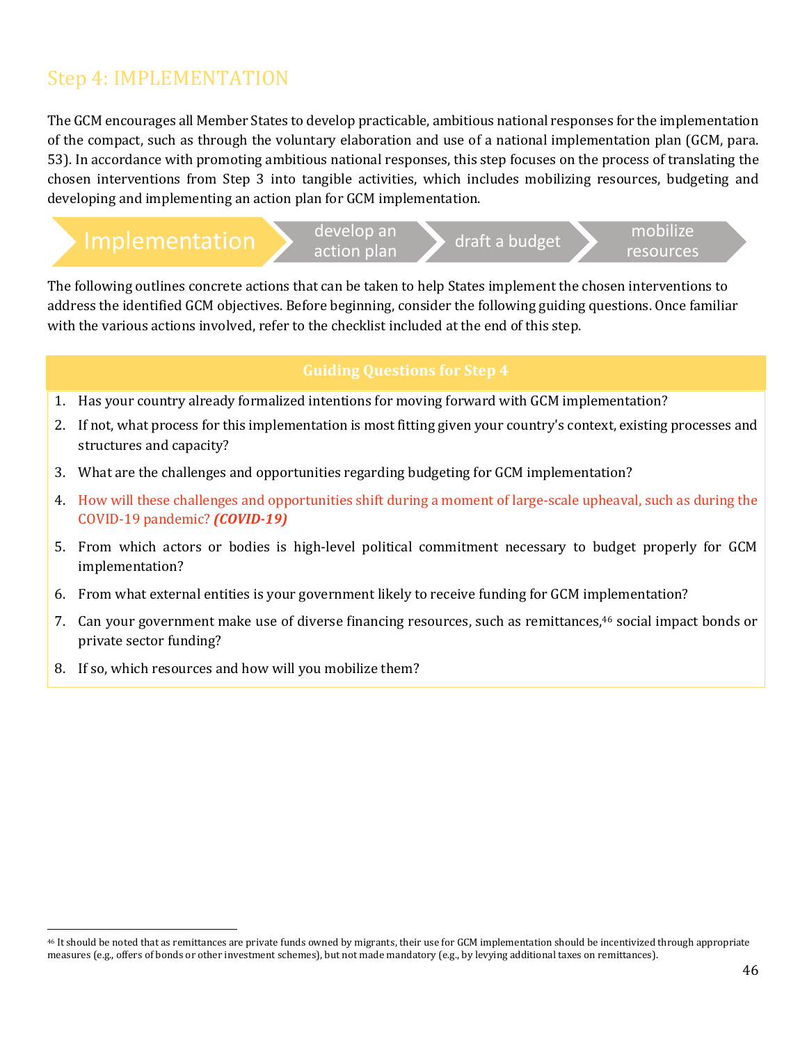# Step 4: IMPLEMENTATION

The GCM encourages all Member States to develop practicable, ambitious national responses for the implementation of the compact, such as through the voluntary elaboration and use of a national implementation plan (GCM, para. 53). In accordance with promoting ambitious national responses, this step focuses on the process of translating the chosen interventions from Step 3 into tangible activities, which includes mobilizing resources, budgeting and developing and implementing an action plan for GCM implementation.

Implementation → develop an action plan → draft a budget → mobilize resources

The following outlines concrete actions that can be taken to help States implement the chosen interventions to address the identified GCM objectives. Before beginning, consider the following guiding questions. Once familiar with the various actions involved, refer to the checklist included at the end of this step.

## Guiding Questions for Step 4

1. Has your country already formalized intentions for moving forward with GCM implementation?
2. If not, what process for this implementation is most fitting given your country's context, existing processes and structures and capacity?
3. What are the challenges and opportunities regarding budgeting for GCM implementation?
4. How will these challenges and opportunities shift during a moment of large-scale upheaval, such as during the COVID-19 pandemic? ***(COVID-19)***
5. From which actors or bodies is high-level political commitment necessary to budget properly for GCM implementation?
6. From what external entities is your government likely to receive funding for GCM implementation?
7. Can your government make use of diverse financing resources, such as remittances,[46] social impact bonds or private sector funding?
8. If so, which resources and how will you mobilize them?

---

[46] It should be noted that as remittances are private funds owned by migrants, their use for GCM implementation should be incentivized through appropriate measures (e.g., offers of bonds or other investment schemes), but not made mandatory (e.g., by levying additional taxes on remittances).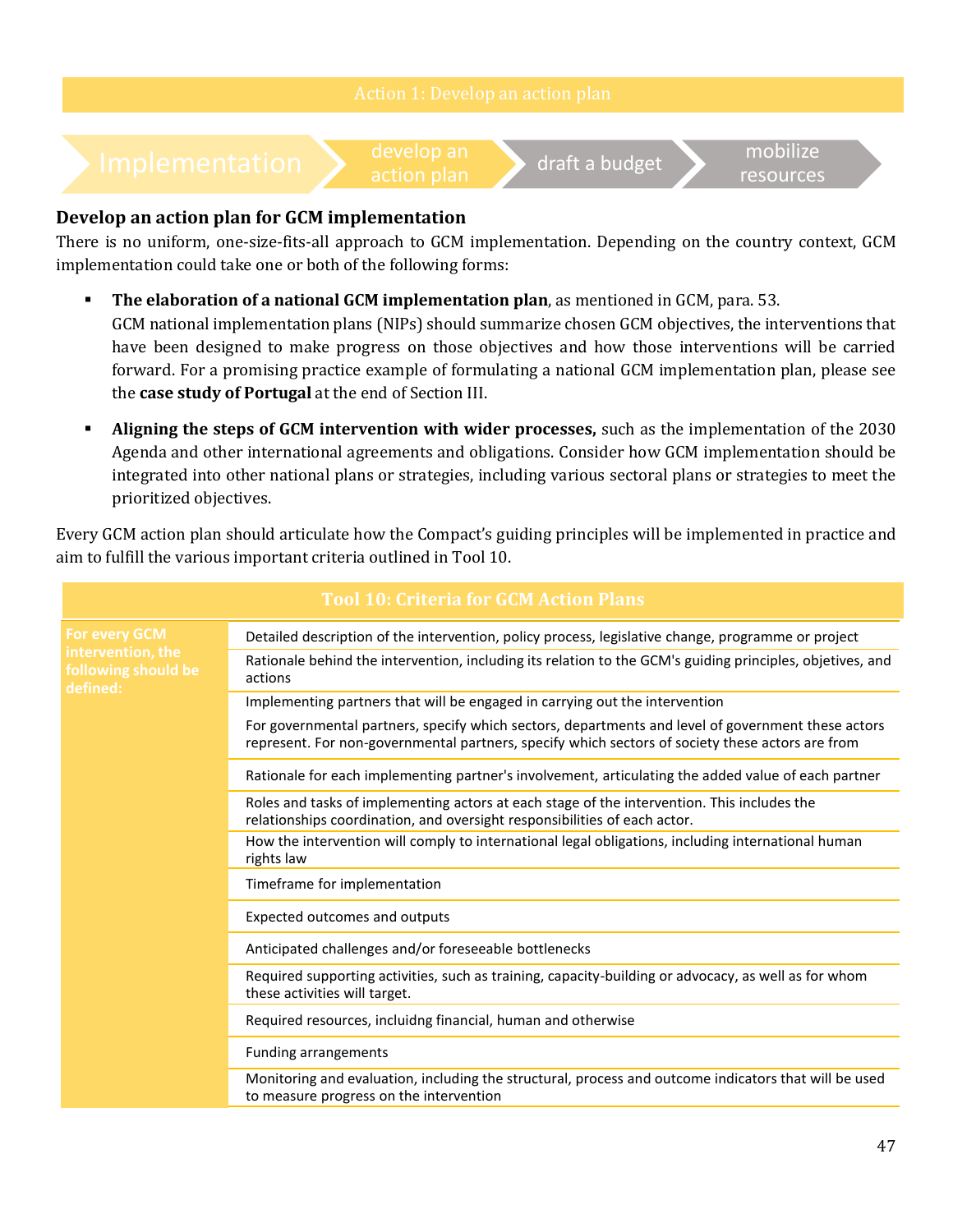Action 1: Develop an action plan

Implementation → develop an action plan → draft a budget → mobilize resources

### Develop an action plan for GCM implementation

There is no uniform, one-size-fits-all approach to GCM implementation. Depending on the country context, GCM implementation could take one or both of the following forms:

- **The elaboration of a national GCM implementation plan**, as mentioned in GCM, para. 53. GCM national implementation plans (NIPs) should summarize chosen GCM objectives, the interventions that have been designed to make progress on those objectives and how those interventions will be carried forward. For a promising practice example of formulating a national GCM implementation plan, please see the **case study of Portugal** at the end of Section III.
- **Aligning the steps of GCM intervention with wider processes,** such as the implementation of the 2030 Agenda and other international agreements and obligations. Consider how GCM implementation should be integrated into other national plans or strategies, including various sectoral plans or strategies to meet the prioritized objectives.

Every GCM action plan should articulate how the Compact's guiding principles will be implemented in practice and aim to fulfill the various important criteria outlined in Tool 10.

| Tool 10: Criteria for GCM Action Plans | |
|---|---|
| For every GCM intervention, the following should be defined: | Detailed description of the intervention, policy process, legislative change, programme or project |
| | Rationale behind the intervention, including its relation to the GCM's guiding principles, objetives, and actions |
| | Implementing partners that will be engaged in carrying out the intervention<br>For governmental partners, specify which sectors, departments and level of government these actors represent. For non-governmental partners, specify which sectors of society these actors are from |
| | Rationale for each implementing partner's involvement, articulating the added value of each partner |
| | Roles and tasks of implementing actors at each stage of the intervention. This includes the relationships coordination, and oversight responsibilities of each actor. |
| | How the intervention will comply to international legal obligations, including international human rights law |
| | Timeframe for implementation |
| | Expected outcomes and outputs |
| | Anticipated challenges and/or foreseeable bottlenecks |
| | Required supporting activities, such as training, capacity-building or advocacy, as well as for whom these activities will target. |
| | Required resources, incluidng financial, human and otherwise |
| | Funding arrangements |
| | Monitoring and evaluation, including the structural, process and outcome indicators that will be used to measure progress on the intervention |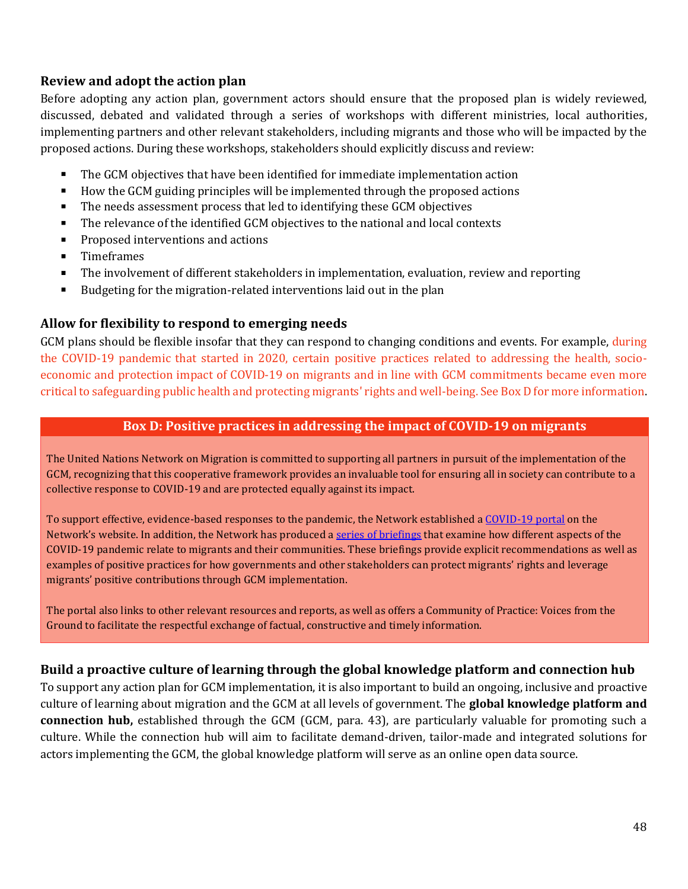### Review and adopt the action plan

Before adopting any action plan, government actors should ensure that the proposed plan is widely reviewed, discussed, debated and validated through a series of workshops with different ministries, local authorities, implementing partners and other relevant stakeholders, including migrants and those who will be impacted by the proposed actions. During these workshops, stakeholders should explicitly discuss and review:

- The GCM objectives that have been identified for immediate implementation action
- How the GCM guiding principles will be implemented through the proposed actions
- The needs assessment process that led to identifying these GCM objectives
- The relevance of the identified GCM objectives to the national and local contexts
- Proposed interventions and actions
- Timeframes
- The involvement of different stakeholders in implementation, evaluation, review and reporting
- Budgeting for the migration-related interventions laid out in the plan

### Allow for flexibility to respond to emerging needs

GCM plans should be flexible insofar that they can respond to changing conditions and events. For example, during the COVID-19 pandemic that started in 2020, certain positive practices related to addressing the health, socio-economic and protection impact of COVID-19 on migrants and in line with GCM commitments became even more critical to safeguarding public health and protecting migrants' rights and well-being. See Box D for more information.

**Box D: Positive practices in addressing the impact of COVID-19 on migrants**

The United Nations Network on Migration is committed to supporting all partners in pursuit of the implementation of the GCM, recognizing that this cooperative framework provides an invaluable tool for ensuring all in society can contribute to a collective response to COVID-19 and are protected equally against its impact.

To support effective, evidence-based responses to the pandemic, the Network established a COVID-19 portal on the Network's website. In addition, the Network has produced a series of briefings that examine how different aspects of the COVID-19 pandemic relate to migrants and their communities. These briefings provide explicit recommendations as well as examples of positive practices for how governments and other stakeholders can protect migrants' rights and leverage migrants' positive contributions through GCM implementation.

The portal also links to other relevant resources and reports, as well as offers a Community of Practice: Voices from the Ground to facilitate the respectful exchange of factual, constructive and timely information.

### Build a proactive culture of learning through the global knowledge platform and connection hub

To support any action plan for GCM implementation, it is also important to build an ongoing, inclusive and proactive culture of learning about migration and the GCM at all levels of government. The **global knowledge platform and connection hub,** established through the GCM (GCM, para. 43), are particularly valuable for promoting such a culture. While the connection hub will aim to facilitate demand-driven, tailor-made and integrated solutions for actors implementing the GCM, the global knowledge platform will serve as an online open data source.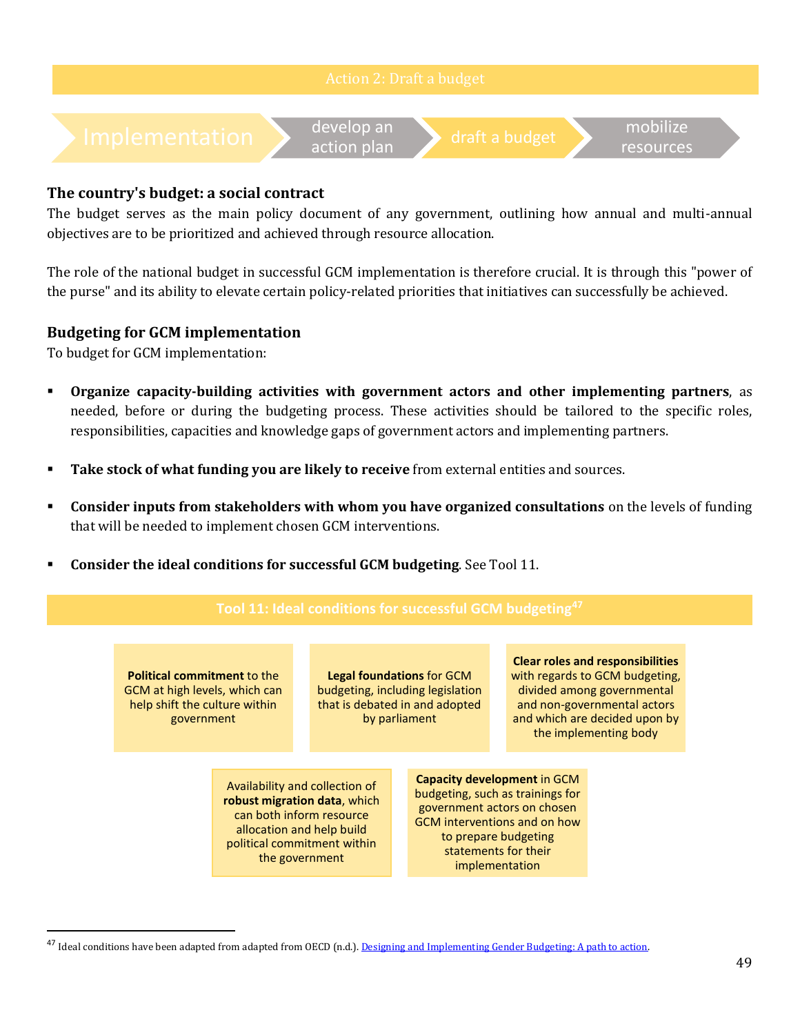## Action 2: Draft a budget

Implementation → develop an action plan → draft a budget → mobilize resources

### The country's budget: a social contract

The budget serves as the main policy document of any government, outlining how annual and multi-annual objectives are to be prioritized and achieved through resource allocation.

The role of the national budget in successful GCM implementation is therefore crucial. It is through this "power of the purse" and its ability to elevate certain policy-related priorities that initiatives can successfully be achieved.

### Budgeting for GCM implementation

To budget for GCM implementation:

- **Organize capacity-building activities with government actors and other implementing partners**, as needed, before or during the budgeting process. These activities should be tailored to the specific roles, responsibilities, capacities and knowledge gaps of government actors and implementing partners.
- **Take stock of what funding you are likely to receive** from external entities and sources.
- **Consider inputs from stakeholders with whom you have organized consultations** on the levels of funding that will be needed to implement chosen GCM interventions.
- **Consider the ideal conditions for successful GCM budgeting**. See Tool 11.

#### Tool 11: Ideal conditions for successful GCM budgeting[47]

- **Political commitment** to the GCM at high levels, which can help shift the culture within government
- **Legal foundations** for GCM budgeting, including legislation that is debated in and adopted by parliament
- **Clear roles and responsibilities** with regards to GCM budgeting, divided among governmental and non-governmental actors and which are decided upon by the implementing body
- Availability and collection of **robust migration data**, which can both inform resource allocation and help build political commitment within the government
- **Capacity development** in GCM budgeting, such as trainings for government actors on chosen GCM interventions and on how to prepare budgeting statements for their implementation

---

[47] Ideal conditions have been adapted from adapted from OECD (n.d.). Designing and Implementing Gender Budgeting: A path to action.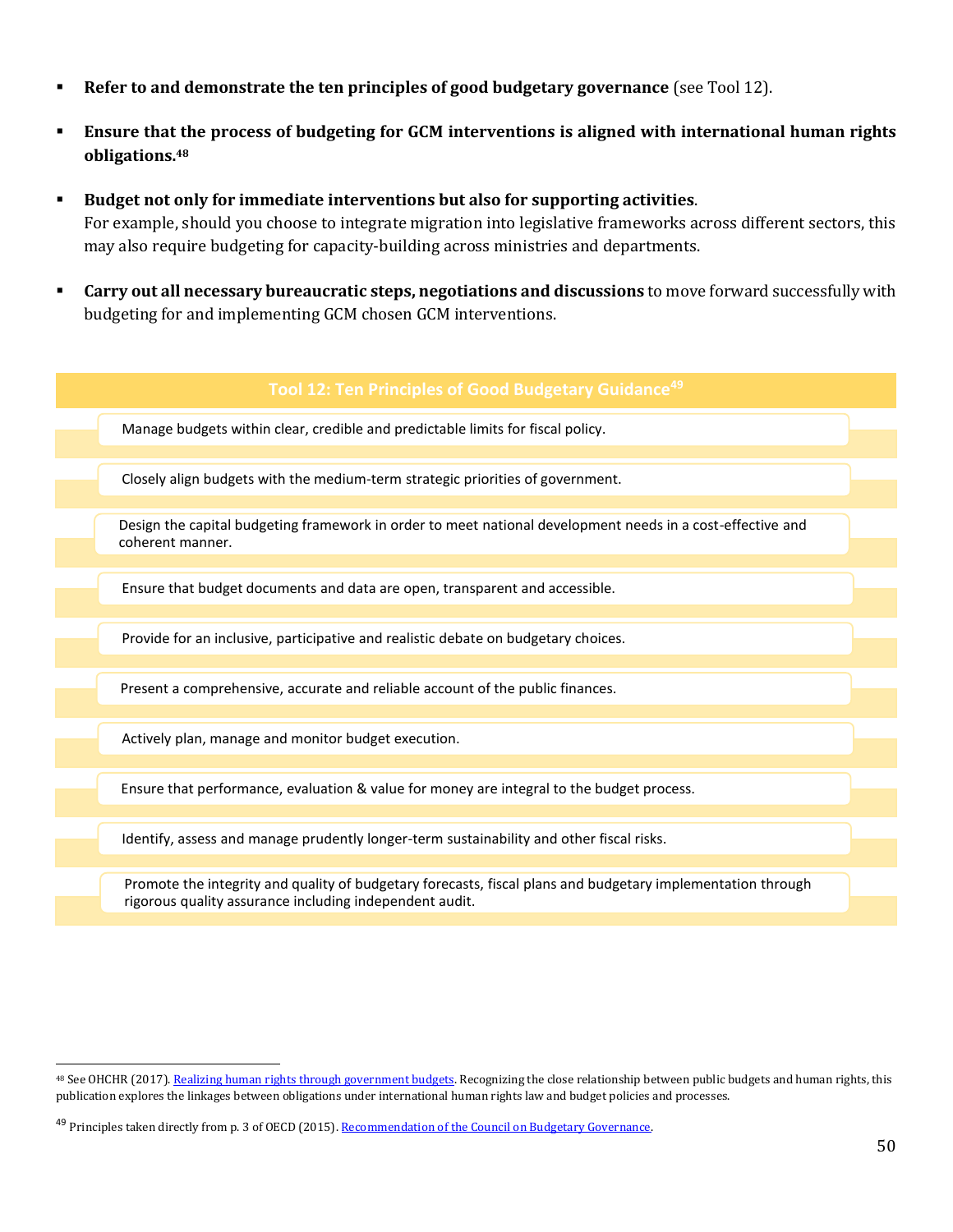- **Refer to and demonstrate the ten principles of good budgetary governance** (see Tool 12).
- **Ensure that the process of budgeting for GCM interventions is aligned with international human rights obligations.**[48]
- **Budget not only for immediate interventions but also for supporting activities**.
  For example, should you choose to integrate migration into legislative frameworks across different sectors, this may also require budgeting for capacity-building across ministries and departments.
- **Carry out all necessary bureaucratic steps, negotiations and discussions** to move forward successfully with budgeting for and implementing GCM chosen GCM interventions.

| Tool 12: Ten Principles of Good Budgetary Guidance[49] |
|---|
| Manage budgets within clear, credible and predictable limits for fiscal policy. |
| Closely align budgets with the medium-term strategic priorities of government. |
| Design the capital budgeting framework in order to meet national development needs in a cost-effective and coherent manner. |
| Ensure that budget documents and data are open, transparent and accessible. |
| Provide for an inclusive, participative and realistic debate on budgetary choices. |
| Present a comprehensive, accurate and reliable account of the public finances. |
| Actively plan, manage and monitor budget execution. |
| Ensure that performance, evaluation & value for money are integral to the budget process. |
| Identify, assess and manage prudently longer-term sustainability and other fiscal risks. |
| Promote the integrity and quality of budgetary forecasts, fiscal plans and budgetary implementation through rigorous quality assurance including independent audit. |

[48] See OHCHR (2017). Realizing human rights through government budgets. Recognizing the close relationship between public budgets and human rights, this publication explores the linkages between obligations under international human rights law and budget policies and processes.

[49] Principles taken directly from p. 3 of OECD (2015). Recommendation of the Council on Budgetary Governance.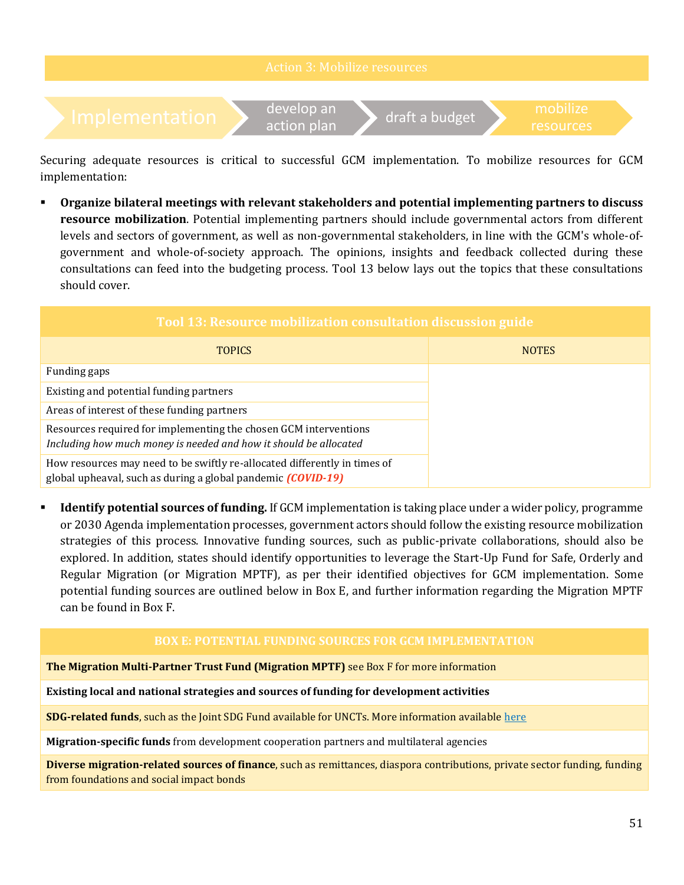## Action 3: Mobilize resources

Implementation → develop an action plan → draft a budget → mobilize resources

Securing adequate resources is critical to successful GCM implementation. To mobilize resources for GCM implementation:

- **Organize bilateral meetings with relevant stakeholders and potential implementing partners to discuss resource mobilization**. Potential implementing partners should include governmental actors from different levels and sectors of government, as well as non-governmental stakeholders, in line with the GCM's whole-of-government and whole-of-society approach. The opinions, insights and feedback collected during these consultations can feed into the budgeting process. Tool 13 below lays out the topics that these consultations should cover.

**Tool 13: Resource mobilization consultation discussion guide**

| TOPICS | NOTES |
| --- | --- |
| Funding gaps | |
| Existing and potential funding partners | |
| Areas of interest of these funding partners | |
| Resources required for implementing the chosen GCM interventions<br>*Including how much money is needed and how it should be allocated* | |
| How resources may need to be swiftly re-allocated differently in times of global upheaval, such as during a global pandemic ***(COVID-19)*** | |

- **Identify potential sources of funding.** If GCM implementation is taking place under a wider policy, programme or 2030 Agenda implementation processes, government actors should follow the existing resource mobilization strategies of this process. Innovative funding sources, such as public-private collaborations, should also be explored. In addition, states should identify opportunities to leverage the Start-Up Fund for Safe, Orderly and Regular Migration (or Migration MPTF), as per their identified objectives for GCM implementation. Some potential funding sources are outlined below in Box E, and further information regarding the Migration MPTF can be found in Box F.

| BOX E: POTENTIAL FUNDING SOURCES FOR GCM IMPLEMENTATION |
| --- |
| **The Migration Multi-Partner Trust Fund (Migration MPTF)** see Box F for more information |
| **Existing local and national strategies and sources of funding for development activities** |
| **SDG-related funds**, such as the Joint SDG Fund available for UNCTs. More information available [here] |
| **Migration-specific funds** from development cooperation partners and multilateral agencies |
| **Diverse migration-related sources of finance**, such as remittances, diaspora contributions, private sector funding, funding from foundations and social impact bonds |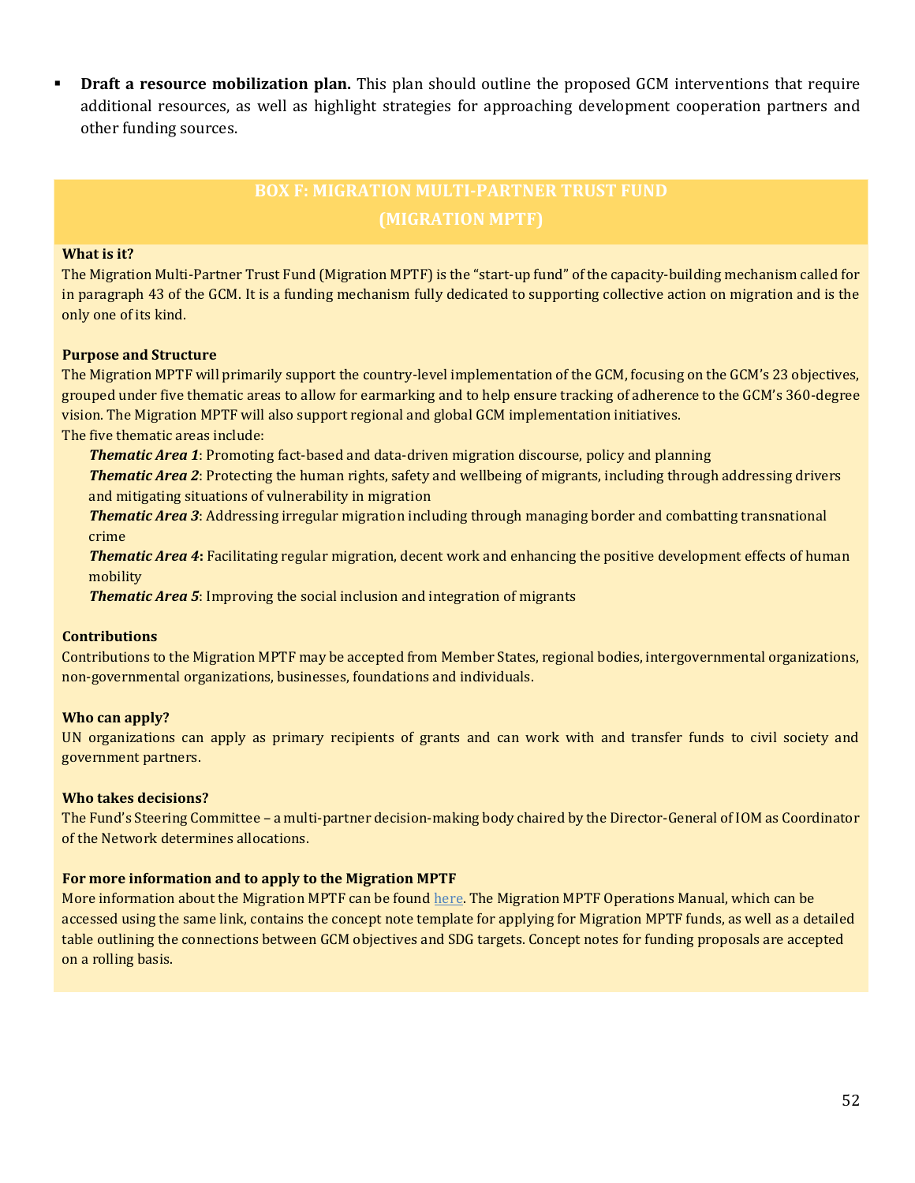- **Draft a resource mobilization plan.** This plan should outline the proposed GCM interventions that require additional resources, as well as highlight strategies for approaching development cooperation partners and other funding sources.

## BOX F: MIGRATION MULTI-PARTNER TRUST FUND (MIGRATION MPTF)

**What is it?**

The Migration Multi-Partner Trust Fund (Migration MPTF) is the "start-up fund" of the capacity-building mechanism called for in paragraph 43 of the GCM. It is a funding mechanism fully dedicated to supporting collective action on migration and is the only one of its kind.

**Purpose and Structure**

The Migration MPTF will primarily support the country-level implementation of the GCM, focusing on the GCM's 23 objectives, grouped under five thematic areas to allow for earmarking and to help ensure tracking of adherence to the GCM's 360-degree vision. The Migration MPTF will also support regional and global GCM implementation initiatives.

The five thematic areas include:

***Thematic Area 1***: Promoting fact-based and data-driven migration discourse, policy and planning

***Thematic Area 2***: Protecting the human rights, safety and wellbeing of migrants, including through addressing drivers and mitigating situations of vulnerability in migration

***Thematic Area 3***: Addressing irregular migration including through managing border and combatting transnational crime

***Thematic Area 4*****:** Facilitating regular migration, decent work and enhancing the positive development effects of human mobility

***Thematic Area 5***: Improving the social inclusion and integration of migrants

**Contributions**

Contributions to the Migration MPTF may be accepted from Member States, regional bodies, intergovernmental organizations, non-governmental organizations, businesses, foundations and individuals.

**Who can apply?**

UN organizations can apply as primary recipients of grants and can work with and transfer funds to civil society and government partners.

**Who takes decisions?**

The Fund's Steering Committee – a multi-partner decision-making body chaired by the Director-General of IOM as Coordinator of the Network determines allocations.

**For more information and to apply to the Migration MPTF**

More information about the Migration MPTF can be found here. The Migration MPTF Operations Manual, which can be accessed using the same link, contains the concept note template for applying for Migration MPTF funds, as well as a detailed table outlining the connections between GCM objectives and SDG targets. Concept notes for funding proposals are accepted on a rolling basis.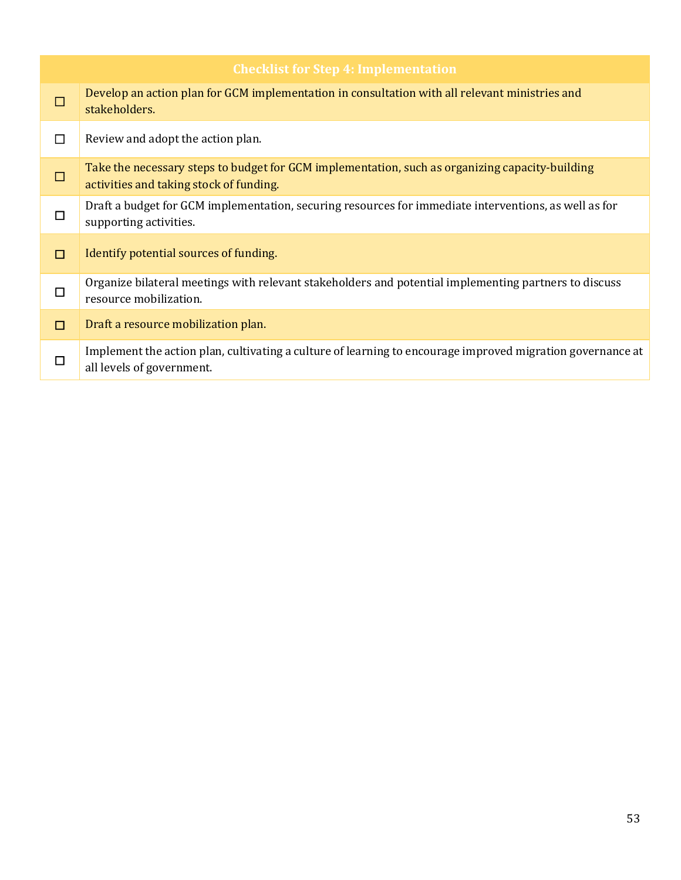| | Checklist for Step 4: Implementation |
|---|---|
| ☐ | Develop an action plan for GCM implementation in consultation with all relevant ministries and stakeholders. |
| ☐ | Review and adopt the action plan. |
| ☐ | Take the necessary steps to budget for GCM implementation, such as organizing capacity-building activities and taking stock of funding. |
| ☐ | Draft a budget for GCM implementation, securing resources for immediate interventions, as well as for supporting activities. |
| ☐ | Identify potential sources of funding. |
| ☐ | Organize bilateral meetings with relevant stakeholders and potential implementing partners to discuss resource mobilization. |
| ☐ | Draft a resource mobilization plan. |
| ☐ | Implement the action plan, cultivating a culture of learning to encourage improved migration governance at all levels of government. |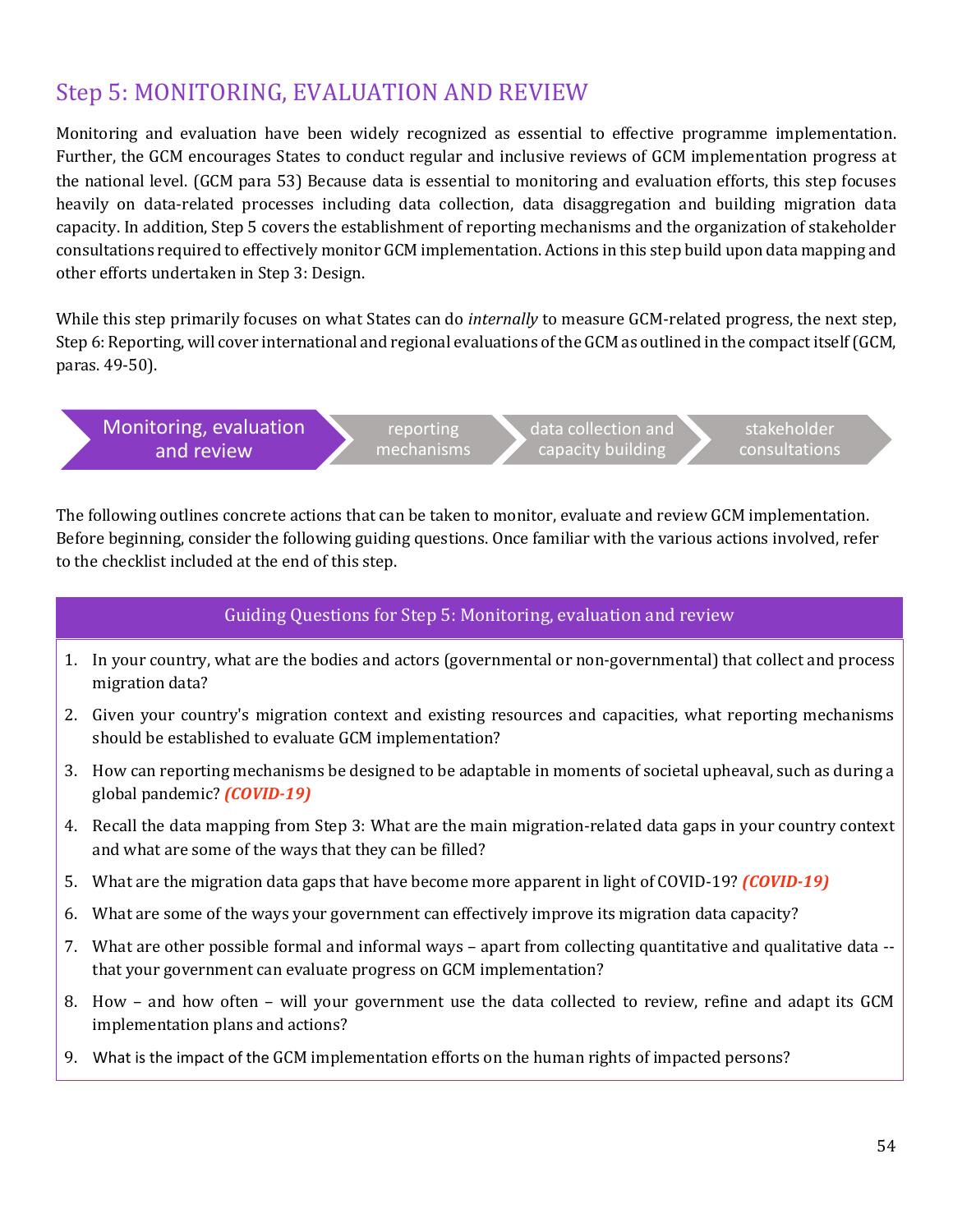## Step 5: MONITORING, EVALUATION AND REVIEW

Monitoring and evaluation have been widely recognized as essential to effective programme implementation. Further, the GCM encourages States to conduct regular and inclusive reviews of GCM implementation progress at the national level. (GCM para 53) Because data is essential to monitoring and evaluation efforts, this step focuses heavily on data-related processes including data collection, data disaggregation and building migration data capacity. In addition, Step 5 covers the establishment of reporting mechanisms and the organization of stakeholder consultations required to effectively monitor GCM implementation. Actions in this step build upon data mapping and other efforts undertaken in Step 3: Design.

While this step primarily focuses on what States can do *internally* to measure GCM-related progress, the next step, Step 6: Reporting, will cover international and regional evaluations of the GCM as outlined in the compact itself (GCM, paras. 49-50).

Monitoring, evaluation and review → reporting mechanisms → data collection and capacity building → stakeholder consultations

The following outlines concrete actions that can be taken to monitor, evaluate and review GCM implementation. Before beginning, consider the following guiding questions. Once familiar with the various actions involved, refer to the checklist included at the end of this step.

| Guiding Questions for Step 5: Monitoring, evaluation and review |
|---|
| 1. In your country, what are the bodies and actors (governmental or non-governmental) that collect and process migration data?<br>2. Given your country's migration context and existing resources and capacities, what reporting mechanisms should be established to evaluate GCM implementation?<br>3. How can reporting mechanisms be designed to be adaptable in moments of societal upheaval, such as during a global pandemic? ***(COVID-19)***<br>4. Recall the data mapping from Step 3: What are the main migration-related data gaps in your country context and what are some of the ways that they can be filled?<br>5. What are the migration data gaps that have become more apparent in light of COVID-19? ***(COVID-19)***<br>6. What are some of the ways your government can effectively improve its migration data capacity?<br>7. What are other possible formal and informal ways – apart from collecting quantitative and qualitative data -- that your government can evaluate progress on GCM implementation?<br>8. How – and how often – will your government use the data collected to review, refine and adapt its GCM implementation plans and actions?<br>9. What is the impact of the GCM implementation efforts on the human rights of impacted persons? |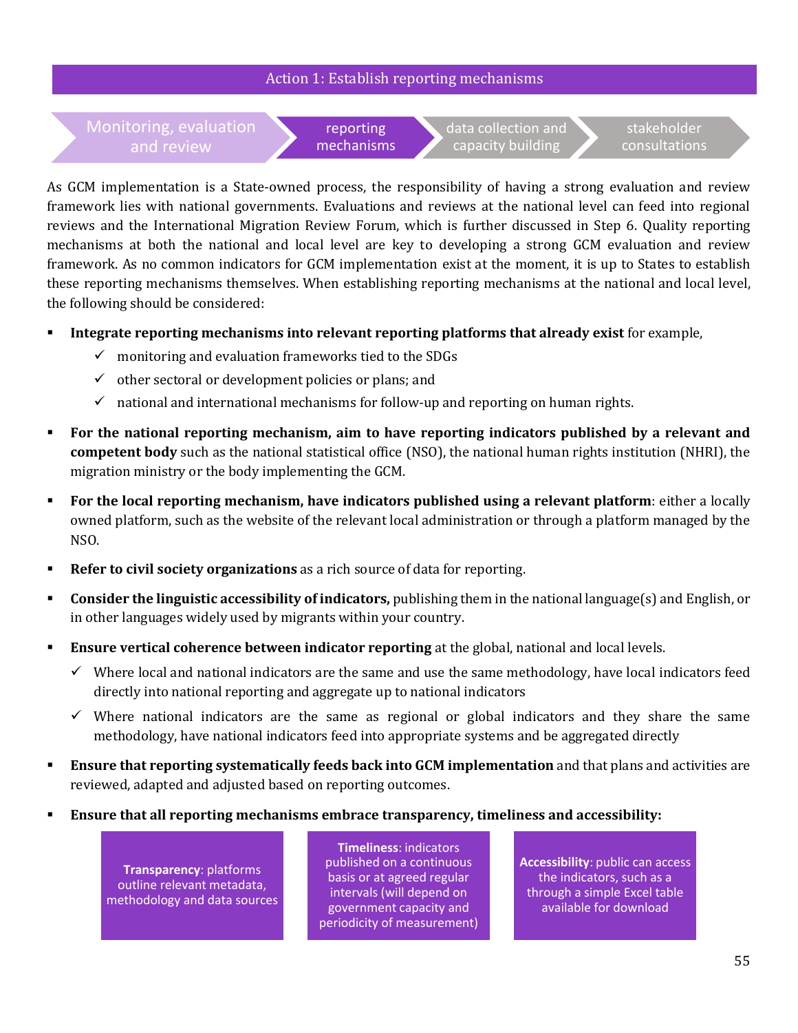## Action 1: Establish reporting mechanisms

Monitoring, evaluation and review → reporting mechanisms → data collection and capacity building → stakeholder consultations

As GCM implementation is a State-owned process, the responsibility of having a strong evaluation and review framework lies with national governments. Evaluations and reviews at the national level can feed into regional reviews and the International Migration Review Forum, which is further discussed in Step 6. Quality reporting mechanisms at both the national and local level are key to developing a strong GCM evaluation and review framework. As no common indicators for GCM implementation exist at the moment, it is up to States to establish these reporting mechanisms themselves. When establishing reporting mechanisms at the national and local level, the following should be considered:

- **Integrate reporting mechanisms into relevant reporting platforms that already exist** for example,
  - ✓ monitoring and evaluation frameworks tied to the SDGs
  - ✓ other sectoral or development policies or plans; and
  - ✓ national and international mechanisms for follow-up and reporting on human rights.
- **For the national reporting mechanism, aim to have reporting indicators published by a relevant and competent body** such as the national statistical office (NSO), the national human rights institution (NHRI), the migration ministry or the body implementing the GCM.
- **For the local reporting mechanism, have indicators published using a relevant platform**: either a locally owned platform, such as the website of the relevant local administration or through a platform managed by the NSO.
- **Refer to civil society organizations** as a rich source of data for reporting.
- **Consider the linguistic accessibility of indicators,** publishing them in the national language(s) and English, or in other languages widely used by migrants within your country.
- **Ensure vertical coherence between indicator reporting** at the global, national and local levels.
  - ✓ Where local and national indicators are the same and use the same methodology, have local indicators feed directly into national reporting and aggregate up to national indicators
  - ✓ Where national indicators are the same as regional or global indicators and they share the same methodology, have national indicators feed into appropriate systems and be aggregated directly
- **Ensure that reporting systematically feeds back into GCM implementation** and that plans and activities are reviewed, adapted and adjusted based on reporting outcomes.
- **Ensure that all reporting mechanisms embrace transparency, timeliness and accessibility:**

**Transparency**: platforms outline relevant metadata, methodology and data sources

**Timeliness**: indicators published on a continuous basis or at agreed regular intervals (will depend on government capacity and periodicity of measurement)

**Accessibility**: public can access the indicators, such as a through a simple Excel table available for download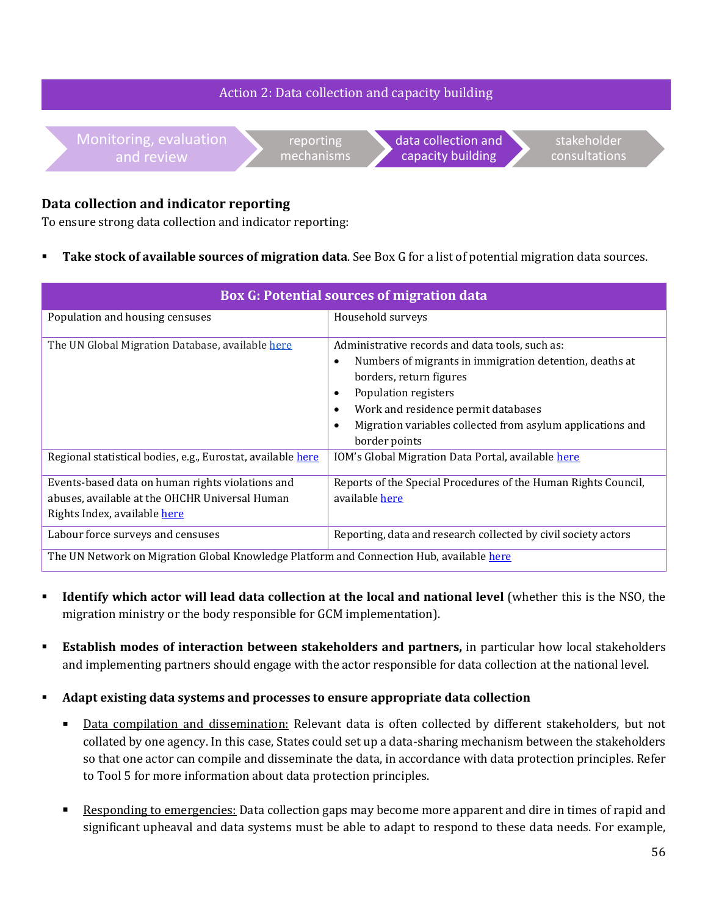Action 2: Data collection and capacity building

Monitoring, evaluation and review → reporting mechanisms → data collection and capacity building → stakeholder consultations

### Data collection and indicator reporting

To ensure strong data collection and indicator reporting:

- **Take stock of available sources of migration data**. See Box G for a list of potential migration data sources.

| Box G: Potential sources of migration data | |
|---|---|
| Population and housing censuses | Household surveys |
| The UN Global Migration Database, available here | Administrative records and data tools, such as: <br>• Numbers of migrants in immigration detention, deaths at borders, return figures <br>• Population registers <br>• Work and residence permit databases <br>• Migration variables collected from asylum applications and border points |
| Regional statistical bodies, e.g., Eurostat, available here | IOM's Global Migration Data Portal, available here |
| Events-based data on human rights violations and abuses, available at the OHCHR Universal Human Rights Index, available here | Reports of the Special Procedures of the Human Rights Council, available here |
| Labour force surveys and censuses | Reporting, data and research collected by civil society actors |
| The UN Network on Migration Global Knowledge Platform and Connection Hub, available here | |

- **Identify which actor will lead data collection at the local and national level** (whether this is the NSO, the migration ministry or the body responsible for GCM implementation).

- **Establish modes of interaction between stakeholders and partners,** in particular how local stakeholders and implementing partners should engage with the actor responsible for data collection at the national level.

- **Adapt existing data systems and processes to ensure appropriate data collection**
  - Data compilation and dissemination: Relevant data is often collected by different stakeholders, but not collated by one agency. In this case, States could set up a data-sharing mechanism between the stakeholders so that one actor can compile and disseminate the data, in accordance with data protection principles. Refer to Tool 5 for more information about data protection principles.
  - Responding to emergencies: Data collection gaps may become more apparent and dire in times of rapid and significant upheaval and data systems must be able to adapt to respond to these data needs. For example,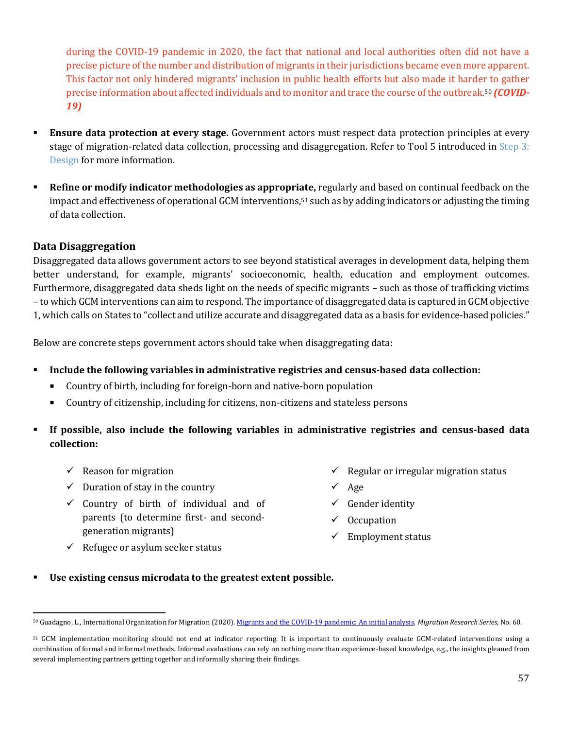during the COVID-19 pandemic in 2020, the fact that national and local authorities often did not have a precise picture of the number and distribution of migrants in their jurisdictions became even more apparent. This factor not only hindered migrants' inclusion in public health efforts but also made it harder to gather precise information about affected individuals and to monitor and trace the course of the outbreak.[50] ***(COVID-19)***

- **Ensure data protection at every stage.** Government actors must respect data protection principles at every stage of migration-related data collection, processing and disaggregation. Refer to Tool 5 introduced in Step 3: Design for more information.

- **Refine or modify indicator methodologies as appropriate,** regularly and based on continual feedback on the impact and effectiveness of operational GCM interventions,[51] such as by adding indicators or adjusting the timing of data collection.

### Data Disaggregation

Disaggregated data allows government actors to see beyond statistical averages in development data, helping them better understand, for example, migrants' socioeconomic, health, education and employment outcomes. Furthermore, disaggregated data sheds light on the needs of specific migrants – such as those of trafficking victims – to which GCM interventions can aim to respond. The importance of disaggregated data is captured in GCM objective 1, which calls on States to "collect and utilize accurate and disaggregated data as a basis for evidence-based policies."

Below are concrete steps government actors should take when disaggregating data:

- **Include the following variables in administrative registries and census-based data collection:**
  - Country of birth, including for foreign-born and native-born population
  - Country of citizenship, including for citizens, non-citizens and stateless persons

- **If possible, also include the following variables in administrative registries and census-based data collection:**
  - ✓ Reason for migration
  - ✓ Duration of stay in the country
  - ✓ Country of birth of individual and of parents (to determine first- and second-generation migrants)
  - ✓ Refugee or asylum seeker status
  - ✓ Regular or irregular migration status
  - ✓ Age
  - ✓ Gender identity
  - ✓ Occupation
  - ✓ Employment status

- **Use existing census microdata to the greatest extent possible.**

---

[50] Guadagno, L., International Organization for Migration (2020). Migrants and the COVID-19 pandemic: An initial analysis. *Migration Research Series,* No. 60.

[51] GCM implementation monitoring should not end at indicator reporting. It is important to continuously evaluate GCM-related interventions using a combination of formal and informal methods. Informal evaluations can rely on nothing more than experience-based knowledge, e.g., the insights gleaned from several implementing partners getting together and informally sharing their findings.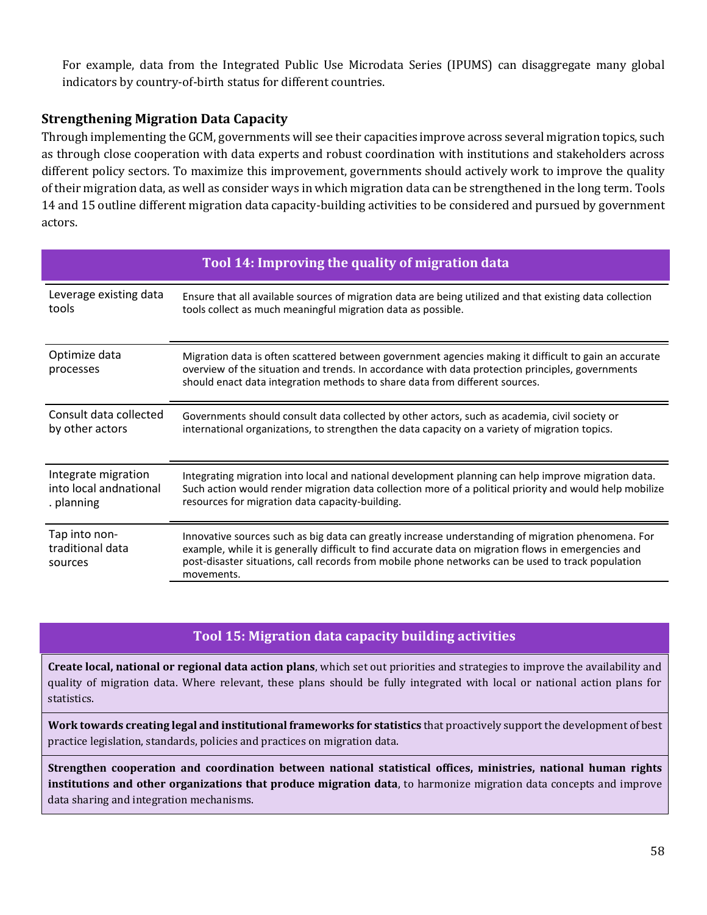For example, data from the Integrated Public Use Microdata Series (IPUMS) can disaggregate many global indicators by country-of-birth status for different countries.

### Strengthening Migration Data Capacity

Through implementing the GCM, governments will see their capacities improve across several migration topics, such as through close cooperation with data experts and robust coordination with institutions and stakeholders across different policy sectors. To maximize this improvement, governments should actively work to improve the quality of their migration data, as well as consider ways in which migration data can be strengthened in the long term. Tools 14 and 15 outline different migration data capacity-building activities to be considered and pursued by government actors.

| Tool 14: Improving the quality of migration data | |
|---|---|
| Leverage existing data tools | Ensure that all available sources of migration data are being utilized and that existing data collection tools collect as much meaningful migration data as possible. |
| Optimize data processes | Migration data is often scattered between government agencies making it difficult to gain an accurate overview of the situation and trends. In accordance with data protection principles, governments should enact data integration methods to share data from different sources. |
| Consult data collected by other actors | Governments should consult data collected by other actors, such as academia, civil society or international organizations, to strengthen the data capacity on a variety of migration topics. |
| Integrate migration into local andnational . planning | Integrating migration into local and national development planning can help improve migration data. Such action would render migration data collection more of a political priority and would help mobilize resources for migration data capacity-building. |
| Tap into non-traditional data sources | Innovative sources such as big data can greatly increase understanding of migration phenomena. For example, while it is generally difficult to find accurate data on migration flows in emergencies and post-disaster situations, call records from mobile phone networks can be used to track population movements. |

| Tool 15: Migration data capacity building activities |
|---|
| **Create local, national or regional data action plans**, which set out priorities and strategies to improve the availability and quality of migration data. Where relevant, these plans should be fully integrated with local or national action plans for statistics. |
| **Work towards creating legal and institutional frameworks for statistics** that proactively support the development of best practice legislation, standards, policies and practices on migration data. |
| **Strengthen cooperation and coordination between national statistical offices, ministries, national human rights institutions and other organizations that produce migration data**, to harmonize migration data concepts and improve data sharing and integration mechanisms. |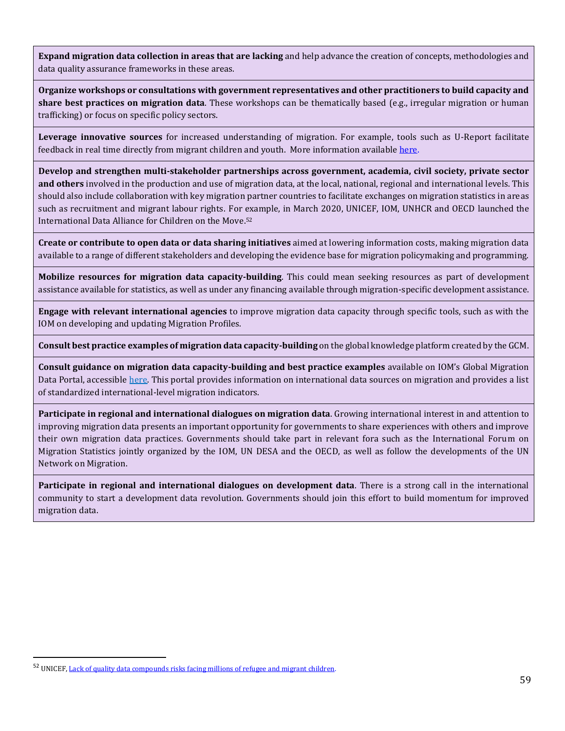**Expand migration data collection in areas that are lacking** and help advance the creation of concepts, methodologies and data quality assurance frameworks in these areas.

**Organize workshops or consultations with government representatives and other practitioners to build capacity and share best practices on migration data**. These workshops can be thematically based (e.g., irregular migration or human trafficking) or focus on specific policy sectors.

**Leverage innovative sources** for increased understanding of migration. For example, tools such as U-Report facilitate feedback in real time directly from migrant children and youth. More information available here.

**Develop and strengthen multi-stakeholder partnerships across government, academia, civil society, private sector and others** involved in the production and use of migration data, at the local, national, regional and international levels. This should also include collaboration with key migration partner countries to facilitate exchanges on migration statistics in areas such as recruitment and migrant labour rights. For example, in March 2020, UNICEF, IOM, UNHCR and OECD launched the International Data Alliance for Children on the Move.[52]

**Create or contribute to open data or data sharing initiatives** aimed at lowering information costs, making migration data available to a range of different stakeholders and developing the evidence base for migration policymaking and programming.

**Mobilize resources for migration data capacity-building**. This could mean seeking resources as part of development assistance available for statistics, as well as under any financing available through migration-specific development assistance.

**Engage with relevant international agencies** to improve migration data capacity through specific tools, such as with the IOM on developing and updating Migration Profiles.

**Consult best practice examples of migration data capacity-building** on the global knowledge platform created by the GCM.

**Consult guidance on migration data capacity-building and best practice examples** available on IOM's Global Migration Data Portal, accessible here. This portal provides information on international data sources on migration and provides a list of standardized international-level migration indicators.

**Participate in regional and international dialogues on migration data**. Growing international interest in and attention to improving migration data presents an important opportunity for governments to share experiences with others and improve their own migration data practices. Governments should take part in relevant fora such as the International Forum on Migration Statistics jointly organized by the IOM, UN DESA and the OECD, as well as follow the developments of the UN Network on Migration.

**Participate in regional and international dialogues on development data**. There is a strong call in the international community to start a development data revolution. Governments should join this effort to build momentum for improved migration data.

[52] UNICEF, Lack of quality data compounds risks facing millions of refugee and migrant children.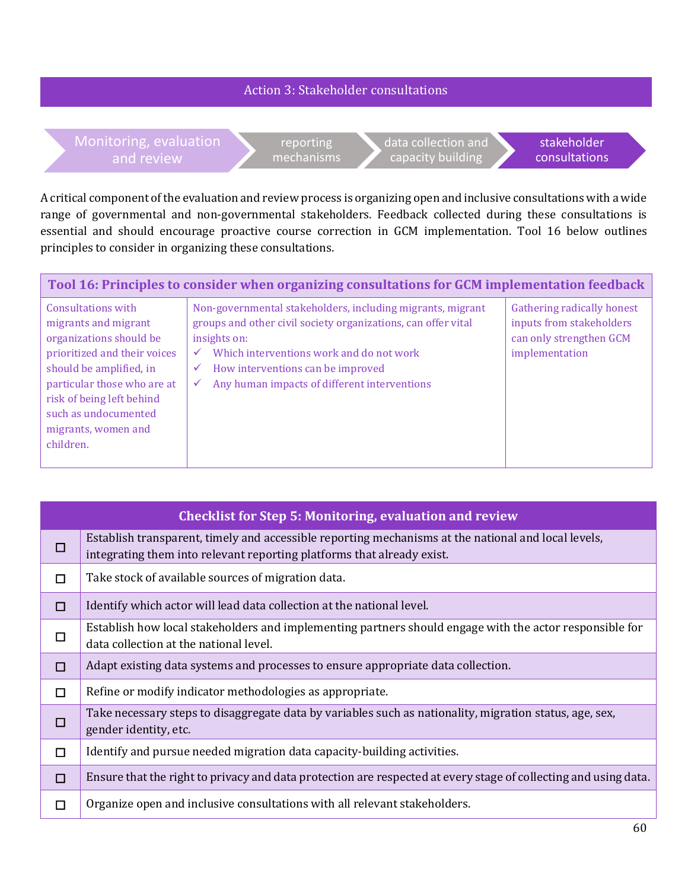## Action 3: Stakeholder consultations

Monitoring, evaluation and review → reporting mechanisms → data collection and capacity building → **stakeholder consultations**

A critical component of the evaluation and review process is organizing open and inclusive consultations with a wide range of governmental and non-governmental stakeholders. Feedback collected during these consultations is essential and should encourage proactive course correction in GCM implementation. Tool 16 below outlines principles to consider in organizing these consultations.

| Tool 16: Principles to consider when organizing consultations for GCM implementation feedback | | |
|---|---|---|
| Consultations with migrants and migrant organizations should be prioritized and their voices should be amplified, in particular those who are at risk of being left behind such as undocumented migrants, women and children. | Non-governmental stakeholders, including migrants, migrant groups and other civil society organizations, can offer vital insights on:<br>✓ Which interventions work and do not work<br>✓ How interventions can be improved<br>✓ Any human impacts of different interventions | Gathering radically honest inputs from stakeholders can only strengthen GCM implementation |

| | Checklist for Step 5: Monitoring, evaluation and review |
|---|---|
| ☐ | Establish transparent, timely and accessible reporting mechanisms at the national and local levels, integrating them into relevant reporting platforms that already exist. |
| ☐ | Take stock of available sources of migration data. |
| ☐ | Identify which actor will lead data collection at the national level. |
| ☐ | Establish how local stakeholders and implementing partners should engage with the actor responsible for data collection at the national level. |
| ☐ | Adapt existing data systems and processes to ensure appropriate data collection. |
| ☐ | Refine or modify indicator methodologies as appropriate. |
| ☐ | Take necessary steps to disaggregate data by variables such as nationality, migration status, age, sex, gender identity, etc. |
| ☐ | Identify and pursue needed migration data capacity-building activities. |
| ☐ | Ensure that the right to privacy and data protection are respected at every stage of collecting and using data. |
| ☐ | Organize open and inclusive consultations with all relevant stakeholders. |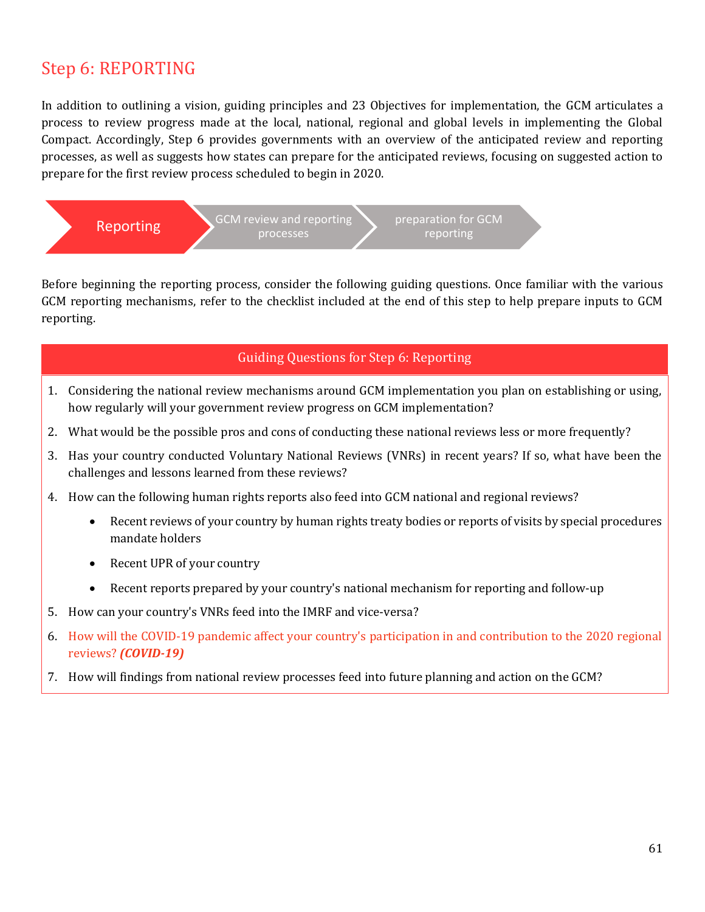# Step 6: REPORTING

In addition to outlining a vision, guiding principles and 23 Objectives for implementation, the GCM articulates a process to review progress made at the local, national, regional and global levels in implementing the Global Compact. Accordingly, Step 6 provides governments with an overview of the anticipated review and reporting processes, as well as suggests how states can prepare for the anticipated reviews, focusing on suggested action to prepare for the first review process scheduled to begin in 2020.

Reporting → GCM review and reporting processes → preparation for GCM reporting

Before beginning the reporting process, consider the following guiding questions. Once familiar with the various GCM reporting mechanisms, refer to the checklist included at the end of this step to help prepare inputs to GCM reporting.

## Guiding Questions for Step 6: Reporting

1. Considering the national review mechanisms around GCM implementation you plan on establishing or using, how regularly will your government review progress on GCM implementation?
2. What would be the possible pros and cons of conducting these national reviews less or more frequently?
3. Has your country conducted Voluntary National Reviews (VNRs) in recent years? If so, what have been the challenges and lessons learned from these reviews?
4. How can the following human rights reports also feed into GCM national and regional reviews?
   - Recent reviews of your country by human rights treaty bodies or reports of visits by special procedures mandate holders
   - Recent UPR of your country
   - Recent reports prepared by your country's national mechanism for reporting and follow-up
5. How can your country's VNRs feed into the IMRF and vice-versa?
6. How will the COVID-19 pandemic affect your country's participation in and contribution to the 2020 regional reviews? ***(COVID-19)***
7. How will findings from national review processes feed into future planning and action on the GCM?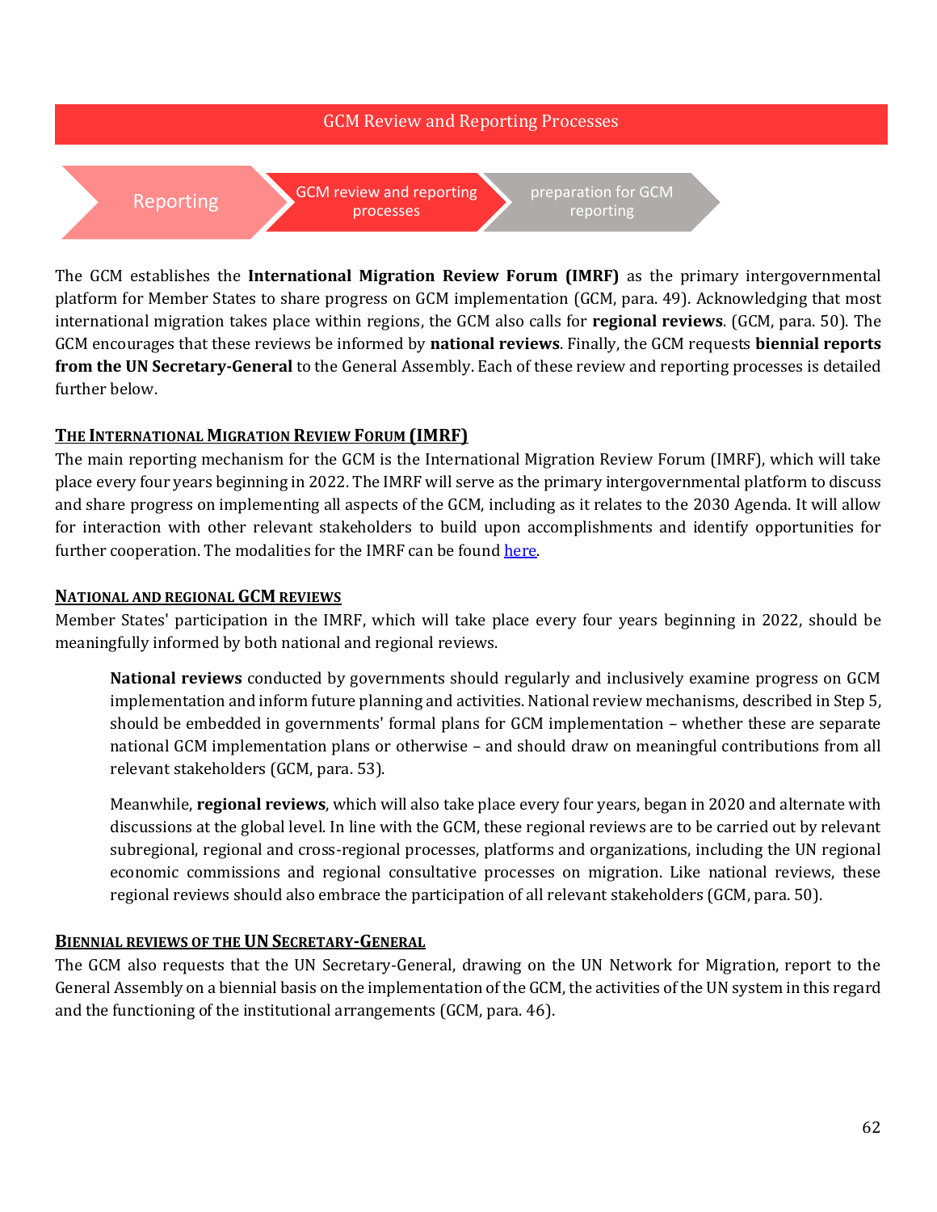GCM Review and Reporting Processes

Reporting → GCM review and reporting processes → preparation for GCM reporting

The GCM establishes the **International Migration Review Forum (IMRF)** as the primary intergovernmental platform for Member States to share progress on GCM implementation (GCM, para. 49). Acknowledging that most international migration takes place within regions, the GCM also calls for **regional reviews**. (GCM, para. 50). The GCM encourages that these reviews be informed by **national reviews**. Finally, the GCM requests **biennial reports from the UN Secretary-General** to the General Assembly. Each of these review and reporting processes is detailed further below.

## THE INTERNATIONAL MIGRATION REVIEW FORUM (IMRF)

The main reporting mechanism for the GCM is the International Migration Review Forum (IMRF), which will take place every four years beginning in 2022. The IMRF will serve as the primary intergovernmental platform to discuss and share progress on implementing all aspects of the GCM, including as it relates to the 2030 Agenda. It will allow for interaction with other relevant stakeholders to build upon accomplishments and identify opportunities for further cooperation. The modalities for the IMRF can be found here.

## NATIONAL AND REGIONAL GCM REVIEWS

Member States' participation in the IMRF, which will take place every four years beginning in 2022, should be meaningfully informed by both national and regional reviews.

> **National reviews** conducted by governments should regularly and inclusively examine progress on GCM implementation and inform future planning and activities. National review mechanisms, described in Step 5, should be embedded in governments' formal plans for GCM implementation – whether these are separate national GCM implementation plans or otherwise – and should draw on meaningful contributions from all relevant stakeholders (GCM, para. 53).
>
> Meanwhile, **regional reviews**, which will also take place every four years, began in 2020 and alternate with discussions at the global level. In line with the GCM, these regional reviews are to be carried out by relevant subregional, regional and cross-regional processes, platforms and organizations, including the UN regional economic commissions and regional consultative processes on migration. Like national reviews, these regional reviews should also embrace the participation of all relevant stakeholders (GCM, para. 50).

## BIENNIAL REVIEWS OF THE UN SECRETARY-GENERAL

The GCM also requests that the UN Secretary-General, drawing on the UN Network for Migration, report to the General Assembly on a biennial basis on the implementation of the GCM, the activities of the UN system in this regard and the functioning of the institutional arrangements (GCM, para. 46).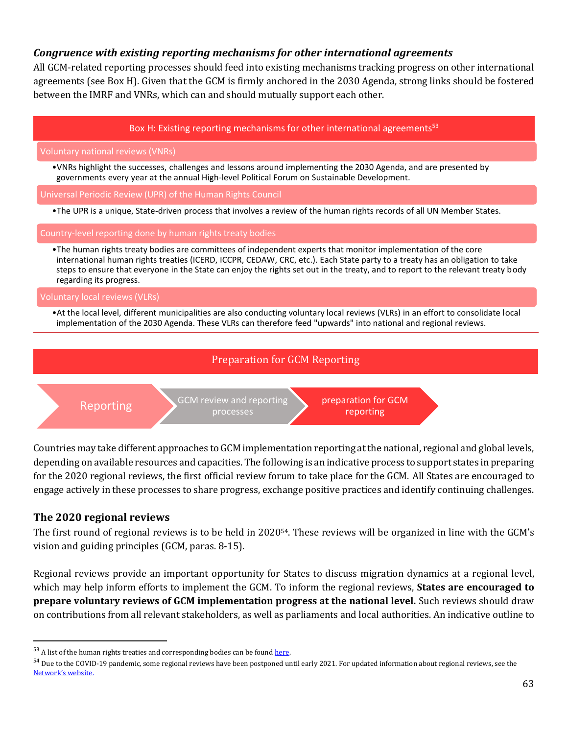### *Congruence with existing reporting mechanisms for other international agreements*

All GCM-related reporting processes should feed into existing mechanisms tracking progress on other international agreements (see Box H). Given that the GCM is firmly anchored in the 2030 Agenda, strong links should be fostered between the IMRF and VNRs, which can and should mutually support each other.

**Box H: Existing reporting mechanisms for other international agreements[53]**

**Voluntary national reviews (VNRs)**

- VNRs highlight the successes, challenges and lessons around implementing the 2030 Agenda, and are presented by governments every year at the annual High-level Political Forum on Sustainable Development.

**Universal Periodic Review (UPR) of the Human Rights Council**

- The UPR is a unique, State-driven process that involves a review of the human rights records of all UN Member States.

**Country-level reporting done by human rights treaty bodies**

- The human rights treaty bodies are committees of independent experts that monitor implementation of the core international human rights treaties (ICERD, ICCPR, CEDAW, CRC, etc.). Each State party to a treaty has an obligation to take steps to ensure that everyone in the State can enjoy the rights set out in the treaty, and to report to the relevant treaty body regarding its progress.

**Voluntary local reviews (VLRs)**

- At the local level, different municipalities are also conducting voluntary local reviews (VLRs) in an effort to consolidate local implementation of the 2030 Agenda. These VLRs can therefore feed "upwards" into national and regional reviews.

## Preparation for GCM Reporting

Reporting → GCM review and reporting processes → preparation for GCM reporting

Countries may take different approaches to GCM implementation reporting at the national, regional and global levels, depending on available resources and capacities. The following is an indicative process to support states in preparing for the 2020 regional reviews, the first official review forum to take place for the GCM. All States are encouraged to engage actively in these processes to share progress, exchange positive practices and identify continuing challenges.

### The 2020 regional reviews

The first round of regional reviews is to be held in 2020[54]. These reviews will be organized in line with the GCM's vision and guiding principles (GCM, paras. 8-15).

Regional reviews provide an important opportunity for States to discuss migration dynamics at a regional level, which may help inform efforts to implement the GCM. To inform the regional reviews, **States are encouraged to prepare voluntary reviews of GCM implementation progress at the national level.** Such reviews should draw on contributions from all relevant stakeholders, as well as parliaments and local authorities. An indicative outline to

---

[53] A list of the human rights treaties and corresponding bodies can be found here.

[54] Due to the COVID-19 pandemic, some regional reviews have been postponed until early 2021. For updated information about regional reviews, see the Network's website.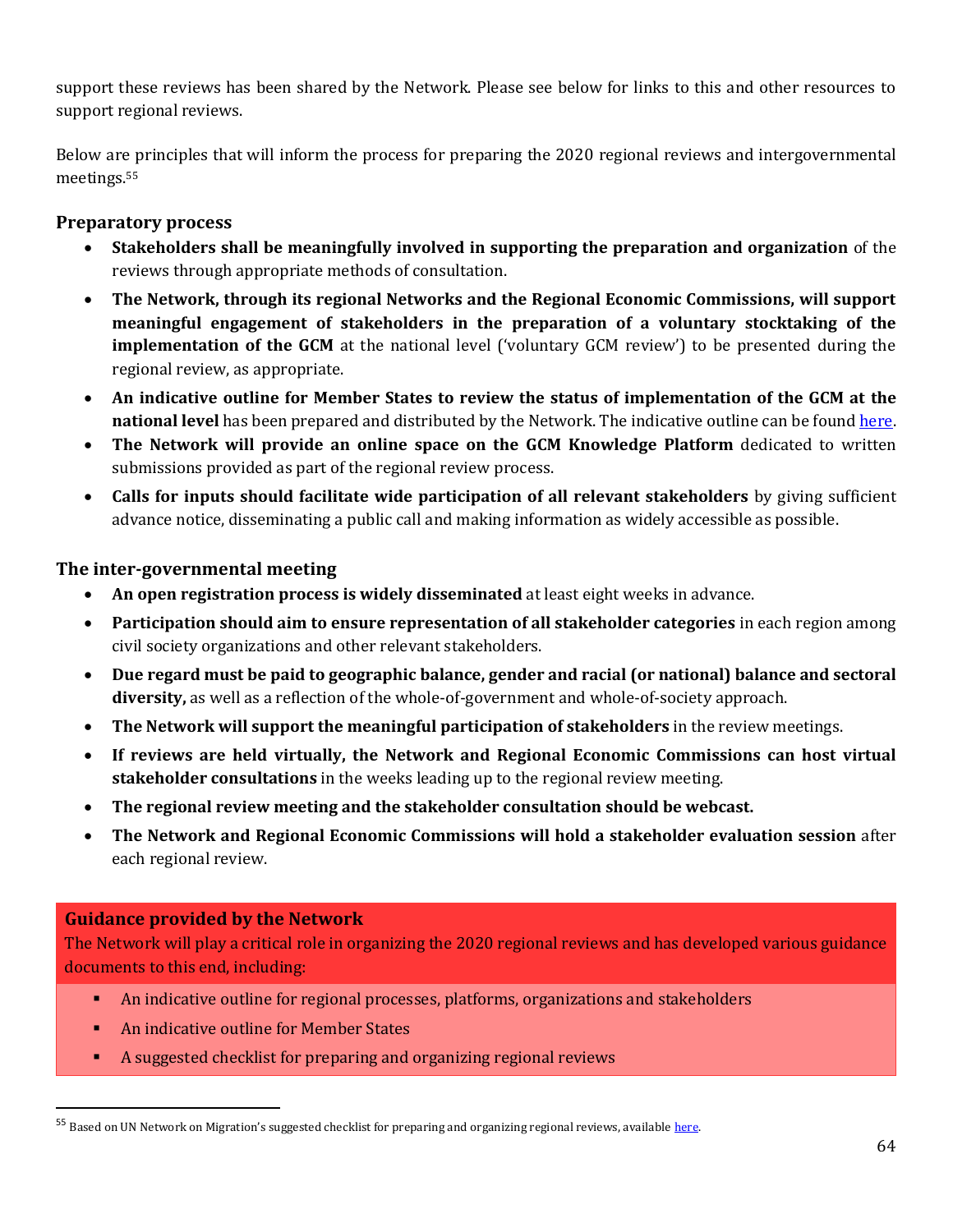support these reviews has been shared by the Network. Please see below for links to this and other resources to support regional reviews.

Below are principles that will inform the process for preparing the 2020 regional reviews and intergovernmental meetings.[55]

### Preparatory process

- **Stakeholders shall be meaningfully involved in supporting the preparation and organization** of the reviews through appropriate methods of consultation.
- **The Network, through its regional Networks and the Regional Economic Commissions, will support meaningful engagement of stakeholders in the preparation of a voluntary stocktaking of the implementation of the GCM** at the national level ('voluntary GCM review') to be presented during the regional review, as appropriate.
- **An indicative outline for Member States to review the status of implementation of the GCM at the national level** has been prepared and distributed by the Network. The indicative outline can be found here.
- **The Network will provide an online space on the GCM Knowledge Platform** dedicated to written submissions provided as part of the regional review process.
- **Calls for inputs should facilitate wide participation of all relevant stakeholders** by giving sufficient advance notice, disseminating a public call and making information as widely accessible as possible.

### The inter-governmental meeting

- **An open registration process is widely disseminated** at least eight weeks in advance.
- **Participation should aim to ensure representation of all stakeholder categories** in each region among civil society organizations and other relevant stakeholders.
- **Due regard must be paid to geographic balance, gender and racial (or national) balance and sectoral diversity,** as well as a reflection of the whole-of-government and whole-of-society approach.
- **The Network will support the meaningful participation of stakeholders** in the review meetings.
- **If reviews are held virtually, the Network and Regional Economic Commissions can host virtual stakeholder consultations** in the weeks leading up to the regional review meeting.
- **The regional review meeting and the stakeholder consultation should be webcast.**
- **The Network and Regional Economic Commissions will hold a stakeholder evaluation session** after each regional review.

**Guidance provided by the Network**

The Network will play a critical role in organizing the 2020 regional reviews and has developed various guidance documents to this end, including:

- An indicative outline for regional processes, platforms, organizations and stakeholders
- An indicative outline for Member States
- A suggested checklist for preparing and organizing regional reviews

[55] Based on UN Network on Migration's suggested checklist for preparing and organizing regional reviews, available here.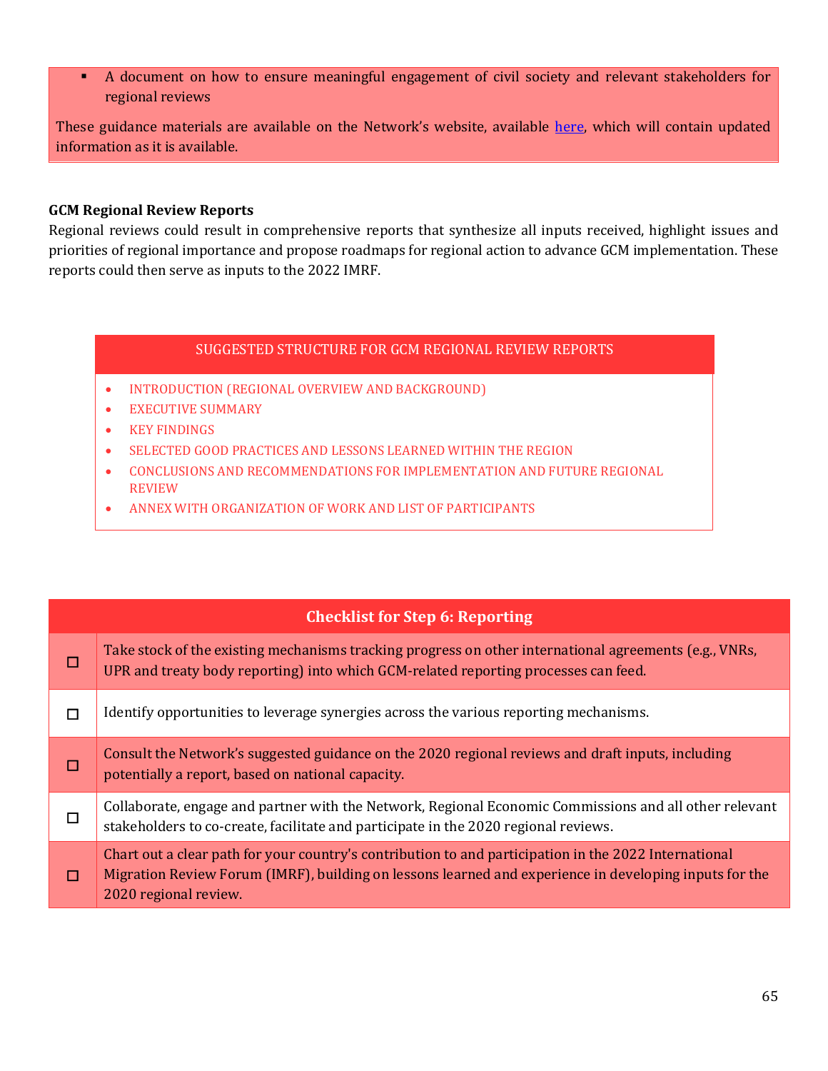- A document on how to ensure meaningful engagement of civil society and relevant stakeholders for regional reviews

These guidance materials are available on the Network's website, available here, which will contain updated information as it is available.

**GCM Regional Review Reports**

Regional reviews could result in comprehensive reports that synthesize all inputs received, highlight issues and priorities of regional importance and propose roadmaps for regional action to advance GCM implementation. These reports could then serve as inputs to the 2022 IMRF.

SUGGESTED STRUCTURE FOR GCM REGIONAL REVIEW REPORTS

- INTRODUCTION (REGIONAL OVERVIEW AND BACKGROUND)
- EXECUTIVE SUMMARY
- KEY FINDINGS
- SELECTED GOOD PRACTICES AND LESSONS LEARNED WITHIN THE REGION
- CONCLUSIONS AND RECOMMENDATIONS FOR IMPLEMENTATION AND FUTURE REGIONAL REVIEW
- ANNEX WITH ORGANIZATION OF WORK AND LIST OF PARTICIPANTS

| **Checklist for Step 6: Reporting** | |
|---|---|
| ☐ | Take stock of the existing mechanisms tracking progress on other international agreements (e.g., VNRs, UPR and treaty body reporting) into which GCM-related reporting processes can feed. |
| ☐ | Identify opportunities to leverage synergies across the various reporting mechanisms. |
| ☐ | Consult the Network's suggested guidance on the 2020 regional reviews and draft inputs, including potentially a report, based on national capacity. |
| ☐ | Collaborate, engage and partner with the Network, Regional Economic Commissions and all other relevant stakeholders to co-create, facilitate and participate in the 2020 regional reviews. |
| ☐ | Chart out a clear path for your country's contribution to and participation in the 2022 International Migration Review Forum (IMRF), building on lessons learned and experience in developing inputs for the 2020 regional review. |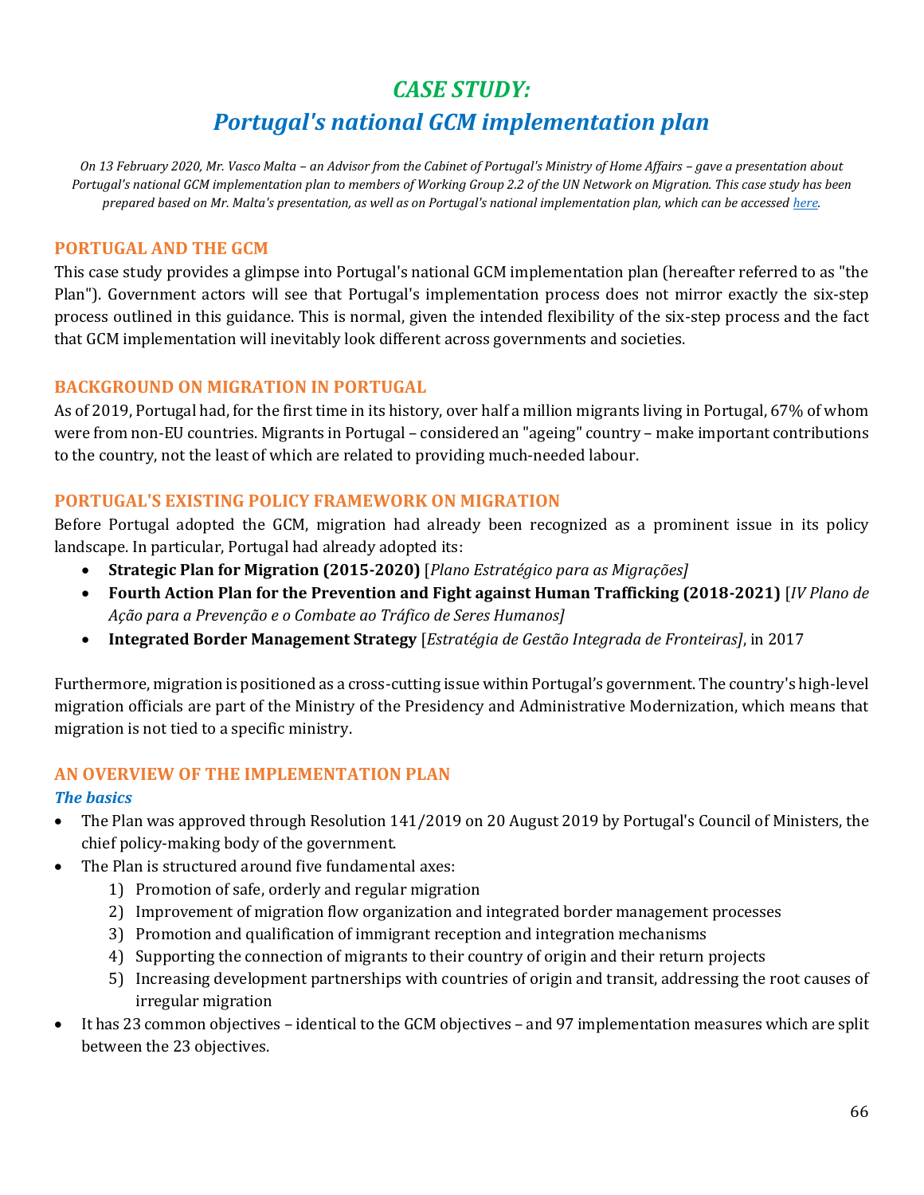# *CASE STUDY:*
# *Portugal's national GCM implementation plan*

*On 13 February 2020, Mr. Vasco Malta – an Advisor from the Cabinet of Portugal's Ministry of Home Affairs – gave a presentation about Portugal's national GCM implementation plan to members of Working Group 2.2 of the UN Network on Migration. This case study has been prepared based on Mr. Malta's presentation, as well as on Portugal's national implementation plan, which can be accessed here.*

## PORTUGAL AND THE GCM

This case study provides a glimpse into Portugal's national GCM implementation plan (hereafter referred to as "the Plan"). Government actors will see that Portugal's implementation process does not mirror exactly the six-step process outlined in this guidance. This is normal, given the intended flexibility of the six-step process and the fact that GCM implementation will inevitably look different across governments and societies.

## BACKGROUND ON MIGRATION IN PORTUGAL

As of 2019, Portugal had, for the first time in its history, over half a million migrants living in Portugal, 67% of whom were from non-EU countries. Migrants in Portugal – considered an "ageing" country – make important contributions to the country, not the least of which are related to providing much-needed labour.

## PORTUGAL'S EXISTING POLICY FRAMEWORK ON MIGRATION

Before Portugal adopted the GCM, migration had already been recognized as a prominent issue in its policy landscape. In particular, Portugal had already adopted its:

- **Strategic Plan for Migration (2015-2020)** [*Plano Estratégico para as Migrações]*
- **Fourth Action Plan for the Prevention and Fight against Human Trafficking (2018-2021)** [*IV Plano de Ação para a Prevenção e o Combate ao Tráfico de Seres Humanos]*
- **Integrated Border Management Strategy** [*Estratégia de Gestão Integrada de Fronteiras]*, in 2017

Furthermore, migration is positioned as a cross-cutting issue within Portugal's government. The country's high-level migration officials are part of the Ministry of the Presidency and Administrative Modernization, which means that migration is not tied to a specific ministry.

## AN OVERVIEW OF THE IMPLEMENTATION PLAN

### *The basics*

- The Plan was approved through Resolution 141/2019 on 20 August 2019 by Portugal's Council of Ministers, the chief policy-making body of the government.
- The Plan is structured around five fundamental axes:
    1) Promotion of safe, orderly and regular migration
    2) Improvement of migration flow organization and integrated border management processes
    3) Promotion and qualification of immigrant reception and integration mechanisms
    4) Supporting the connection of migrants to their country of origin and their return projects
    5) Increasing development partnerships with countries of origin and transit, addressing the root causes of irregular migration
- It has 23 common objectives – identical to the GCM objectives – and 97 implementation measures which are split between the 23 objectives.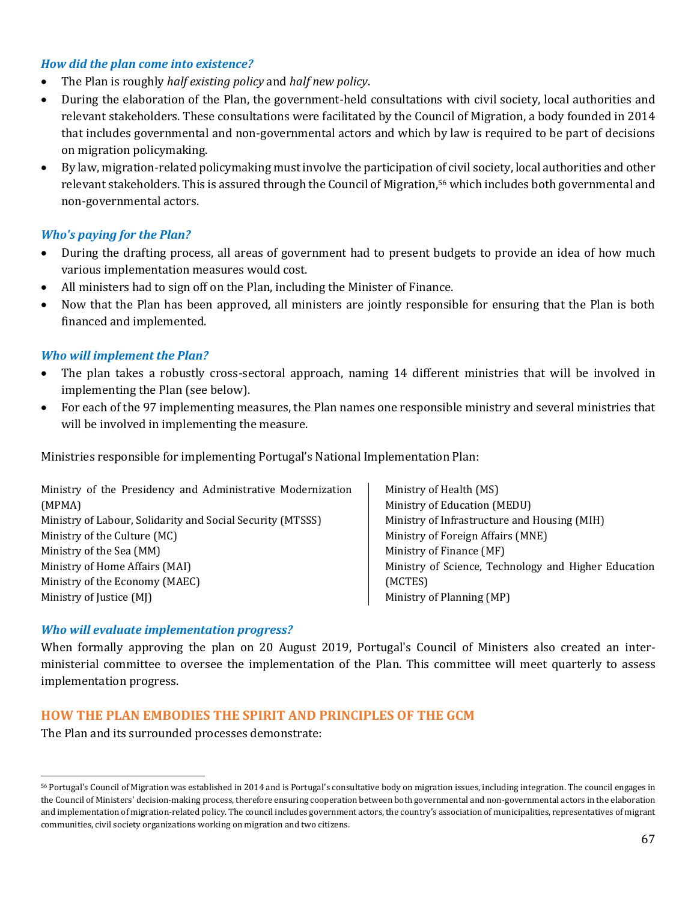### *How did the plan come into existence?*

- The Plan is roughly *half existing policy* and *half new policy*.
- During the elaboration of the Plan, the government-held consultations with civil society, local authorities and relevant stakeholders. These consultations were facilitated by the Council of Migration, a body founded in 2014 that includes governmental and non-governmental actors and which by law is required to be part of decisions on migration policymaking.
- By law, migration-related policymaking must involve the participation of civil society, local authorities and other relevant stakeholders. This is assured through the Council of Migration,[56] which includes both governmental and non-governmental actors.

### *Who's paying for the Plan?*

- During the drafting process, all areas of government had to present budgets to provide an idea of how much various implementation measures would cost.
- All ministers had to sign off on the Plan, including the Minister of Finance.
- Now that the Plan has been approved, all ministers are jointly responsible for ensuring that the Plan is both financed and implemented.

### *Who will implement the Plan?*

- The plan takes a robustly cross-sectoral approach, naming 14 different ministries that will be involved in implementing the Plan (see below).
- For each of the 97 implementing measures, the Plan names one responsible ministry and several ministries that will be involved in implementing the measure.

Ministries responsible for implementing Portugal's National Implementation Plan:

Ministry of the Presidency and Administrative Modernization (MPMA)
Ministry of Labour, Solidarity and Social Security (MTSSS)
Ministry of the Culture (MC)
Ministry of the Sea (MM)
Ministry of Home Affairs (MAI)
Ministry of the Economy (MAEC)
Ministry of Justice (MJ)
Ministry of Health (MS)
Ministry of Education (MEDU)
Ministry of Infrastructure and Housing (MIH)
Ministry of Foreign Affairs (MNE)
Ministry of Finance (MF)
Ministry of Science, Technology and Higher Education (MCTES)
Ministry of Planning (MP)

### *Who will evaluate implementation progress?*

When formally approving the plan on 20 August 2019, Portugal's Council of Ministers also created an inter-ministerial committee to oversee the implementation of the Plan. This committee will meet quarterly to assess implementation progress.

## HOW THE PLAN EMBODIES THE SPIRIT AND PRINCIPLES OF THE GCM

The Plan and its surrounded processes demonstrate:

[56] Portugal's Council of Migration was established in 2014 and is Portugal's consultative body on migration issues, including integration. The council engages in the Council of Ministers' decision-making process, therefore ensuring cooperation between both governmental and non-governmental actors in the elaboration and implementation of migration-related policy. The council includes government actors, the country's association of municipalities, representatives of migrant communities, civil society organizations working on migration and two citizens.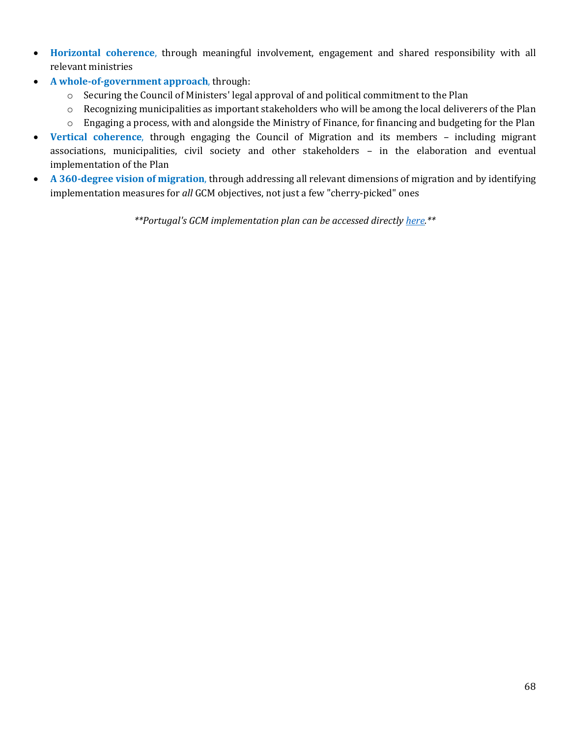- **Horizontal coherence**, through meaningful involvement, engagement and shared responsibility with all relevant ministries
- **A whole-of-government approach**, through:
  - Securing the Council of Ministers' legal approval of and political commitment to the Plan
  - Recognizing municipalities as important stakeholders who will be among the local deliverers of the Plan
  - Engaging a process, with and alongside the Ministry of Finance, for financing and budgeting for the Plan
- **Vertical coherence**, through engaging the Council of Migration and its members – including migrant associations, municipalities, civil society and other stakeholders – in the elaboration and eventual implementation of the Plan
- **A 360-degree vision of migration**, through addressing all relevant dimensions of migration and by identifying implementation measures for *all* GCM objectives, not just a few "cherry-picked" ones

***Portugal's GCM implementation plan can be accessed directly [here](#).***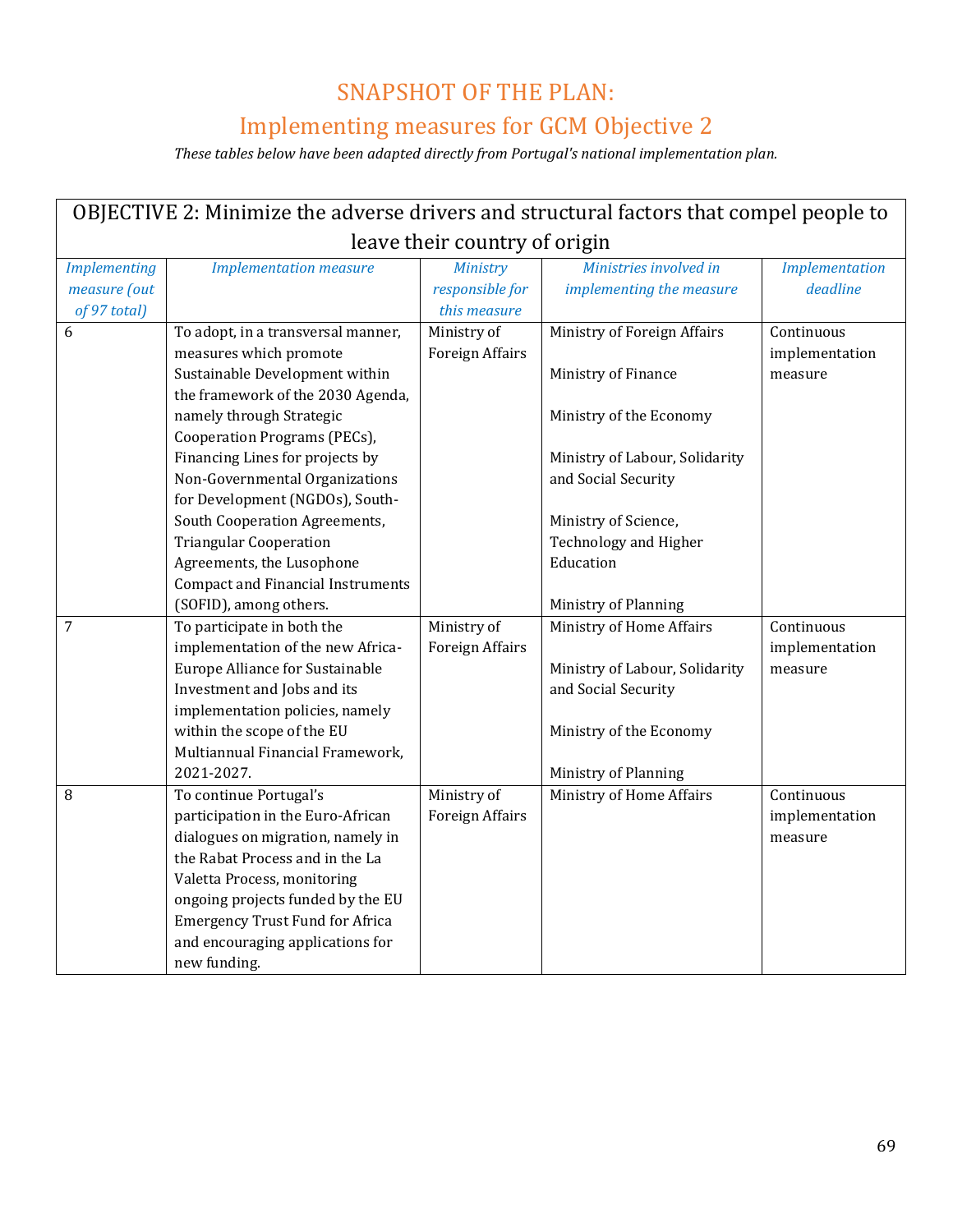# SNAPSHOT OF THE PLAN:

## Implementing measures for GCM Objective 2

*These tables below have been adapted directly from Portugal's national implementation plan.*

| OBJECTIVE 2: Minimize the adverse drivers and structural factors that compel people to leave their country of origin | | | | |
|---|---|---|---|---|
| *Implementing measure (out of 97 total)* | *Implementation measure* | *Ministry responsible for this measure* | *Ministries involved in implementing the measure* | *Implementation deadline* |
| 6 | To adopt, in a transversal manner, measures which promote Sustainable Development within the framework of the 2030 Agenda, namely through Strategic Cooperation Programs (PECs), Financing Lines for projects by Non-Governmental Organizations for Development (NGDOs), South-South Cooperation Agreements, Triangular Cooperation Agreements, the Lusophone Compact and Financial Instruments (SOFID), among others. | Ministry of Foreign Affairs | Ministry of Foreign Affairs<br><br>Ministry of Finance<br><br>Ministry of the Economy<br><br>Ministry of Labour, Solidarity and Social Security<br><br>Ministry of Science, Technology and Higher Education<br><br>Ministry of Planning | Continuous implementation measure |
| 7 | To participate in both the implementation of the new Africa-Europe Alliance for Sustainable Investment and Jobs and its implementation policies, namely within the scope of the EU Multiannual Financial Framework, 2021-2027. | Ministry of Foreign Affairs | Ministry of Home Affairs<br><br>Ministry of Labour, Solidarity and Social Security<br><br>Ministry of the Economy<br><br>Ministry of Planning | Continuous implementation measure |
| 8 | To continue Portugal's participation in the Euro-African dialogues on migration, namely in the Rabat Process and in the La Valetta Process, monitoring ongoing projects funded by the EU Emergency Trust Fund for Africa and encouraging applications for new funding. | Ministry of Foreign Affairs | Ministry of Home Affairs | Continuous implementation measure |